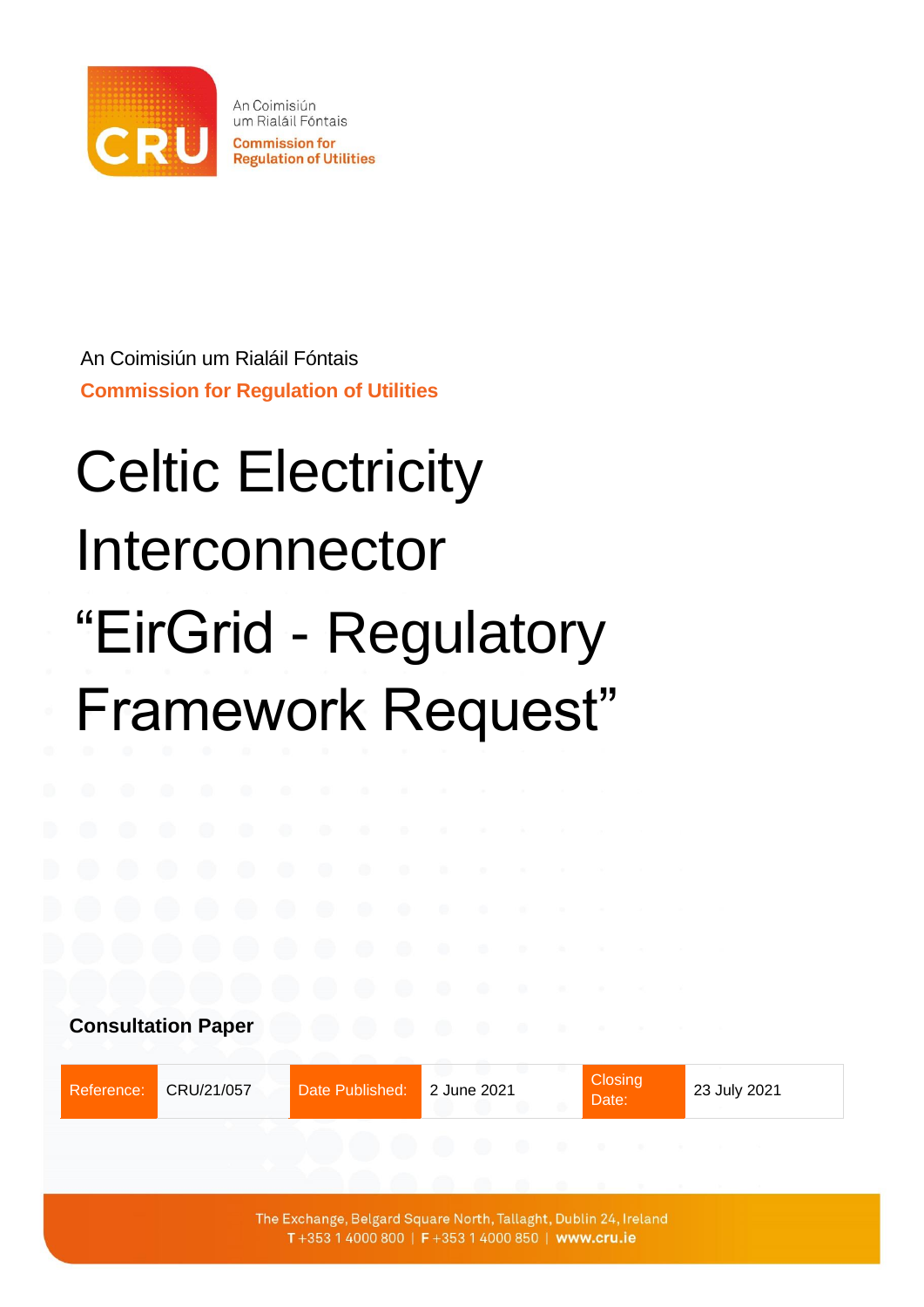An Coimisiún um Rialáil Fóntais

**Commission for Regulation of Utilities**

# Celtic Electricity Interconnector "EirGrid - Regulatory Framework Request"

**Consultation Paper**

| Reference: | CRU/21/057 | Date Published: | 2 June 2021 | Closing Date: | 23 July 2021 |
|---|---|---|---|---|---|

The Exchange, Belgard Square North, Tallaght, Dublin 24, Ireland
T +353 1 4000 800 | F +353 1 4000 850 | www.cru.ie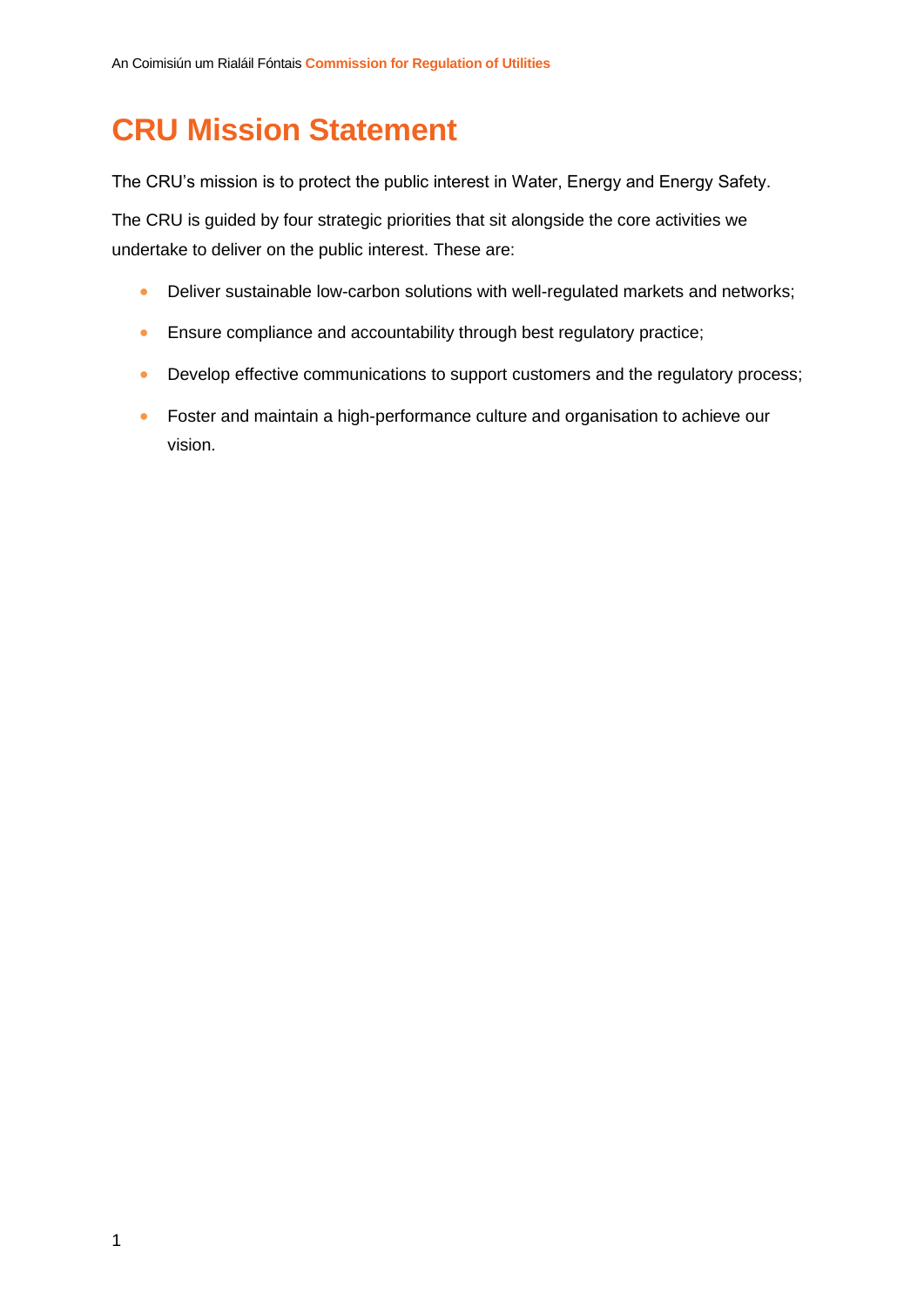# CRU Mission Statement

The CRU's mission is to protect the public interest in Water, Energy and Energy Safety.

The CRU is guided by four strategic priorities that sit alongside the core activities we undertake to deliver on the public interest. These are:

- Deliver sustainable low-carbon solutions with well-regulated markets and networks;
- Ensure compliance and accountability through best regulatory practice;
- Develop effective communications to support customers and the regulatory process;
- Foster and maintain a high-performance culture and organisation to achieve our vision.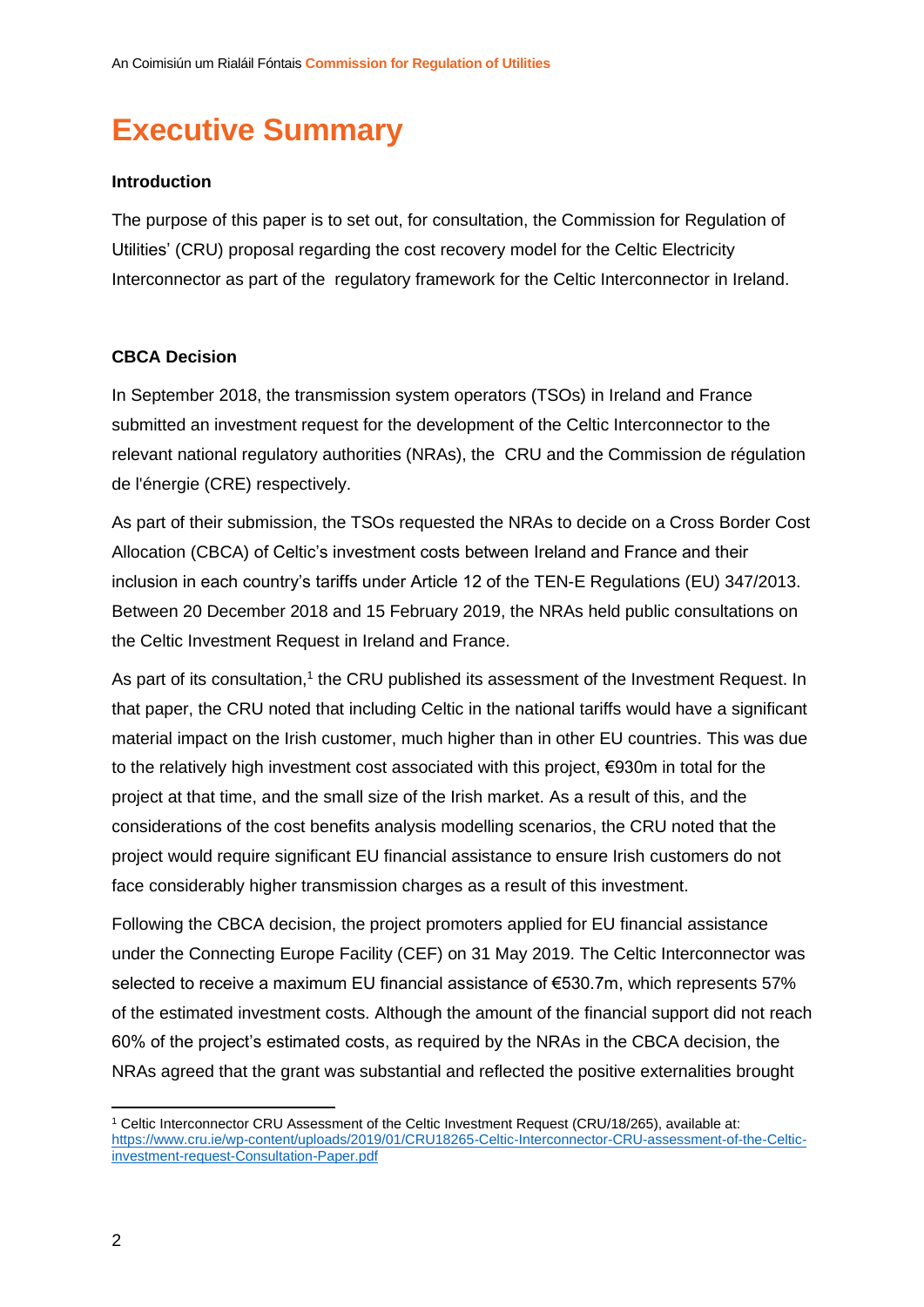# Executive Summary

**Introduction**

The purpose of this paper is to set out, for consultation, the Commission for Regulation of Utilities' (CRU) proposal regarding the cost recovery model for the Celtic Electricity Interconnector as part of the regulatory framework for the Celtic Interconnector in Ireland.

**CBCA Decision**

In September 2018, the transmission system operators (TSOs) in Ireland and France submitted an investment request for the development of the Celtic Interconnector to the relevant national regulatory authorities (NRAs), the CRU and the Commission de régulation de l'énergie (CRE) respectively.

As part of their submission, the TSOs requested the NRAs to decide on a Cross Border Cost Allocation (CBCA) of Celtic's investment costs between Ireland and France and their inclusion in each country's tariffs under Article 12 of the TEN-E Regulations (EU) 347/2013. Between 20 December 2018 and 15 February 2019, the NRAs held public consultations on the Celtic Investment Request in Ireland and France.

As part of its consultation,[1] the CRU published its assessment of the Investment Request. In that paper, the CRU noted that including Celtic in the national tariffs would have a significant material impact on the Irish customer, much higher than in other EU countries. This was due to the relatively high investment cost associated with this project, €930m in total for the project at that time, and the small size of the Irish market. As a result of this, and the considerations of the cost benefits analysis modelling scenarios, the CRU noted that the project would require significant EU financial assistance to ensure Irish customers do not face considerably higher transmission charges as a result of this investment.

Following the CBCA decision, the project promoters applied for EU financial assistance under the Connecting Europe Facility (CEF) on 31 May 2019. The Celtic Interconnector was selected to receive a maximum EU financial assistance of €530.7m, which represents 57% of the estimated investment costs. Although the amount of the financial support did not reach 60% of the project's estimated costs, as required by the NRAs in the CBCA decision, the NRAs agreed that the grant was substantial and reflected the positive externalities brought

[1] Celtic Interconnector CRU Assessment of the Celtic Investment Request (CRU/18/265), available at: https://www.cru.ie/wp-content/uploads/2019/01/CRU18265-Celtic-Interconnector-CRU-assessment-of-the-Celtic-investment-request-Consultation-Paper.pdf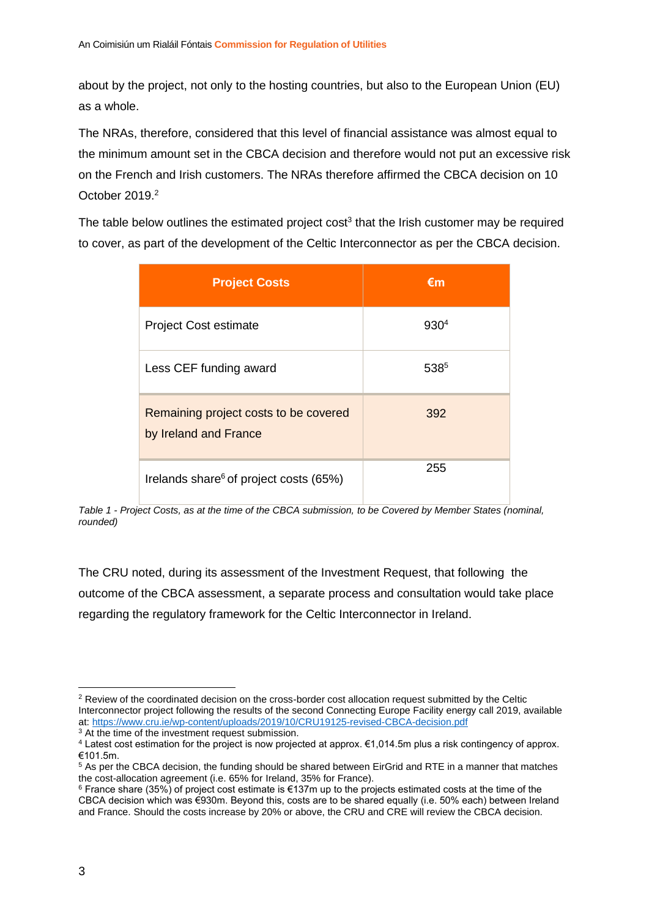about by the project, not only to the hosting countries, but also to the European Union (EU) as a whole.

The NRAs, therefore, considered that this level of financial assistance was almost equal to the minimum amount set in the CBCA decision and therefore would not put an excessive risk on the French and Irish customers. The NRAs therefore affirmed the CBCA decision on 10 October 2019.[2]

The table below outlines the estimated project cost[3] that the Irish customer may be required to cover, as part of the development of the Celtic Interconnector as per the CBCA decision.

| Project Costs | €m |
|---|---|
| Project Cost estimate | 930[4] |
| Less CEF funding award | 538[5] |
| Remaining project costs to be covered by Ireland and France | 392 |
| Irelands share[6] of project costs (65%) | 255 |

*Table 1 - Project Costs, as at the time of the CBCA submission, to be Covered by Member States (nominal, rounded)*

The CRU noted, during its assessment of the Investment Request, that following the outcome of the CBCA assessment, a separate process and consultation would take place regarding the regulatory framework for the Celtic Interconnector in Ireland.

---

[2] Review of the coordinated decision on the cross-border cost allocation request submitted by the Celtic Interconnector project following the results of the second Connecting Europe Facility energy call 2019, available at: https://www.cru.ie/wp-content/uploads/2019/10/CRU19125-revised-CBCA-decision.pdf

[3] At the time of the investment request submission.

[4] Latest cost estimation for the project is now projected at approx. €1,014.5m plus a risk contingency of approx. €101.5m.

[5] As per the CBCA decision, the funding should be shared between EirGrid and RTE in a manner that matches the cost-allocation agreement (i.e. 65% for Ireland, 35% for France).

[6] France share (35%) of project cost estimate is €137m up to the projects estimated costs at the time of the CBCA decision which was €930m. Beyond this, costs are to be shared equally (i.e. 50% each) between Ireland and France. Should the costs increase by 20% or above, the CRU and CRE will review the CBCA decision.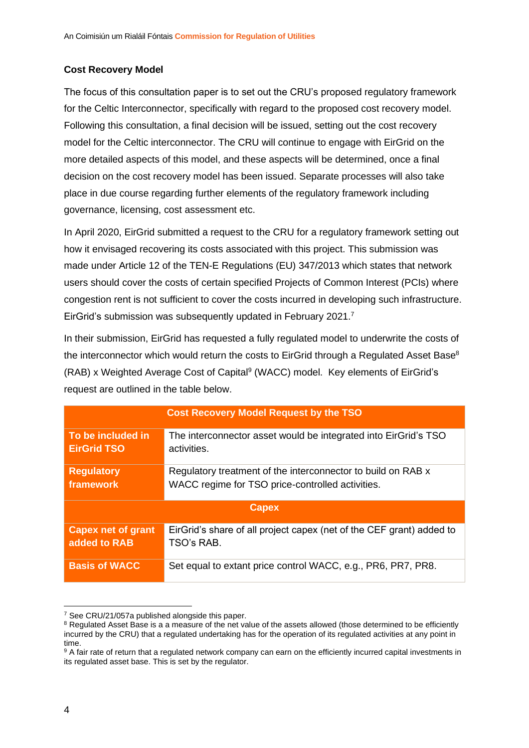**Cost Recovery Model**

The focus of this consultation paper is to set out the CRU's proposed regulatory framework for the Celtic Interconnector, specifically with regard to the proposed cost recovery model. Following this consultation, a final decision will be issued, setting out the cost recovery model for the Celtic interconnector. The CRU will continue to engage with EirGrid on the more detailed aspects of this model, and these aspects will be determined, once a final decision on the cost recovery model has been issued. Separate processes will also take place in due course regarding further elements of the regulatory framework including governance, licensing, cost assessment etc.

In April 2020, EirGrid submitted a request to the CRU for a regulatory framework setting out how it envisaged recovering its costs associated with this project. This submission was made under Article 12 of the TEN-E Regulations (EU) 347/2013 which states that network users should cover the costs of certain specified Projects of Common Interest (PCIs) where congestion rent is not sufficient to cover the costs incurred in developing such infrastructure. EirGrid's submission was subsequently updated in February 2021.[7]

In their submission, EirGrid has requested a fully regulated model to underwrite the costs of the interconnector which would return the costs to EirGrid through a Regulated Asset Base[8] (RAB) x Weighted Average Cost of Capital[9] (WACC) model. Key elements of EirGrid's request are outlined in the table below.

| Cost Recovery Model Request by the TSO | |
|---|---|
| **To be included in EirGrid TSO** | The interconnector asset would be integrated into EirGrid's TSO activities. |
| **Regulatory framework** | Regulatory treatment of the interconnector to build on RAB x WACC regime for TSO price-controlled activities. |
| **Capex** | |
| **Capex net of grant added to RAB** | EirGrid's share of all project capex (net of the CEF grant) added to TSO's RAB. |
| **Basis of WACC** | Set equal to extant price control WACC, e.g., PR6, PR7, PR8. |

[7] See CRU/21/057a published alongside this paper.

[8] Regulated Asset Base is a a measure of the net value of the assets allowed (those determined to be efficiently incurred by the CRU) that a regulated undertaking has for the operation of its regulated activities at any point in time.

[9] A fair rate of return that a regulated network company can earn on the efficiently incurred capital investments in its regulated asset base. This is set by the regulator.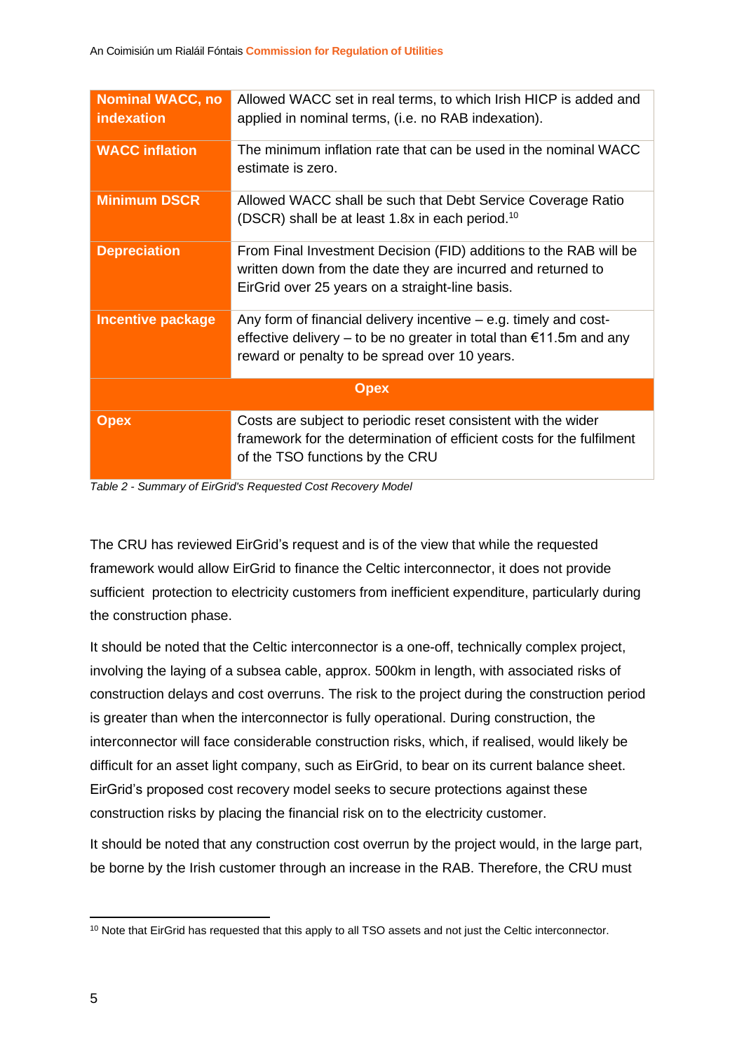| | |
|---|---|
| **Nominal WACC, no indexation** | Allowed WACC set in real terms, to which Irish HICP is added and applied in nominal terms, (i.e. no RAB indexation). |
| **WACC inflation** | The minimum inflation rate that can be used in the nominal WACC estimate is zero. |
| **Minimum DSCR** | Allowed WACC shall be such that Debt Service Coverage Ratio (DSCR) shall be at least 1.8x in each period.[10] |
| **Depreciation** | From Final Investment Decision (FID) additions to the RAB will be written down from the date they are incurred and returned to EirGrid over 25 years on a straight-line basis. |
| **Incentive package** | Any form of financial delivery incentive – e.g. timely and cost-effective delivery – to be no greater in total than €11.5m and any reward or penalty to be spread over 10 years. |
| **Opex** | |
| **Opex** | Costs are subject to periodic reset consistent with the wider framework for the determination of efficient costs for the fulfilment of the TSO functions by the CRU |

*Table 2 - Summary of EirGrid's Requested Cost Recovery Model*

The CRU has reviewed EirGrid's request and is of the view that while the requested framework would allow EirGrid to finance the Celtic interconnector, it does not provide sufficient protection to electricity customers from inefficient expenditure, particularly during the construction phase.

It should be noted that the Celtic interconnector is a one-off, technically complex project, involving the laying of a subsea cable, approx. 500km in length, with associated risks of construction delays and cost overruns. The risk to the project during the construction period is greater than when the interconnector is fully operational. During construction, the interconnector will face considerable construction risks, which, if realised, would likely be difficult for an asset light company, such as EirGrid, to bear on its current balance sheet. EirGrid's proposed cost recovery model seeks to secure protections against these construction risks by placing the financial risk on to the electricity customer.

It should be noted that any construction cost overrun by the project would, in the large part, be borne by the Irish customer through an increase in the RAB. Therefore, the CRU must

[10] Note that EirGrid has requested that this apply to all TSO assets and not just the Celtic interconnector.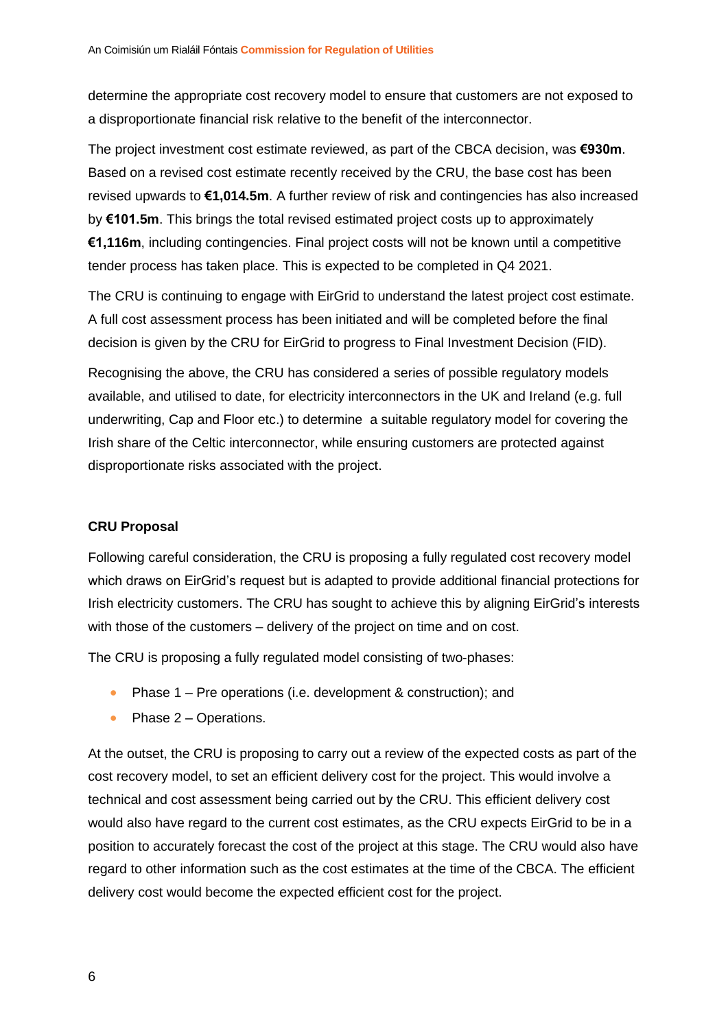determine the appropriate cost recovery model to ensure that customers are not exposed to a disproportionate financial risk relative to the benefit of the interconnector.

The project investment cost estimate reviewed, as part of the CBCA decision, was **€930m**. Based on a revised cost estimate recently received by the CRU, the base cost has been revised upwards to **€1,014.5m**. A further review of risk and contingencies has also increased by **€101.5m**. This brings the total revised estimated project costs up to approximately **€1,116m**, including contingencies. Final project costs will not be known until a competitive tender process has taken place. This is expected to be completed in Q4 2021.

The CRU is continuing to engage with EirGrid to understand the latest project cost estimate. A full cost assessment process has been initiated and will be completed before the final decision is given by the CRU for EirGrid to progress to Final Investment Decision (FID).

Recognising the above, the CRU has considered a series of possible regulatory models available, and utilised to date, for electricity interconnectors in the UK and Ireland (e.g. full underwriting, Cap and Floor etc.) to determine a suitable regulatory model for covering the Irish share of the Celtic interconnector, while ensuring customers are protected against disproportionate risks associated with the project.

### CRU Proposal

Following careful consideration, the CRU is proposing a fully regulated cost recovery model which draws on EirGrid's request but is adapted to provide additional financial protections for Irish electricity customers. The CRU has sought to achieve this by aligning EirGrid's interests with those of the customers – delivery of the project on time and on cost.

The CRU is proposing a fully regulated model consisting of two-phases:

- Phase 1 – Pre operations (i.e. development & construction); and
- Phase 2 – Operations.

At the outset, the CRU is proposing to carry out a review of the expected costs as part of the cost recovery model, to set an efficient delivery cost for the project. This would involve a technical and cost assessment being carried out by the CRU. This efficient delivery cost would also have regard to the current cost estimates, as the CRU expects EirGrid to be in a position to accurately forecast the cost of the project at this stage. The CRU would also have regard to other information such as the cost estimates at the time of the CBCA. The efficient delivery cost would become the expected efficient cost for the project.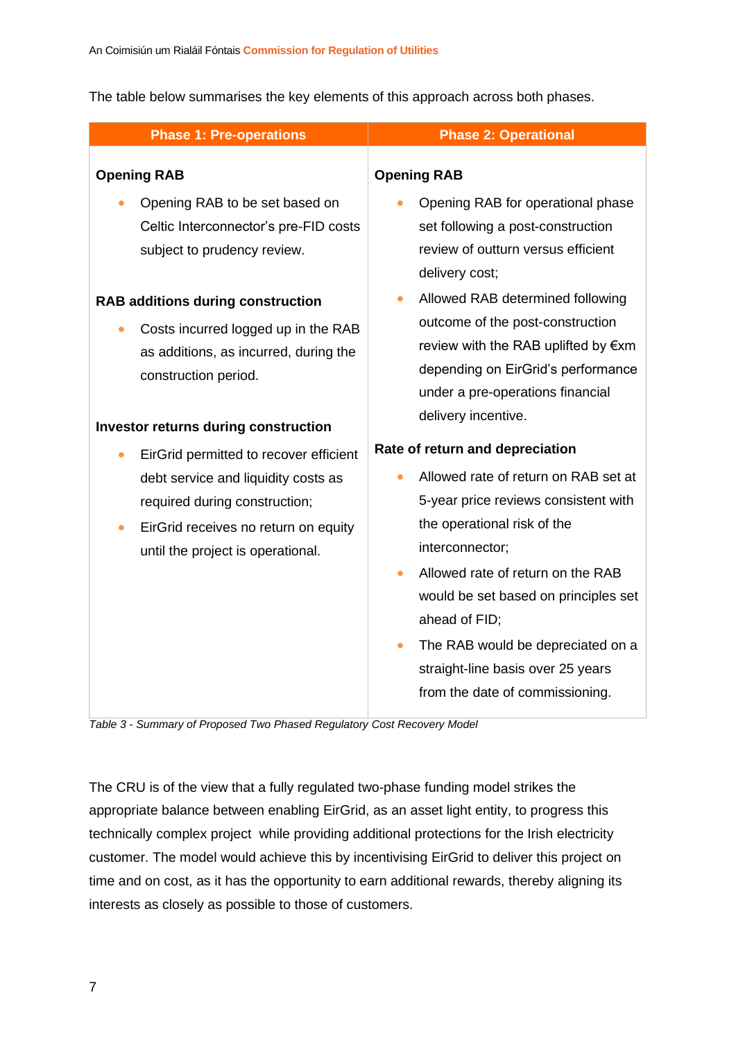The table below summarises the key elements of this approach across both phases.

| Phase 1: Pre-operations | Phase 2: Operational |
| --- | --- |
| **Opening RAB**<br>• Opening RAB to be set based on Celtic Interconnector's pre-FID costs subject to prudency review.<br><br>**RAB additions during construction**<br>• Costs incurred logged up in the RAB as additions, as incurred, during the construction period.<br><br>**Investor returns during construction**<br>• EirGrid permitted to recover efficient debt service and liquidity costs as required during construction;<br>• EirGrid receives no return on equity until the project is operational. | **Opening RAB**<br>• Opening RAB for operational phase set following a post-construction review of outturn versus efficient delivery cost;<br>• Allowed RAB determined following outcome of the post-construction review with the RAB uplifted by €xm depending on EirGrid's performance under a pre-operations financial delivery incentive.<br><br>**Rate of return and depreciation**<br>• Allowed rate of return on RAB set at 5-year price reviews consistent with the operational risk of the interconnector;<br>• Allowed rate of return on the RAB would be set based on principles set ahead of FID;<br>• The RAB would be depreciated on a straight-line basis over 25 years from the date of commissioning. |

*Table 3 - Summary of Proposed Two Phased Regulatory Cost Recovery Model*

The CRU is of the view that a fully regulated two-phase funding model strikes the appropriate balance between enabling EirGrid, as an asset light entity, to progress this technically complex project while providing additional protections for the Irish electricity customer. The model would achieve this by incentivising EirGrid to deliver this project on time and on cost, as it has the opportunity to earn additional rewards, thereby aligning its interests as closely as possible to those of customers.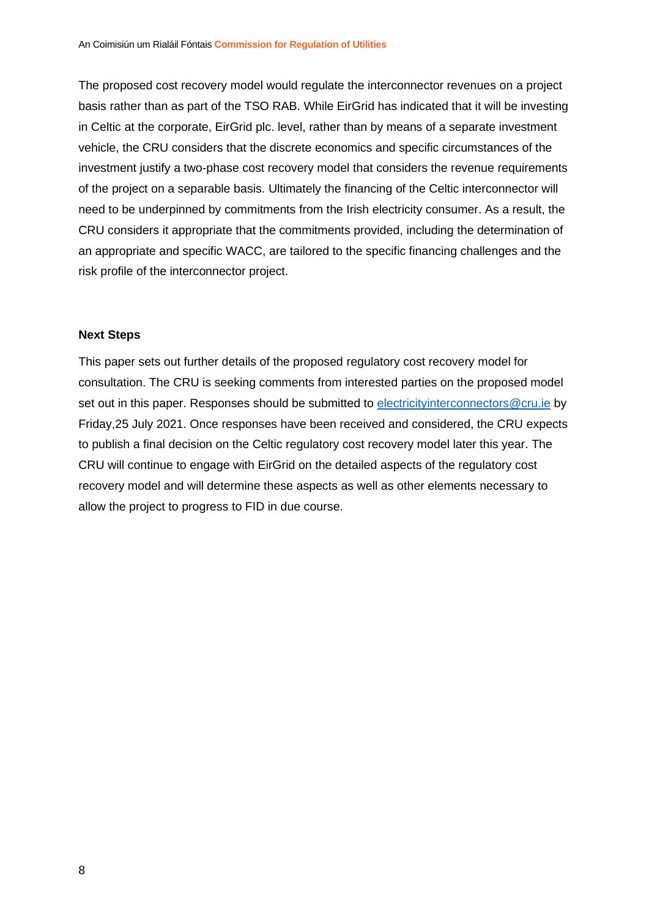The proposed cost recovery model would regulate the interconnector revenues on a project basis rather than as part of the TSO RAB. While EirGrid has indicated that it will be investing in Celtic at the corporate, EirGrid plc. level, rather than by means of a separate investment vehicle, the CRU considers that the discrete economics and specific circumstances of the investment justify a two-phase cost recovery model that considers the revenue requirements of the project on a separable basis. Ultimately the financing of the Celtic interconnector will need to be underpinned by commitments from the Irish electricity consumer. As a result, the CRU considers it appropriate that the commitments provided, including the determination of an appropriate and specific WACC, are tailored to the specific financing challenges and the risk profile of the interconnector project.

**Next Steps**

This paper sets out further details of the proposed regulatory cost recovery model for consultation. The CRU is seeking comments from interested parties on the proposed model set out in this paper. Responses should be submitted to electricityinterconnectors@cru.ie by Friday,25 July 2021. Once responses have been received and considered, the CRU expects to publish a final decision on the Celtic regulatory cost recovery model later this year. The CRU will continue to engage with EirGrid on the detailed aspects of the regulatory cost recovery model and will determine these aspects as well as other elements necessary to allow the project to progress to FID in due course.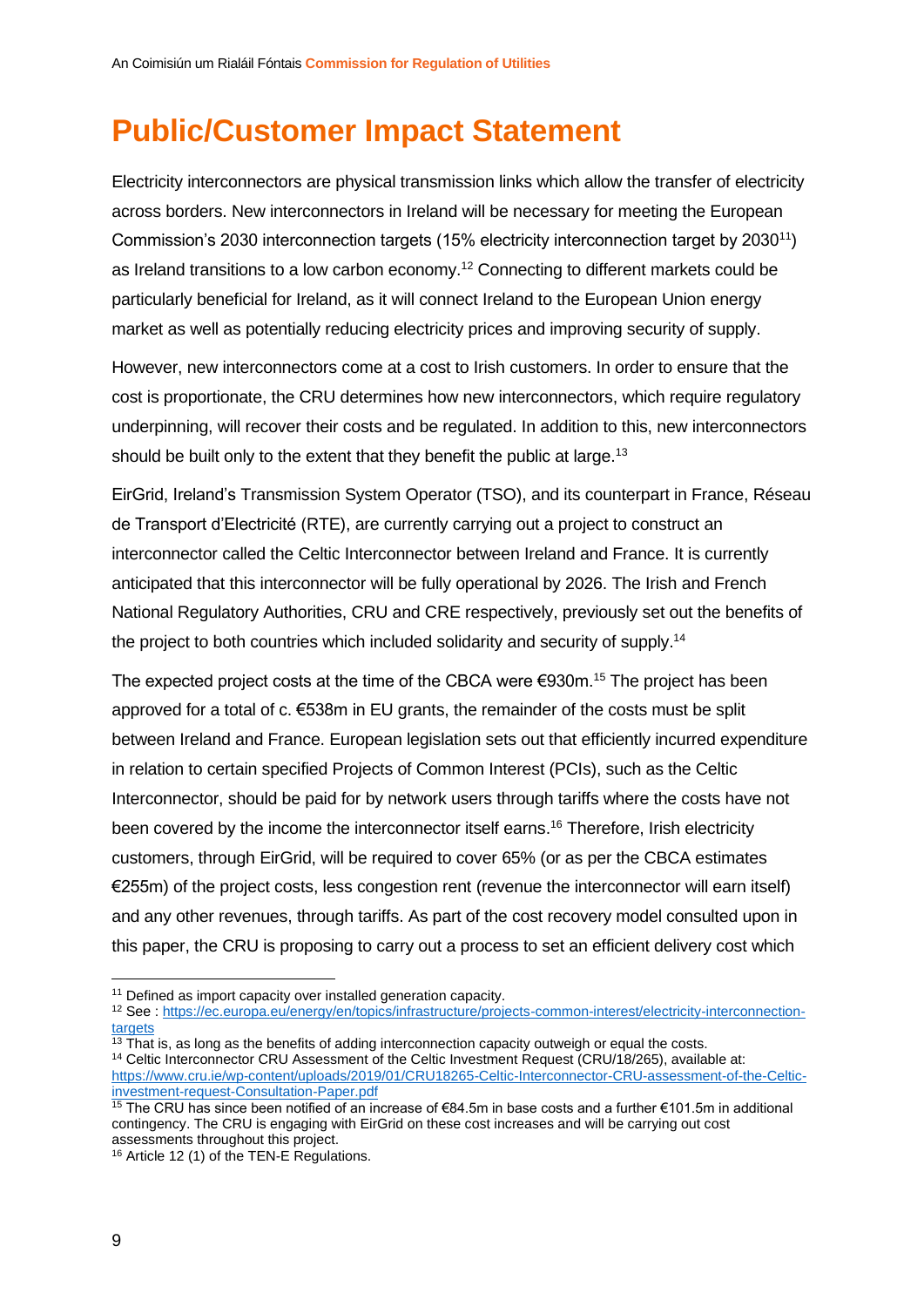# Public/Customer Impact Statement

Electricity interconnectors are physical transmission links which allow the transfer of electricity across borders. New interconnectors in Ireland will be necessary for meeting the European Commission's 2030 interconnection targets (15% electricity interconnection target by 2030[11]) as Ireland transitions to a low carbon economy.[12] Connecting to different markets could be particularly beneficial for Ireland, as it will connect Ireland to the European Union energy market as well as potentially reducing electricity prices and improving security of supply.

However, new interconnectors come at a cost to Irish customers. In order to ensure that the cost is proportionate, the CRU determines how new interconnectors, which require regulatory underpinning, will recover their costs and be regulated. In addition to this, new interconnectors should be built only to the extent that they benefit the public at large.[13]

EirGrid, Ireland's Transmission System Operator (TSO), and its counterpart in France, Réseau de Transport d'Electricité (RTE), are currently carrying out a project to construct an interconnector called the Celtic Interconnector between Ireland and France. It is currently anticipated that this interconnector will be fully operational by 2026. The Irish and French National Regulatory Authorities, CRU and CRE respectively, previously set out the benefits of the project to both countries which included solidarity and security of supply.[14]

The expected project costs at the time of the CBCA were €930m.[15] The project has been approved for a total of c. €538m in EU grants, the remainder of the costs must be split between Ireland and France. European legislation sets out that efficiently incurred expenditure in relation to certain specified Projects of Common Interest (PCIs), such as the Celtic Interconnector, should be paid for by network users through tariffs where the costs have not been covered by the income the interconnector itself earns.[16] Therefore, Irish electricity customers, through EirGrid, will be required to cover 65% (or as per the CBCA estimates €255m) of the project costs, less congestion rent (revenue the interconnector will earn itself) and any other revenues, through tariffs. As part of the cost recovery model consulted upon in this paper, the CRU is proposing to carry out a process to set an efficient delivery cost which

---

[11] Defined as import capacity over installed generation capacity.

[12] See : https://ec.europa.eu/energy/en/topics/infrastructure/projects-common-interest/electricity-interconnection-targets

[13] That is, as long as the benefits of adding interconnection capacity outweigh or equal the costs.

[14] Celtic Interconnector CRU Assessment of the Celtic Investment Request (CRU/18/265), available at: https://www.cru.ie/wp-content/uploads/2019/01/CRU18265-Celtic-Interconnector-CRU-assessment-of-the-Celtic-investment-request-Consultation-Paper.pdf

[15] The CRU has since been notified of an increase of €84.5m in base costs and a further €101.5m in additional contingency. The CRU is engaging with EirGrid on these cost increases and will be carrying out cost assessments throughout this project.

[16] Article 12 (1) of the TEN-E Regulations.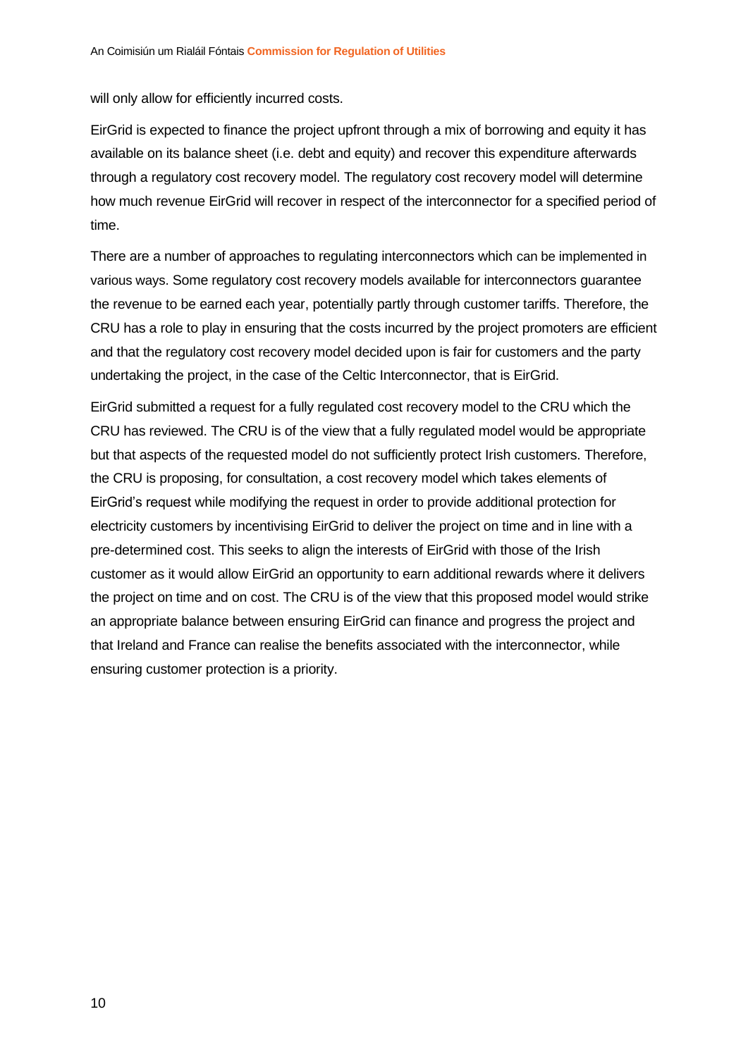will only allow for efficiently incurred costs.

EirGrid is expected to finance the project upfront through a mix of borrowing and equity it has available on its balance sheet (i.e. debt and equity) and recover this expenditure afterwards through a regulatory cost recovery model. The regulatory cost recovery model will determine how much revenue EirGrid will recover in respect of the interconnector for a specified period of time.

There are a number of approaches to regulating interconnectors which can be implemented in various ways. Some regulatory cost recovery models available for interconnectors guarantee the revenue to be earned each year, potentially partly through customer tariffs. Therefore, the CRU has a role to play in ensuring that the costs incurred by the project promoters are efficient and that the regulatory cost recovery model decided upon is fair for customers and the party undertaking the project, in the case of the Celtic Interconnector, that is EirGrid.

EirGrid submitted a request for a fully regulated cost recovery model to the CRU which the CRU has reviewed. The CRU is of the view that a fully regulated model would be appropriate but that aspects of the requested model do not sufficiently protect Irish customers. Therefore, the CRU is proposing, for consultation, a cost recovery model which takes elements of EirGrid's request while modifying the request in order to provide additional protection for electricity customers by incentivising EirGrid to deliver the project on time and in line with a pre-determined cost. This seeks to align the interests of EirGrid with those of the Irish customer as it would allow EirGrid an opportunity to earn additional rewards where it delivers the project on time and on cost. The CRU is of the view that this proposed model would strike an appropriate balance between ensuring EirGrid can finance and progress the project and that Ireland and France can realise the benefits associated with the interconnector, while ensuring customer protection is a priority.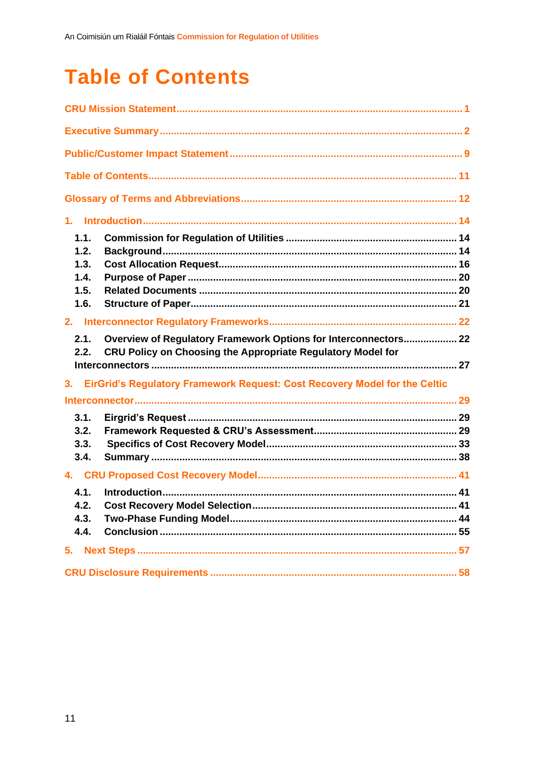# Table of Contents

CRU Mission Statement ..... 1

Executive Summary ..... 2

Public/Customer Impact Statement ..... 9

Table of Contents ..... 11

Glossary of Terms and Abbreviations ..... 12

1. Introduction ..... 14
   - 1.1. Commission for Regulation of Utilities ..... 14
   - 1.2. Background ..... 14
   - 1.3. Cost Allocation Request ..... 16
   - 1.4. Purpose of Paper ..... 20
   - 1.5. Related Documents ..... 20
   - 1.6. Structure of Paper ..... 21
2. Interconnector Regulatory Frameworks ..... 22
   - 2.1. Overview of Regulatory Framework Options for Interconnectors ..... 22
   - 2.2. CRU Policy on Choosing the Appropriate Regulatory Model for Interconnectors ..... 27
3. EirGrid's Regulatory Framework Request: Cost Recovery Model for the Celtic Interconnector ..... 29
   - 3.1. Eirgrid's Request ..... 29
   - 3.2. Framework Requested & CRU's Assessment ..... 29
   - 3.3. Specifics of Cost Recovery Model ..... 33
   - 3.4. Summary ..... 38
4. CRU Proposed Cost Recovery Model ..... 41
   - 4.1. Introduction ..... 41
   - 4.2. Cost Recovery Model Selection ..... 41
   - 4.3. Two-Phase Funding Model ..... 44
   - 4.4. Conclusion ..... 55
5. Next Steps ..... 57

CRU Disclosure Requirements ..... 58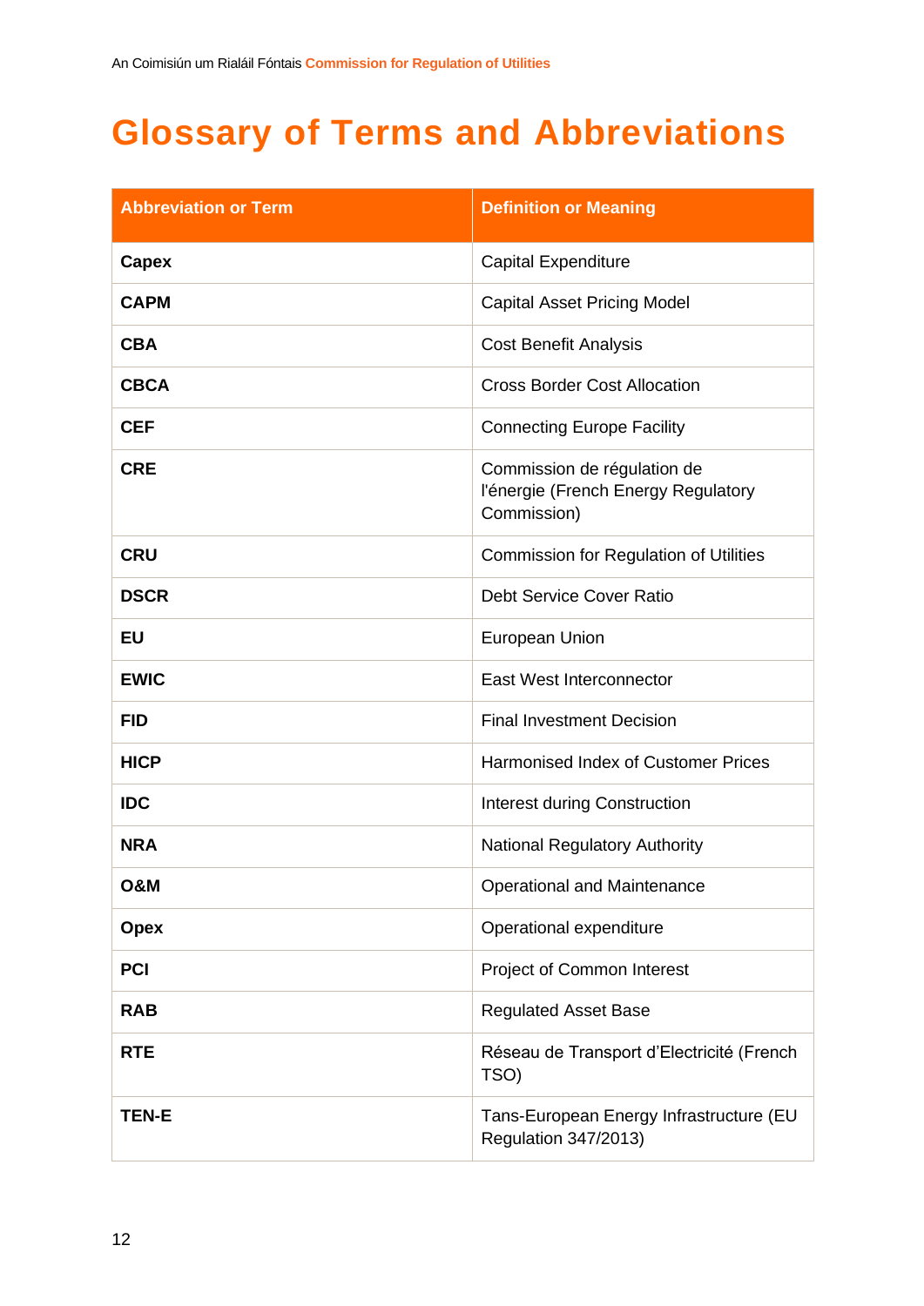# Glossary of Terms and Abbreviations

| Abbreviation or Term | Definition or Meaning |
| --- | --- |
| **Capex** | Capital Expenditure |
| **CAPM** | Capital Asset Pricing Model |
| **CBA** | Cost Benefit Analysis |
| **CBCA** | Cross Border Cost Allocation |
| **CEF** | Connecting Europe Facility |
| **CRE** | Commission de régulation de l'énergie (French Energy Regulatory Commission) |
| **CRU** | Commission for Regulation of Utilities |
| **DSCR** | Debt Service Cover Ratio |
| **EU** | European Union |
| **EWIC** | East West Interconnector |
| **FID** | Final Investment Decision |
| **HICP** | Harmonised Index of Customer Prices |
| **IDC** | Interest during Construction |
| **NRA** | National Regulatory Authority |
| **O&M** | Operational and Maintenance |
| **Opex** | Operational expenditure |
| **PCI** | Project of Common Interest |
| **RAB** | Regulated Asset Base |
| **RTE** | Réseau de Transport d'Electricité (French TSO) |
| **TEN-E** | Tans-European Energy Infrastructure (EU Regulation 347/2013) |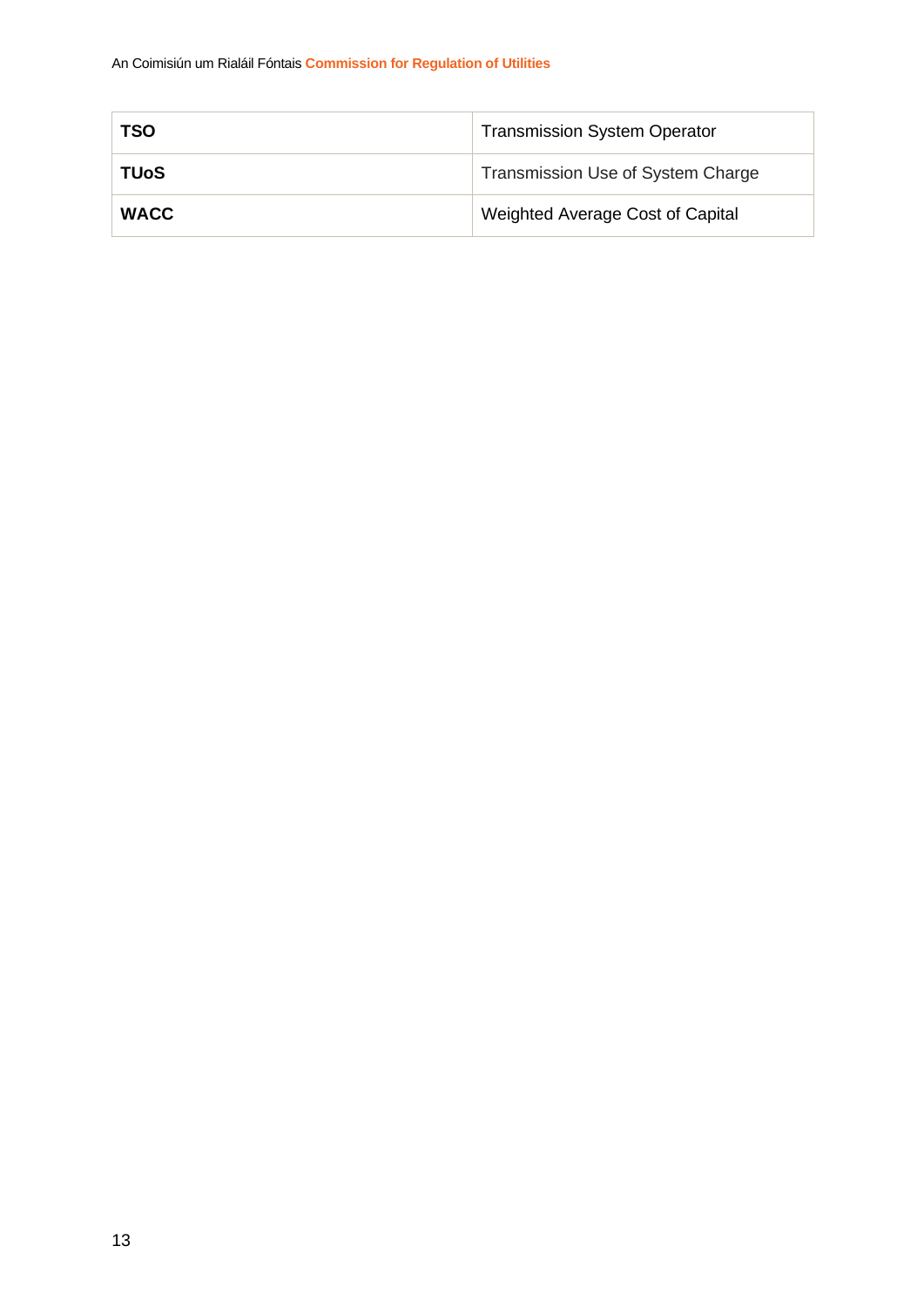| | |
|---|---|
| **TSO** | Transmission System Operator |
| **TUoS** | Transmission Use of System Charge |
| **WACC** | Weighted Average Cost of Capital |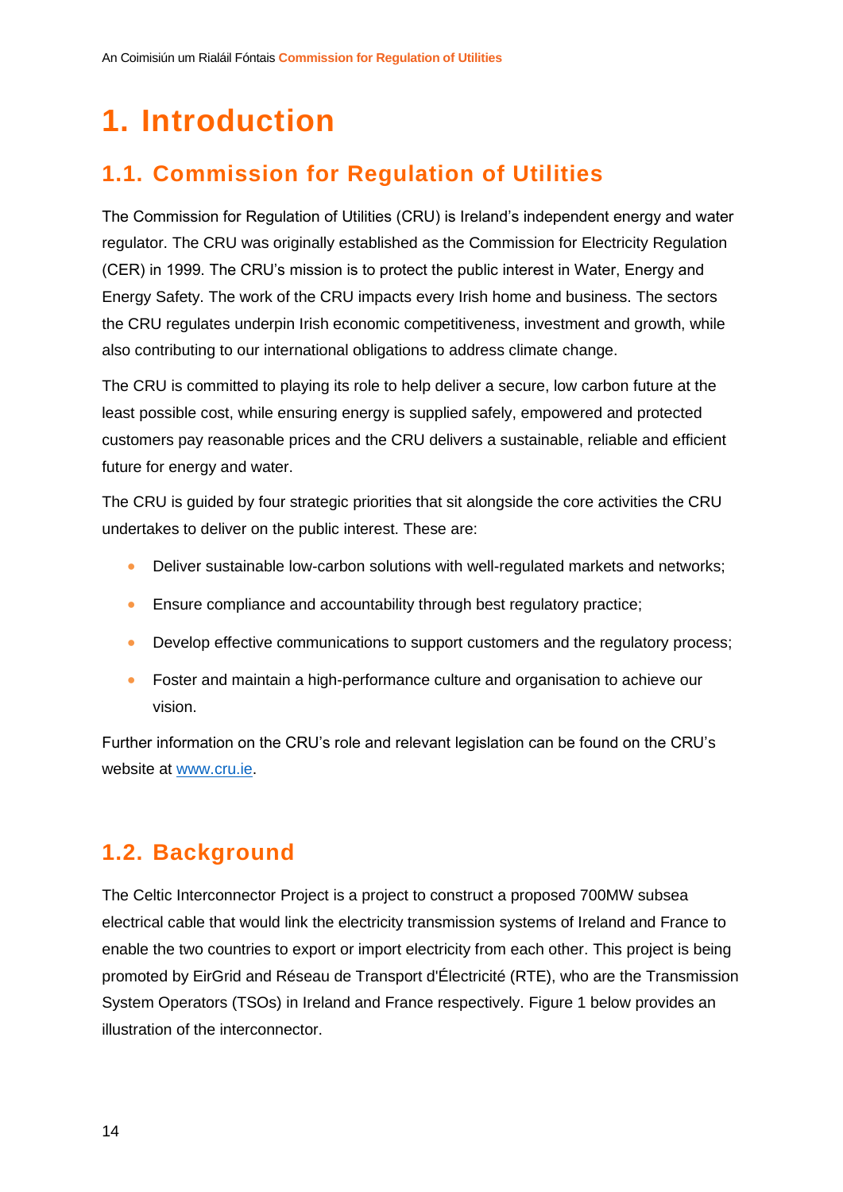# 1. Introduction

## 1.1. Commission for Regulation of Utilities

The Commission for Regulation of Utilities (CRU) is Ireland's independent energy and water regulator. The CRU was originally established as the Commission for Electricity Regulation (CER) in 1999. The CRU's mission is to protect the public interest in Water, Energy and Energy Safety. The work of the CRU impacts every Irish home and business. The sectors the CRU regulates underpin Irish economic competitiveness, investment and growth, while also contributing to our international obligations to address climate change.

The CRU is committed to playing its role to help deliver a secure, low carbon future at the least possible cost, while ensuring energy is supplied safely, empowered and protected customers pay reasonable prices and the CRU delivers a sustainable, reliable and efficient future for energy and water.

The CRU is guided by four strategic priorities that sit alongside the core activities the CRU undertakes to deliver on the public interest. These are:

- Deliver sustainable low-carbon solutions with well-regulated markets and networks;
- Ensure compliance and accountability through best regulatory practice;
- Develop effective communications to support customers and the regulatory process;
- Foster and maintain a high-performance culture and organisation to achieve our vision.

Further information on the CRU's role and relevant legislation can be found on the CRU's website at [www.cru.ie](www.cru.ie).

## 1.2. Background

The Celtic Interconnector Project is a project to construct a proposed 700MW subsea electrical cable that would link the electricity transmission systems of Ireland and France to enable the two countries to export or import electricity from each other. This project is being promoted by EirGrid and Réseau de Transport d'Électricité (RTE), who are the Transmission System Operators (TSOs) in Ireland and France respectively. Figure 1 below provides an illustration of the interconnector.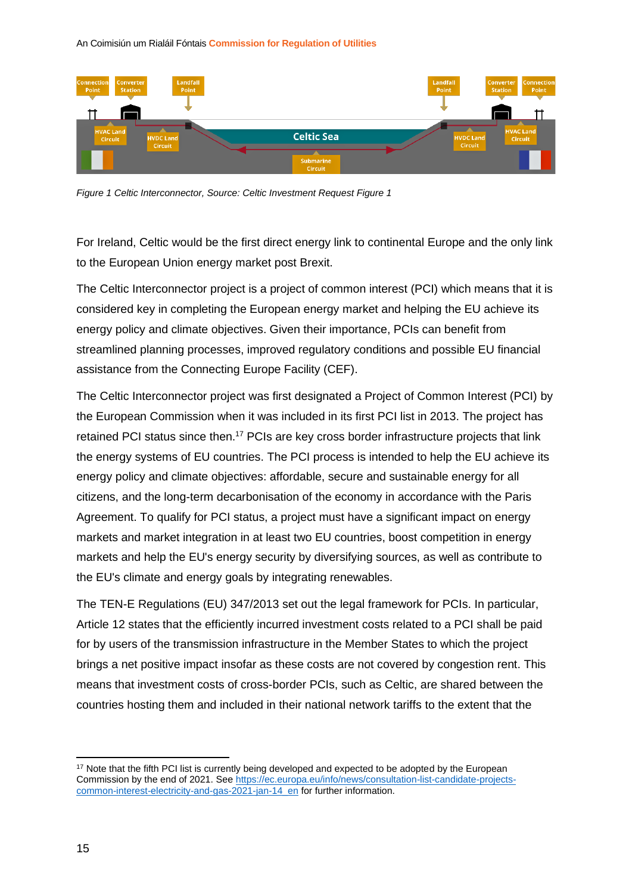*Figure 1 Celtic Interconnector, Source: Celtic Investment Request Figure 1*

For Ireland, Celtic would be the first direct energy link to continental Europe and the only link to the European Union energy market post Brexit.

The Celtic Interconnector project is a project of common interest (PCI) which means that it is considered key in completing the European energy market and helping the EU achieve its energy policy and climate objectives. Given their importance, PCIs can benefit from streamlined planning processes, improved regulatory conditions and possible EU financial assistance from the Connecting Europe Facility (CEF).

The Celtic Interconnector project was first designated a Project of Common Interest (PCI) by the European Commission when it was included in its first PCI list in 2013. The project has retained PCI status since then.[17] PCIs are key cross border infrastructure projects that link the energy systems of EU countries. The PCI process is intended to help the EU achieve its energy policy and climate objectives: affordable, secure and sustainable energy for all citizens, and the long-term decarbonisation of the economy in accordance with the Paris Agreement. To qualify for PCI status, a project must have a significant impact on energy markets and market integration in at least two EU countries, boost competition in energy markets and help the EU's energy security by diversifying sources, as well as contribute to the EU's climate and energy goals by integrating renewables.

The TEN-E Regulations (EU) 347/2013 set out the legal framework for PCIs. In particular, Article 12 states that the efficiently incurred investment costs related to a PCI shall be paid for by users of the transmission infrastructure in the Member States to which the project brings a net positive impact insofar as these costs are not covered by congestion rent. This means that investment costs of cross-border PCIs, such as Celtic, are shared between the countries hosting them and included in their national network tariffs to the extent that the

[17] Note that the fifth PCI list is currently being developed and expected to be adopted by the European Commission by the end of 2021. See https://ec.europa.eu/info/news/consultation-list-candidate-projects-common-interest-electricity-and-gas-2021-jan-14_en for further information.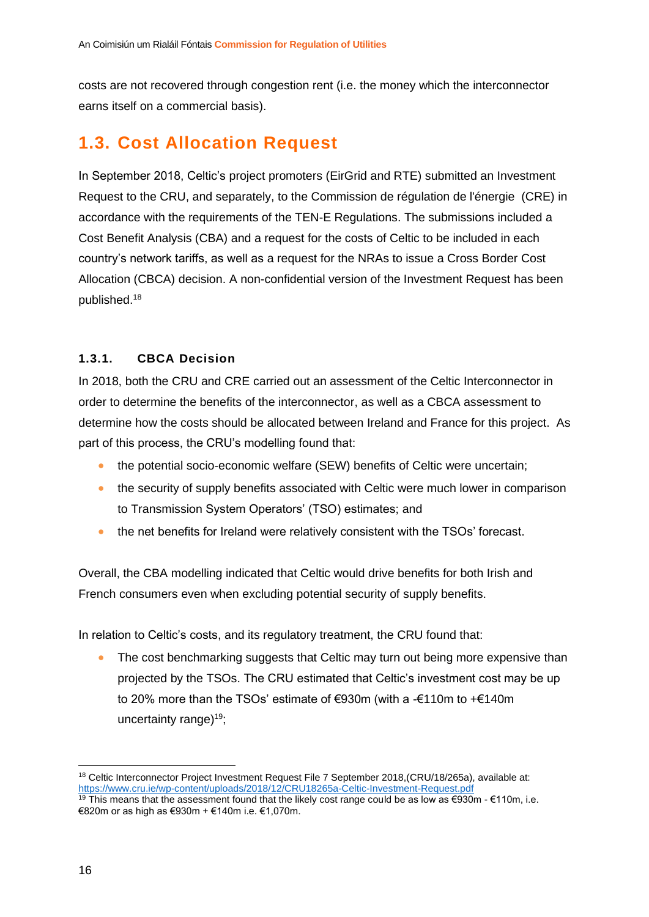costs are not recovered through congestion rent (i.e. the money which the interconnector earns itself on a commercial basis).

## 1.3. Cost Allocation Request

In September 2018, Celtic's project promoters (EirGrid and RTE) submitted an Investment Request to the CRU, and separately, to the Commission de régulation de l'énergie (CRE) in accordance with the requirements of the TEN-E Regulations. The submissions included a Cost Benefit Analysis (CBA) and a request for the costs of Celtic to be included in each country's network tariffs, as well as a request for the NRAs to issue a Cross Border Cost Allocation (CBCA) decision. A non-confidential version of the Investment Request has been published.[18]

### 1.3.1. CBCA Decision

In 2018, both the CRU and CRE carried out an assessment of the Celtic Interconnector in order to determine the benefits of the interconnector, as well as a CBCA assessment to determine how the costs should be allocated between Ireland and France for this project. As part of this process, the CRU's modelling found that:

- the potential socio-economic welfare (SEW) benefits of Celtic were uncertain;
- the security of supply benefits associated with Celtic were much lower in comparison to Transmission System Operators' (TSO) estimates; and
- the net benefits for Ireland were relatively consistent with the TSOs' forecast.

Overall, the CBA modelling indicated that Celtic would drive benefits for both Irish and French consumers even when excluding potential security of supply benefits.

In relation to Celtic's costs, and its regulatory treatment, the CRU found that:

- The cost benchmarking suggests that Celtic may turn out being more expensive than projected by the TSOs. The CRU estimated that Celtic's investment cost may be up to 20% more than the TSOs' estimate of €930m (with a -€110m to +€140m uncertainty range)[19];

---

[18] Celtic Interconnector Project Investment Request File 7 September 2018,(CRU/18/265a), available at: https://www.cru.ie/wp-content/uploads/2018/12/CRU18265a-Celtic-Investment-Request.pdf

[19] This means that the assessment found that the likely cost range could be as low as €930m - €110m, i.e. €820m or as high as €930m + €140m i.e. €1,070m.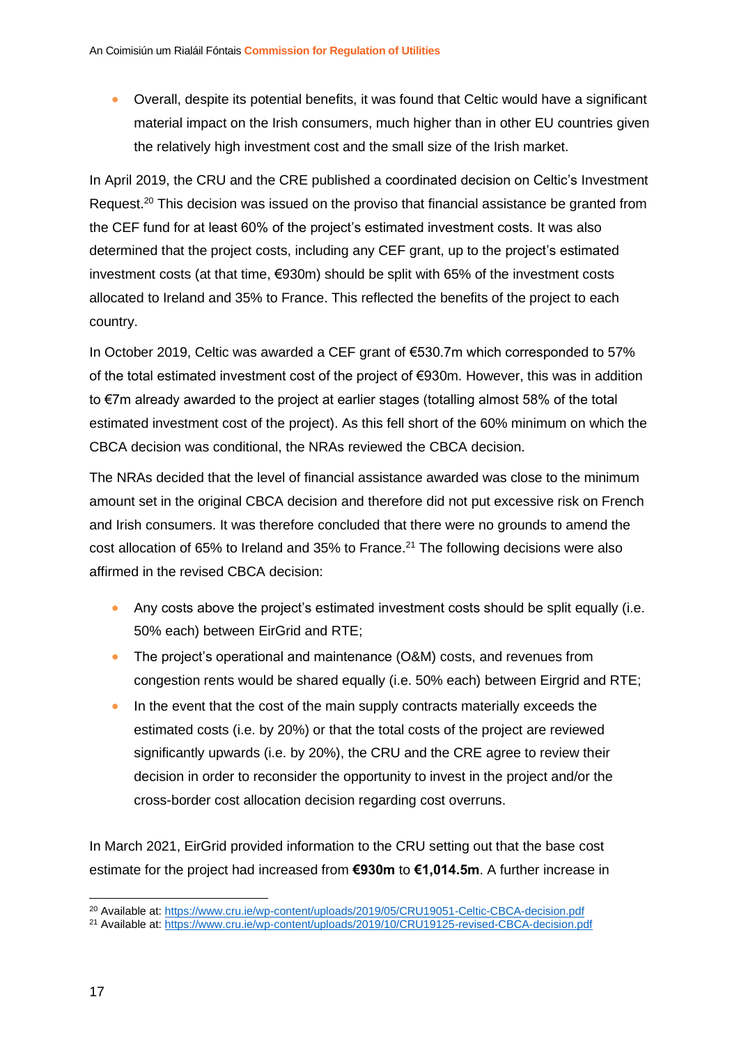- Overall, despite its potential benefits, it was found that Celtic would have a significant material impact on the Irish consumers, much higher than in other EU countries given the relatively high investment cost and the small size of the Irish market.

In April 2019, the CRU and the CRE published a coordinated decision on Celtic's Investment Request.[20] This decision was issued on the proviso that financial assistance be granted from the CEF fund for at least 60% of the project's estimated investment costs. It was also determined that the project costs, including any CEF grant, up to the project's estimated investment costs (at that time, €930m) should be split with 65% of the investment costs allocated to Ireland and 35% to France. This reflected the benefits of the project to each country.

In October 2019, Celtic was awarded a CEF grant of €530.7m which corresponded to 57% of the total estimated investment cost of the project of €930m. However, this was in addition to €7m already awarded to the project at earlier stages (totalling almost 58% of the total estimated investment cost of the project). As this fell short of the 60% minimum on which the CBCA decision was conditional, the NRAs reviewed the CBCA decision.

The NRAs decided that the level of financial assistance awarded was close to the minimum amount set in the original CBCA decision and therefore did not put excessive risk on French and Irish consumers. It was therefore concluded that there were no grounds to amend the cost allocation of 65% to Ireland and 35% to France.[21] The following decisions were also affirmed in the revised CBCA decision:

- Any costs above the project's estimated investment costs should be split equally (i.e. 50% each) between EirGrid and RTE;
- The project's operational and maintenance (O&M) costs, and revenues from congestion rents would be shared equally (i.e. 50% each) between Eirgrid and RTE;
- In the event that the cost of the main supply contracts materially exceeds the estimated costs (i.e. by 20%) or that the total costs of the project are reviewed significantly upwards (i.e. by 20%), the CRU and the CRE agree to review their decision in order to reconsider the opportunity to invest in the project and/or the cross-border cost allocation decision regarding cost overruns.

In March 2021, EirGrid provided information to the CRU setting out that the base cost estimate for the project had increased from **€930m** to **€1,014.5m**. A further increase in

[20] Available at: https://www.cru.ie/wp-content/uploads/2019/05/CRU19051-Celtic-CBCA-decision.pdf

[21] Available at: https://www.cru.ie/wp-content/uploads/2019/10/CRU19125-revised-CBCA-decision.pdf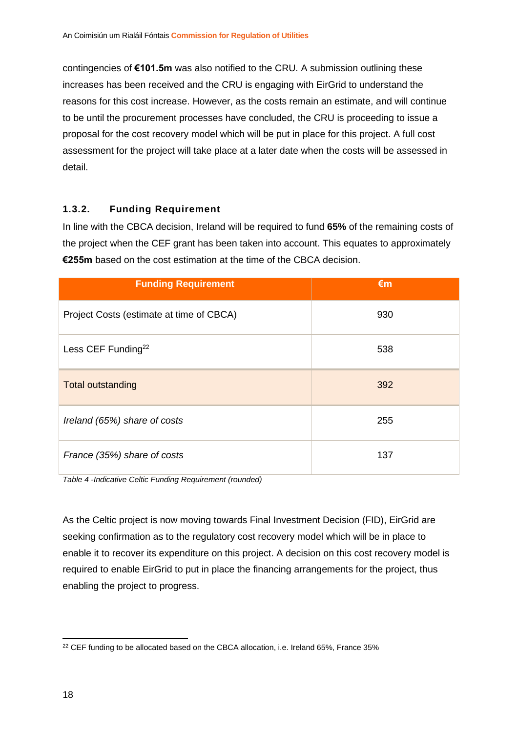contingencies of **€101.5m** was also notified to the CRU. A submission outlining these increases has been received and the CRU is engaging with EirGrid to understand the reasons for this cost increase. However, as the costs remain an estimate, and will continue to be until the procurement processes have concluded, the CRU is proceeding to issue a proposal for the cost recovery model which will be put in place for this project. A full cost assessment for the project will take place at a later date when the costs will be assessed in detail.

### 1.3.2. Funding Requirement

In line with the CBCA decision, Ireland will be required to fund **65%** of the remaining costs of the project when the CEF grant has been taken into account. This equates to approximately **€255m** based on the cost estimation at the time of the CBCA decision.

| Funding Requirement | €m |
|---|---|
| Project Costs (estimate at time of CBCA) | 930 |
| Less CEF Funding[22] | 538 |
| Total outstanding | 392 |
| *Ireland (65%) share of costs* | 255 |
| *France (35%) share of costs* | 137 |

*Table 4 -Indicative Celtic Funding Requirement (rounded)*

As the Celtic project is now moving towards Final Investment Decision (FID), EirGrid are seeking confirmation as to the regulatory cost recovery model which will be in place to enable it to recover its expenditure on this project. A decision on this cost recovery model is required to enable EirGrid to put in place the financing arrangements for the project, thus enabling the project to progress.

[22] CEF funding to be allocated based on the CBCA allocation, i.e. Ireland 65%, France 35%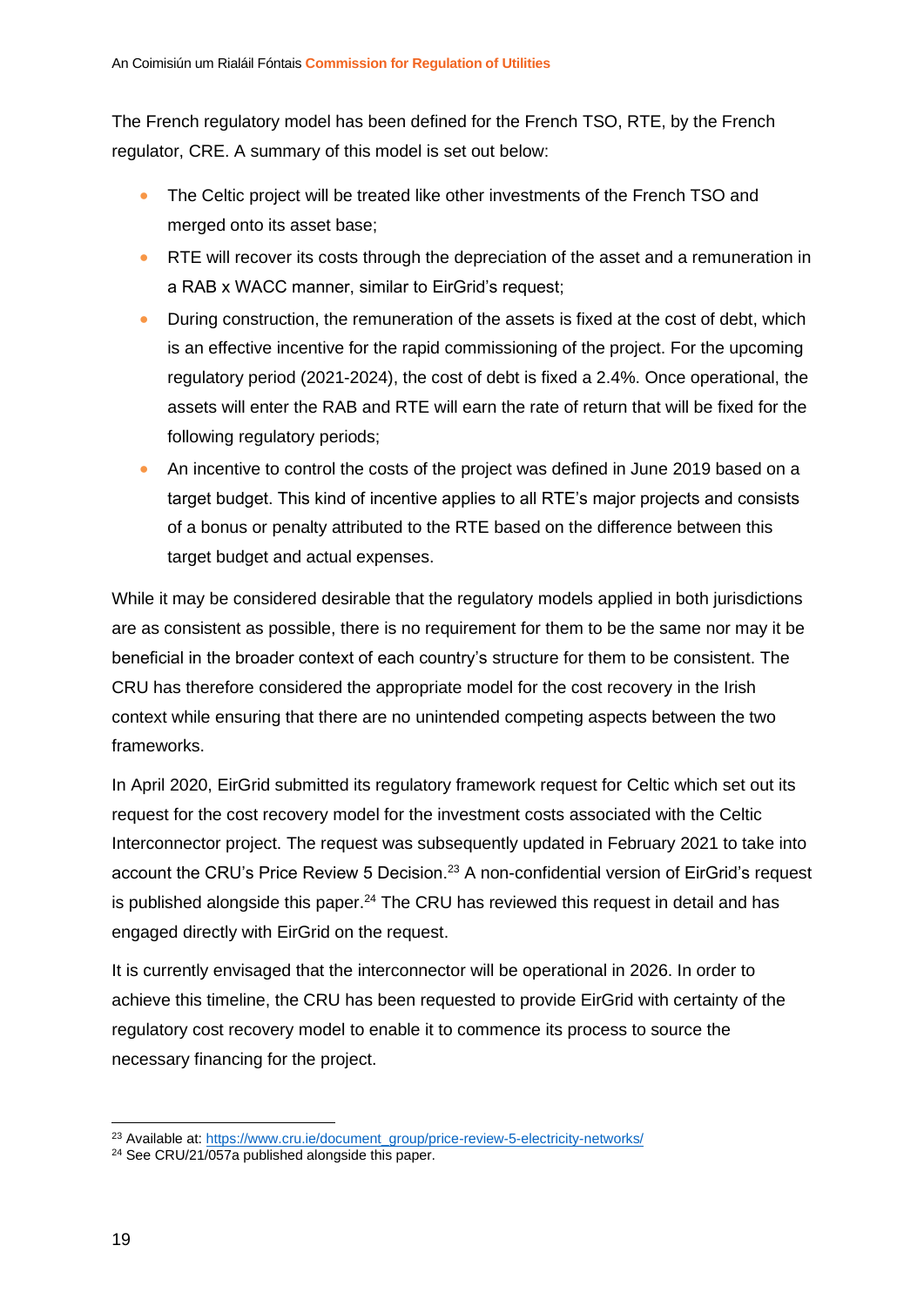The French regulatory model has been defined for the French TSO, RTE, by the French regulator, CRE. A summary of this model is set out below:

- The Celtic project will be treated like other investments of the French TSO and merged onto its asset base;
- RTE will recover its costs through the depreciation of the asset and a remuneration in a RAB x WACC manner, similar to EirGrid's request;
- During construction, the remuneration of the assets is fixed at the cost of debt, which is an effective incentive for the rapid commissioning of the project. For the upcoming regulatory period (2021-2024), the cost of debt is fixed a 2.4%. Once operational, the assets will enter the RAB and RTE will earn the rate of return that will be fixed for the following regulatory periods;
- An incentive to control the costs of the project was defined in June 2019 based on a target budget. This kind of incentive applies to all RTE's major projects and consists of a bonus or penalty attributed to the RTE based on the difference between this target budget and actual expenses.

While it may be considered desirable that the regulatory models applied in both jurisdictions are as consistent as possible, there is no requirement for them to be the same nor may it be beneficial in the broader context of each country's structure for them to be consistent. The CRU has therefore considered the appropriate model for the cost recovery in the Irish context while ensuring that there are no unintended competing aspects between the two frameworks.

In April 2020, EirGrid submitted its regulatory framework request for Celtic which set out its request for the cost recovery model for the investment costs associated with the Celtic Interconnector project. The request was subsequently updated in February 2021 to take into account the CRU's Price Review 5 Decision.[23] A non-confidential version of EirGrid's request is published alongside this paper.[24] The CRU has reviewed this request in detail and has engaged directly with EirGrid on the request.

It is currently envisaged that the interconnector will be operational in 2026. In order to achieve this timeline, the CRU has been requested to provide EirGrid with certainty of the regulatory cost recovery model to enable it to commence its process to source the necessary financing for the project.

---

[23] Available at: https://www.cru.ie/document_group/price-review-5-electricity-networks/

[24] See CRU/21/057a published alongside this paper.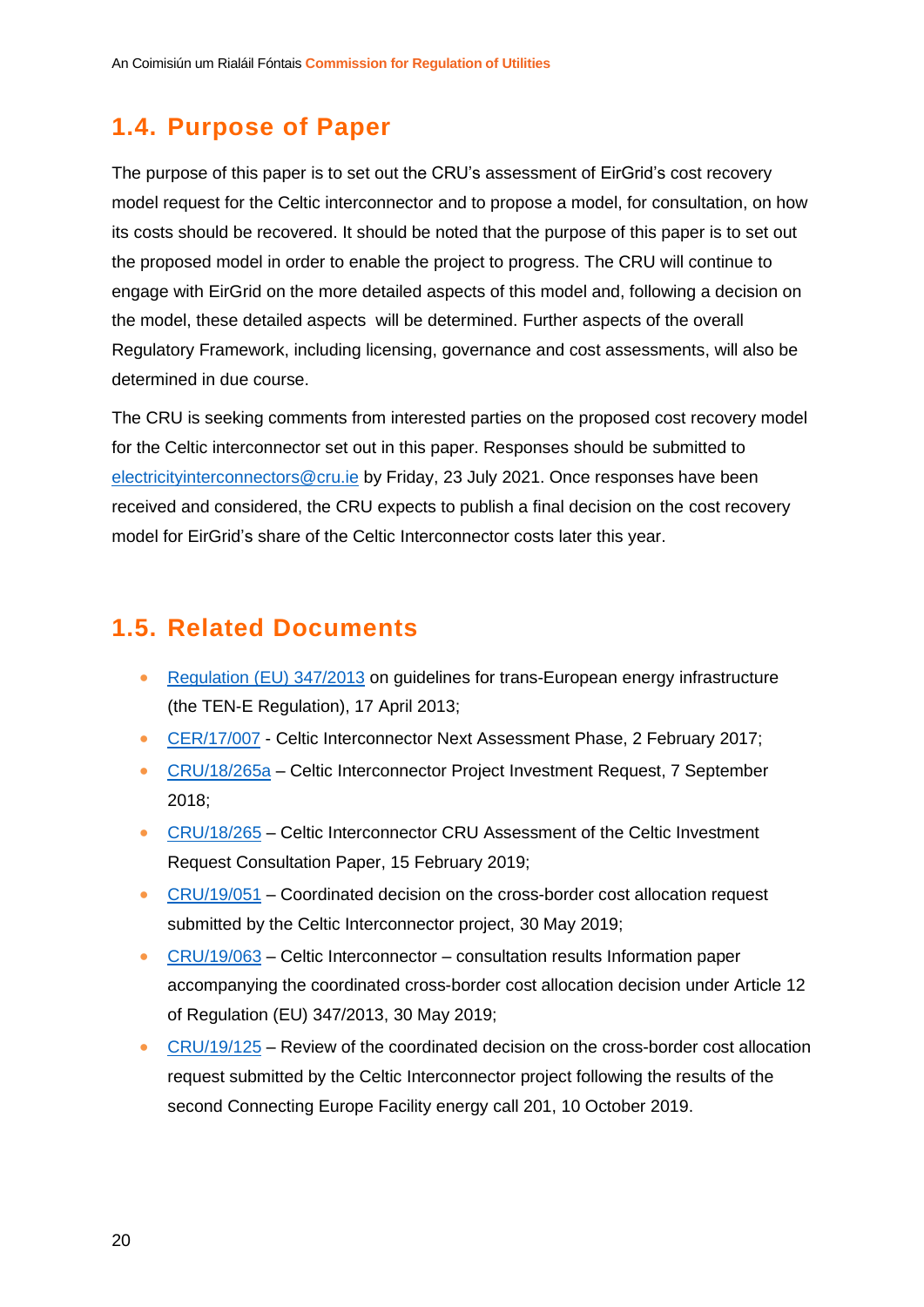## 1.4. Purpose of Paper

The purpose of this paper is to set out the CRU's assessment of EirGrid's cost recovery model request for the Celtic interconnector and to propose a model, for consultation, on how its costs should be recovered. It should be noted that the purpose of this paper is to set out the proposed model in order to enable the project to progress. The CRU will continue to engage with EirGrid on the more detailed aspects of this model and, following a decision on the model, these detailed aspects will be determined. Further aspects of the overall Regulatory Framework, including licensing, governance and cost assessments, will also be determined in due course.

The CRU is seeking comments from interested parties on the proposed cost recovery model for the Celtic interconnector set out in this paper. Responses should be submitted to electricityinterconnectors@cru.ie by Friday, 23 July 2021. Once responses have been received and considered, the CRU expects to publish a final decision on the cost recovery model for EirGrid's share of the Celtic Interconnector costs later this year.

## 1.5. Related Documents

- Regulation (EU) 347/2013 on guidelines for trans-European energy infrastructure (the TEN-E Regulation), 17 April 2013;
- CER/17/007 - Celtic Interconnector Next Assessment Phase, 2 February 2017;
- CRU/18/265a – Celtic Interconnector Project Investment Request, 7 September 2018;
- CRU/18/265 – Celtic Interconnector CRU Assessment of the Celtic Investment Request Consultation Paper, 15 February 2019;
- CRU/19/051 – Coordinated decision on the cross-border cost allocation request submitted by the Celtic Interconnector project, 30 May 2019;
- CRU/19/063 – Celtic Interconnector – consultation results Information paper accompanying the coordinated cross-border cost allocation decision under Article 12 of Regulation (EU) 347/2013, 30 May 2019;
- CRU/19/125 – Review of the coordinated decision on the cross-border cost allocation request submitted by the Celtic Interconnector project following the results of the second Connecting Europe Facility energy call 201, 10 October 2019.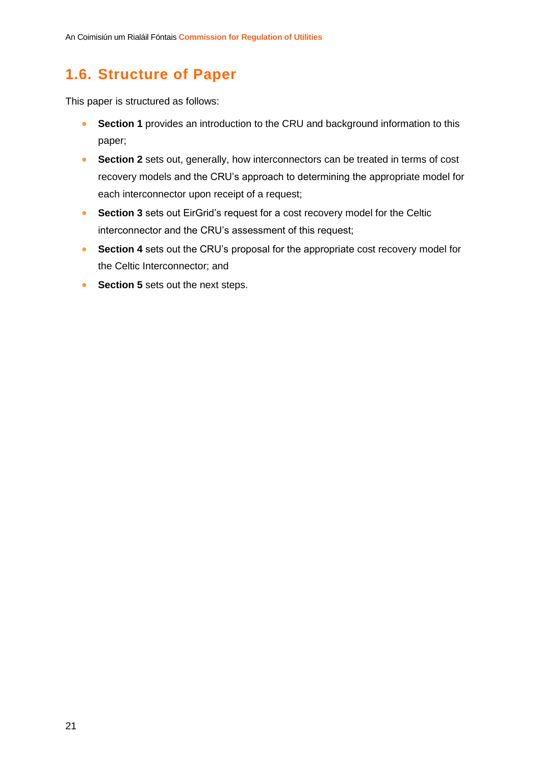## 1.6. Structure of Paper

This paper is structured as follows:

- **Section 1** provides an introduction to the CRU and background information to this paper;
- **Section 2** sets out, generally, how interconnectors can be treated in terms of cost recovery models and the CRU's approach to determining the appropriate model for each interconnector upon receipt of a request;
- **Section 3** sets out EirGrid's request for a cost recovery model for the Celtic interconnector and the CRU's assessment of this request;
- **Section 4** sets out the CRU's proposal for the appropriate cost recovery model for the Celtic Interconnector; and
- **Section 5** sets out the next steps.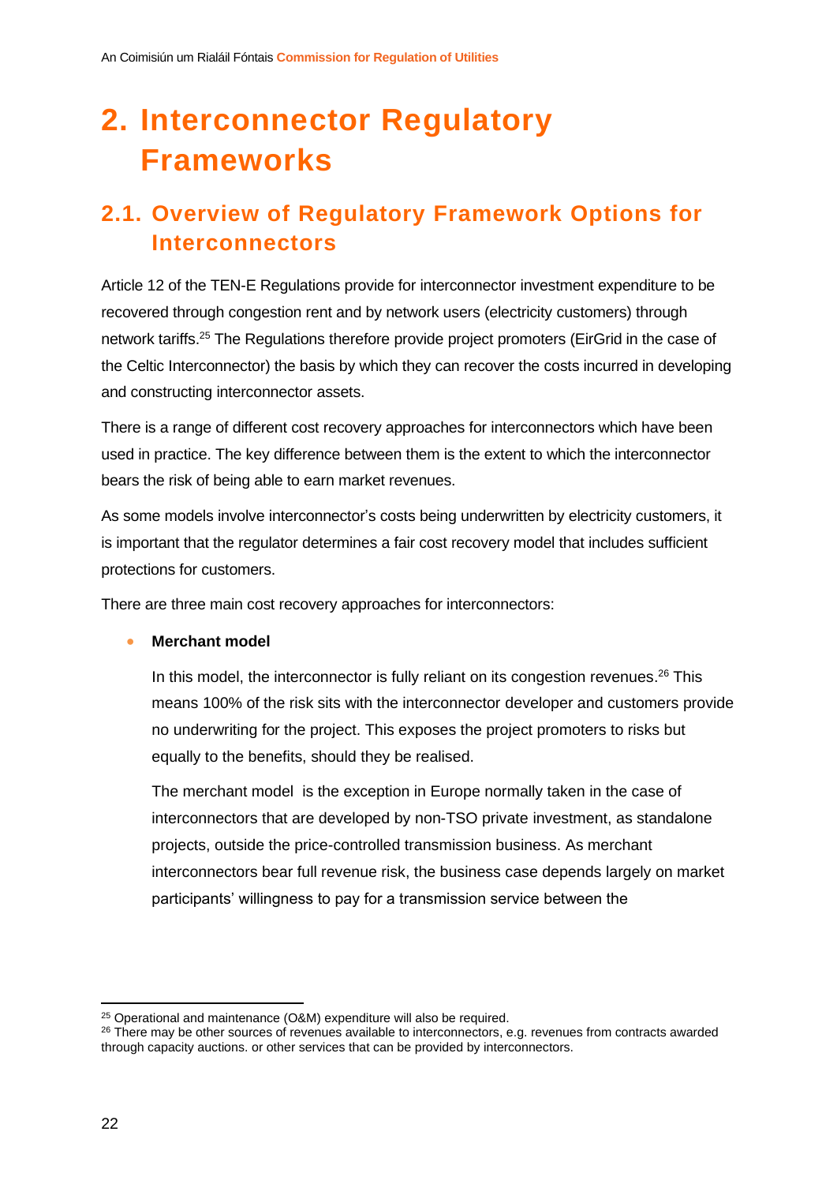# 2. Interconnector Regulatory Frameworks

## 2.1. Overview of Regulatory Framework Options for Interconnectors

Article 12 of the TEN-E Regulations provide for interconnector investment expenditure to be recovered through congestion rent and by network users (electricity customers) through network tariffs.[25] The Regulations therefore provide project promoters (EirGrid in the case of the Celtic Interconnector) the basis by which they can recover the costs incurred in developing and constructing interconnector assets.

There is a range of different cost recovery approaches for interconnectors which have been used in practice. The key difference between them is the extent to which the interconnector bears the risk of being able to earn market revenues.

As some models involve interconnector's costs being underwritten by electricity customers, it is important that the regulator determines a fair cost recovery model that includes sufficient protections for customers.

There are three main cost recovery approaches for interconnectors:

- **Merchant model**

  In this model, the interconnector is fully reliant on its congestion revenues.[26] This means 100% of the risk sits with the interconnector developer and customers provide no underwriting for the project. This exposes the project promoters to risks but equally to the benefits, should they be realised.

  The merchant model is the exception in Europe normally taken in the case of interconnectors that are developed by non-TSO private investment, as standalone projects, outside the price-controlled transmission business. As merchant interconnectors bear full revenue risk, the business case depends largely on market participants' willingness to pay for a transmission service between the

---

[25] Operational and maintenance (O&M) expenditure will also be required.

[26] There may be other sources of revenues available to interconnectors, e.g. revenues from contracts awarded through capacity auctions. or other services that can be provided by interconnectors.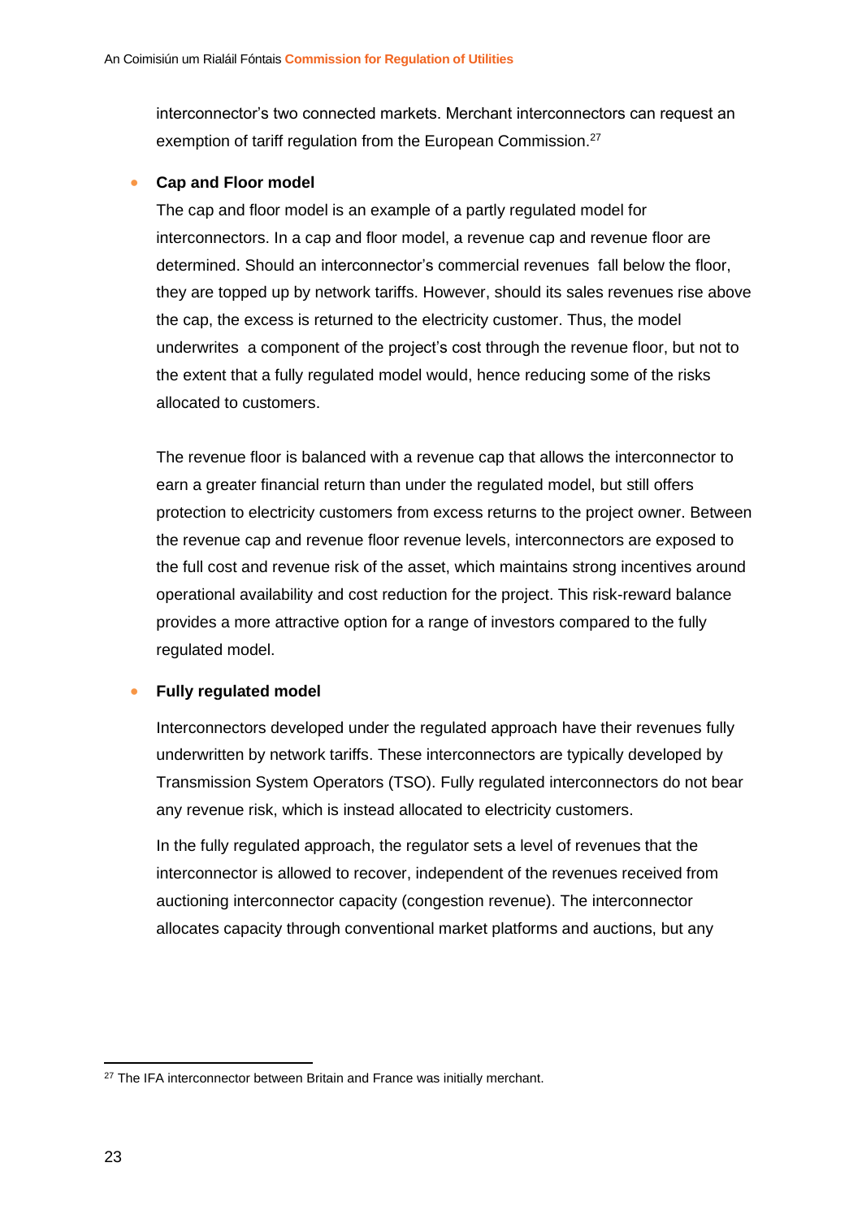interconnector's two connected markets. Merchant interconnectors can request an exemption of tariff regulation from the European Commission.[27]

- **Cap and Floor model**

  The cap and floor model is an example of a partly regulated model for interconnectors. In a cap and floor model, a revenue cap and revenue floor are determined. Should an interconnector's commercial revenues fall below the floor, they are topped up by network tariffs. However, should its sales revenues rise above the cap, the excess is returned to the electricity customer. Thus, the model underwrites a component of the project's cost through the revenue floor, but not to the extent that a fully regulated model would, hence reducing some of the risks allocated to customers.

  The revenue floor is balanced with a revenue cap that allows the interconnector to earn a greater financial return than under the regulated model, but still offers protection to electricity customers from excess returns to the project owner. Between the revenue cap and revenue floor revenue levels, interconnectors are exposed to the full cost and revenue risk of the asset, which maintains strong incentives around operational availability and cost reduction for the project. This risk-reward balance provides a more attractive option for a range of investors compared to the fully regulated model.

- **Fully regulated model**

  Interconnectors developed under the regulated approach have their revenues fully underwritten by network tariffs. These interconnectors are typically developed by Transmission System Operators (TSO). Fully regulated interconnectors do not bear any revenue risk, which is instead allocated to electricity customers.

  In the fully regulated approach, the regulator sets a level of revenues that the interconnector is allowed to recover, independent of the revenues received from auctioning interconnector capacity (congestion revenue). The interconnector allocates capacity through conventional market platforms and auctions, but any

[27] The IFA interconnector between Britain and France was initially merchant.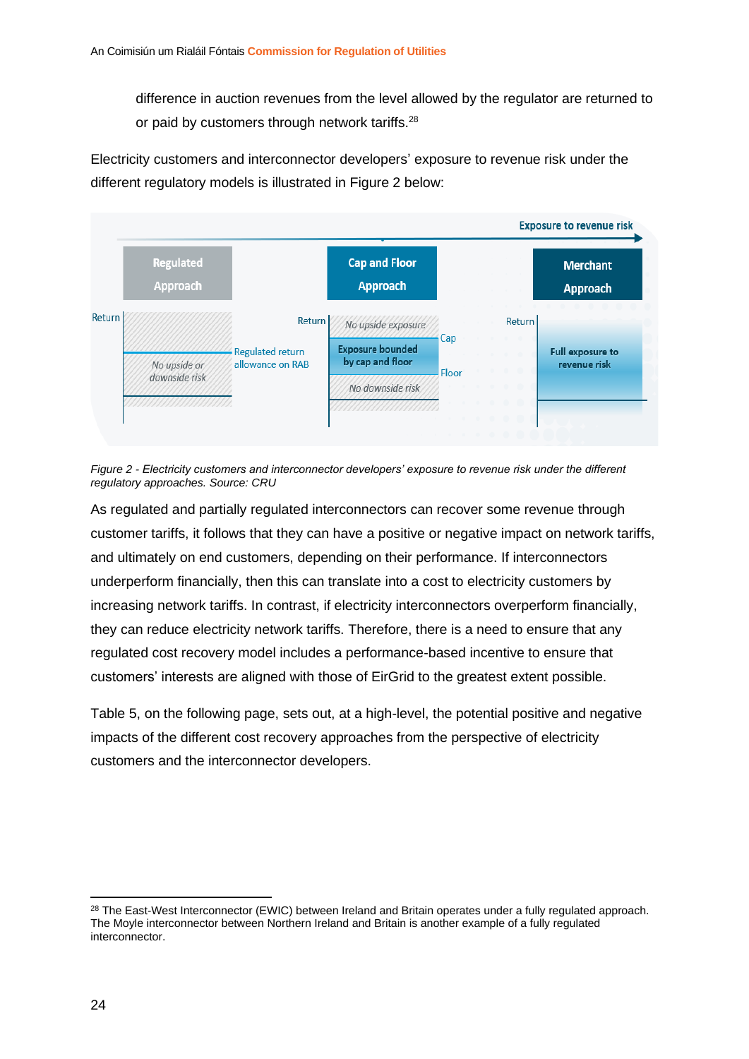difference in auction revenues from the level allowed by the regulator are returned to or paid by customers through network tariffs.[28]

Electricity customers and interconnector developers' exposure to revenue risk under the different regulatory models is illustrated in Figure 2 below:

Exposure to revenue risk

| Regulated Approach | Cap and Floor Approach | Merchant Approach |
|---|---|---|
| No upside or downside risk (Regulated return allowance on RAB) | No upside exposure (above Cap); Exposure bounded by cap and floor; No downside risk (below Floor) | Full exposure to revenue risk |

*Figure 2 - Electricity customers and interconnector developers' exposure to revenue risk under the different regulatory approaches. Source: CRU*

As regulated and partially regulated interconnectors can recover some revenue through customer tariffs, it follows that they can have a positive or negative impact on network tariffs, and ultimately on end customers, depending on their performance. If interconnectors underperform financially, then this can translate into a cost to electricity customers by increasing network tariffs. In contrast, if electricity interconnectors overperform financially, they can reduce electricity network tariffs. Therefore, there is a need to ensure that any regulated cost recovery model includes a performance-based incentive to ensure that customers' interests are aligned with those of EirGrid to the greatest extent possible.

Table 5, on the following page, sets out, at a high-level, the potential positive and negative impacts of the different cost recovery approaches from the perspective of electricity customers and the interconnector developers.

[28] The East-West Interconnector (EWIC) between Ireland and Britain operates under a fully regulated approach. The Moyle interconnector between Northern Ireland and Britain is another example of a fully regulated interconnector.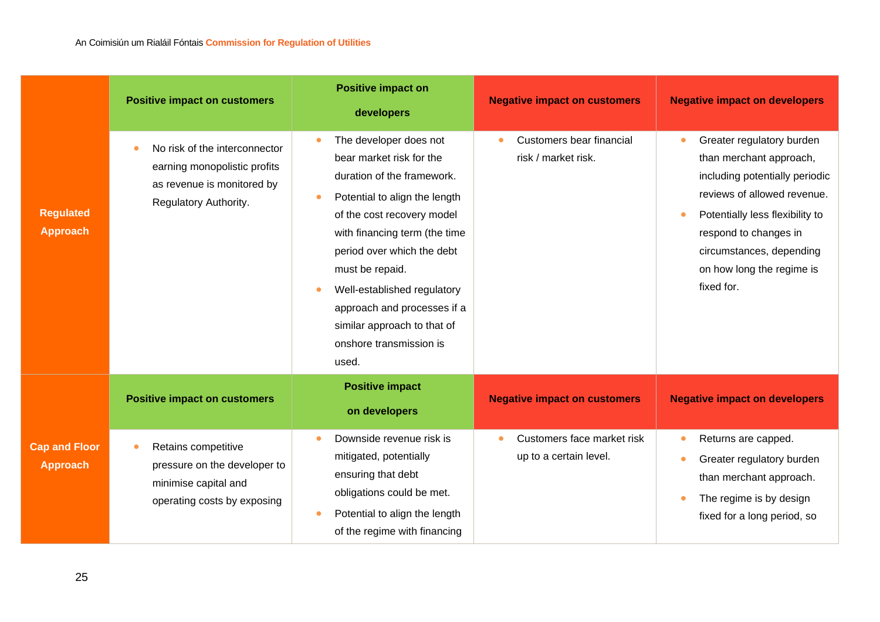| | Positive impact on customers | Positive impact on developers | Negative impact on customers | Negative impact on developers |
|---|---|---|---|---|
| **Regulated Approach** | • No risk of the interconnector earning monopolistic profits as revenue is monitored by Regulatory Authority. | • The developer does not bear market risk for the duration of the framework. • Potential to align the length of the cost recovery model with financing term (the time period over which the debt must be repaid. • Well-established regulatory approach and processes if a similar approach to that of onshore transmission is used. | • Customers bear financial risk / market risk. | • Greater regulatory burden than merchant approach, including potentially periodic reviews of allowed revenue. • Potentially less flexibility to respond to changes in circumstances, depending on how long the regime is fixed for. |
| **Cap and Floor Approach** | **Positive impact on customers** | **Positive impact on developers** | **Negative impact on customers** | **Negative impact on developers** |
| | • Retains competitive pressure on the developer to minimise capital and operating costs by exposing | • Downside revenue risk is mitigated, potentially ensuring that debt obligations could be met. • Potential to align the length of the regime with financing | • Customers face market risk up to a certain level. | • Returns are capped. • Greater regulatory burden than merchant approach. • The regime is by design fixed for a long period, so |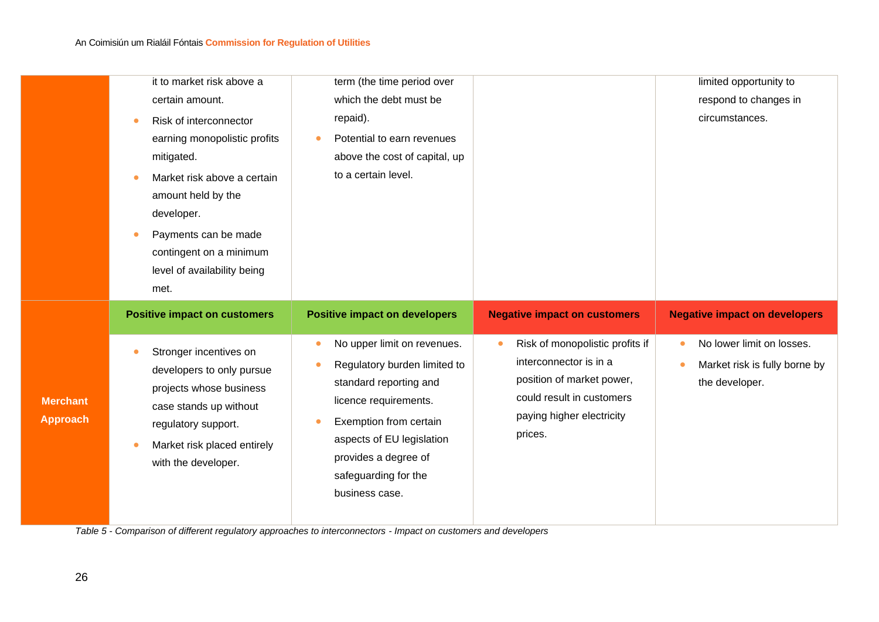| | | | | |
|---|---|---|---|---|
| | it to market risk above a certain amount.<br>• Risk of interconnector earning monopolistic profits mitigated.<br>• Market risk above a certain amount held by the developer.<br>• Payments can be made contingent on a minimum level of availability being met. | term (the time period over which the debt must be repaid).<br>• Potential to earn revenues above the cost of capital, up to a certain level. | | limited opportunity to respond to changes in circumstances. |
| **Merchant Approach** | **Positive impact on customers** | **Positive impact on developers** | **Negative impact on customers** | **Negative impact on developers** |
| | • Stronger incentives on developers to only pursue projects whose business case stands up without regulatory support.<br>• Market risk placed entirely with the developer. | • No upper limit on revenues.<br>• Regulatory burden limited to standard reporting and licence requirements.<br>• Exemption from certain aspects of EU legislation provides a degree of safeguarding for the business case. | • Risk of monopolistic profits if interconnector is in a position of market power, could result in customers paying higher electricity prices. | • No lower limit on losses.<br>• Market risk is fully borne by the developer. |

*Table 5 - Comparison of different regulatory approaches to interconnectors - Impact on customers and developers*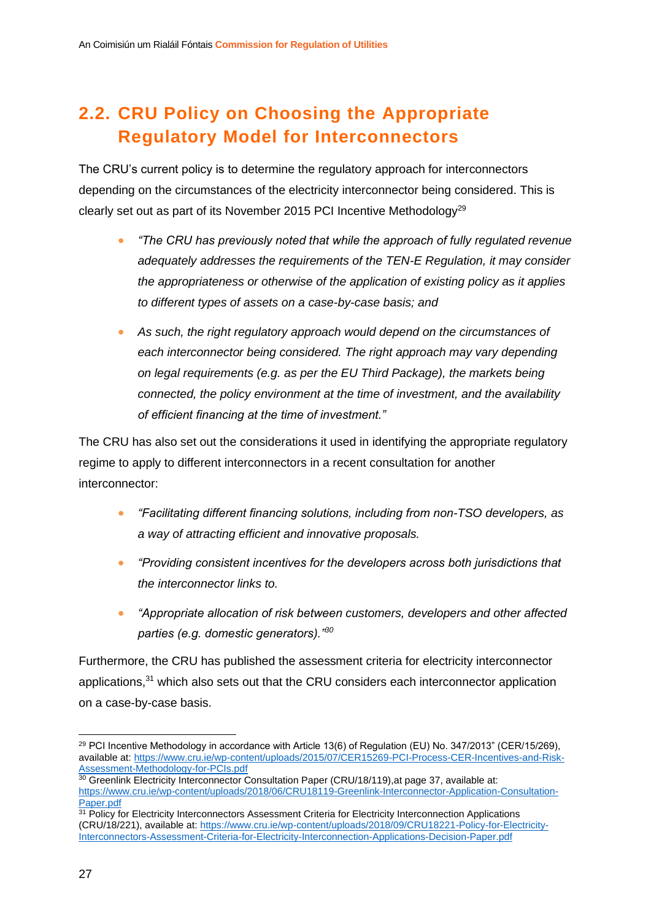## 2.2. CRU Policy on Choosing the Appropriate Regulatory Model for Interconnectors

The CRU's current policy is to determine the regulatory approach for interconnectors depending on the circumstances of the electricity interconnector being considered. This is clearly set out as part of its November 2015 PCI Incentive Methodology[29]

- *"The CRU has previously noted that while the approach of fully regulated revenue adequately addresses the requirements of the TEN-E Regulation, it may consider the appropriateness or otherwise of the application of existing policy as it applies to different types of assets on a case-by-case basis; and*
- *As such, the right regulatory approach would depend on the circumstances of each interconnector being considered. The right approach may vary depending on legal requirements (e.g. as per the EU Third Package), the markets being connected, the policy environment at the time of investment, and the availability of efficient financing at the time of investment."*

The CRU has also set out the considerations it used in identifying the appropriate regulatory regime to apply to different interconnectors in a recent consultation for another interconnector:

- *"Facilitating different financing solutions, including from non-TSO developers, as a way of attracting efficient and innovative proposals.*
- *"Providing consistent incentives for the developers across both jurisdictions that the interconnector links to.*
- *"Appropriate allocation of risk between customers, developers and other affected parties (e.g. domestic generators)."*[30]

Furthermore, the CRU has published the assessment criteria for electricity interconnector applications,[31] which also sets out that the CRU considers each interconnector application on a case-by-case basis.

---

[29] PCI Incentive Methodology in accordance with Article 13(6) of Regulation (EU) No. 347/2013" (CER/15/269), available at: https://www.cru.ie/wp-content/uploads/2015/07/CER15269-PCI-Process-CER-Incentives-and-Risk-Assessment-Methodology-for-PCIs.pdf

[30] Greenlink Electricity Interconnector Consultation Paper (CRU/18/119),at page 37, available at: https://www.cru.ie/wp-content/uploads/2018/06/CRU18119-Greenlink-Interconnector-Application-Consultation-Paper.pdf

[31] Policy for Electricity Interconnectors Assessment Criteria for Electricity Interconnection Applications (CRU/18/221), available at: https://www.cru.ie/wp-content/uploads/2018/09/CRU18221-Policy-for-Electricity-Interconnectors-Assessment-Criteria-for-Electricity-Interconnection-Applications-Decision-Paper.pdf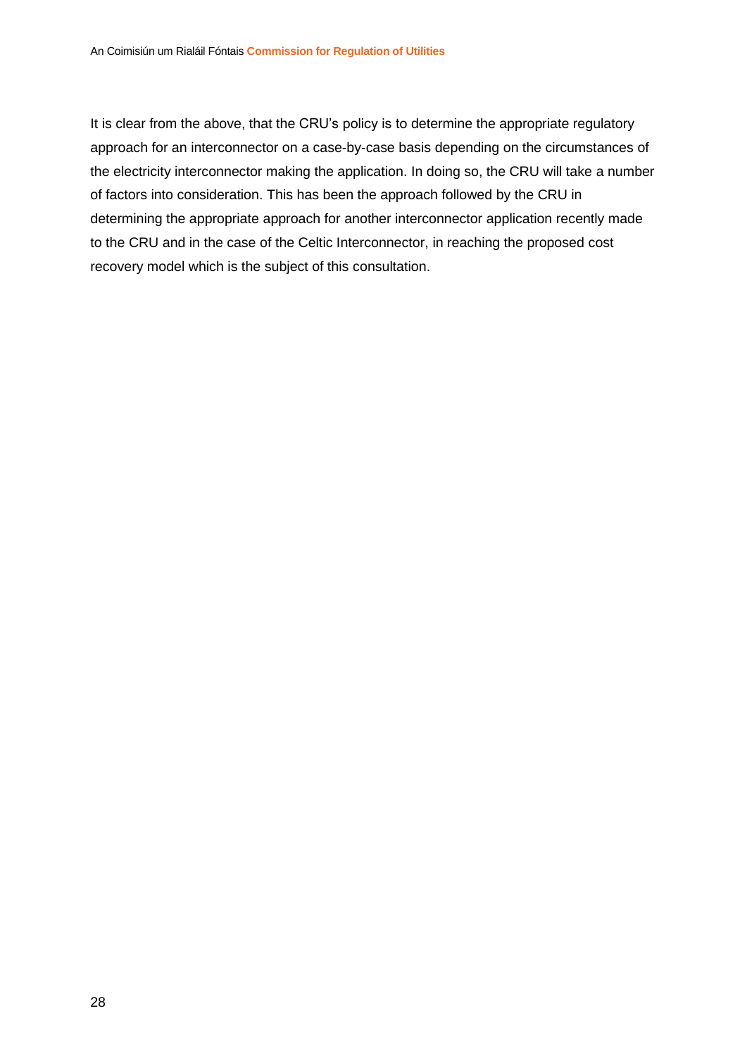It is clear from the above, that the CRU's policy is to determine the appropriate regulatory approach for an interconnector on a case-by-case basis depending on the circumstances of the electricity interconnector making the application. In doing so, the CRU will take a number of factors into consideration. This has been the approach followed by the CRU in determining the appropriate approach for another interconnector application recently made to the CRU and in the case of the Celtic Interconnector, in reaching the proposed cost recovery model which is the subject of this consultation.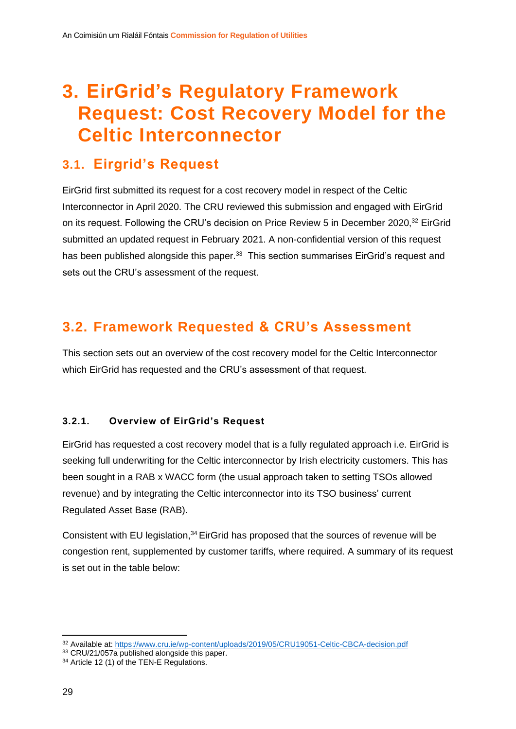# 3. EirGrid's Regulatory Framework Request: Cost Recovery Model for the Celtic Interconnector

## 3.1. Eirgrid's Request

EirGrid first submitted its request for a cost recovery model in respect of the Celtic Interconnector in April 2020. The CRU reviewed this submission and engaged with EirGrid on its request. Following the CRU's decision on Price Review 5 in December 2020,[32] EirGrid submitted an updated request in February 2021. A non-confidential version of this request has been published alongside this paper.[33] This section summarises EirGrid's request and sets out the CRU's assessment of the request.

## 3.2. Framework Requested & CRU's Assessment

This section sets out an overview of the cost recovery model for the Celtic Interconnector which EirGrid has requested and the CRU's assessment of that request.

### 3.2.1. Overview of EirGrid's Request

EirGrid has requested a cost recovery model that is a fully regulated approach i.e. EirGrid is seeking full underwriting for the Celtic interconnector by Irish electricity customers. This has been sought in a RAB x WACC form (the usual approach taken to setting TSOs allowed revenue) and by integrating the Celtic interconnector into its TSO business' current Regulated Asset Base (RAB).

Consistent with EU legislation,[34] EirGrid has proposed that the sources of revenue will be congestion rent, supplemented by customer tariffs, where required. A summary of its request is set out in the table below:

---

[32] Available at: https://www.cru.ie/wp-content/uploads/2019/05/CRU19051-Celtic-CBCA-decision.pdf

[33] CRU/21/057a published alongside this paper.

[34] Article 12 (1) of the TEN-E Regulations.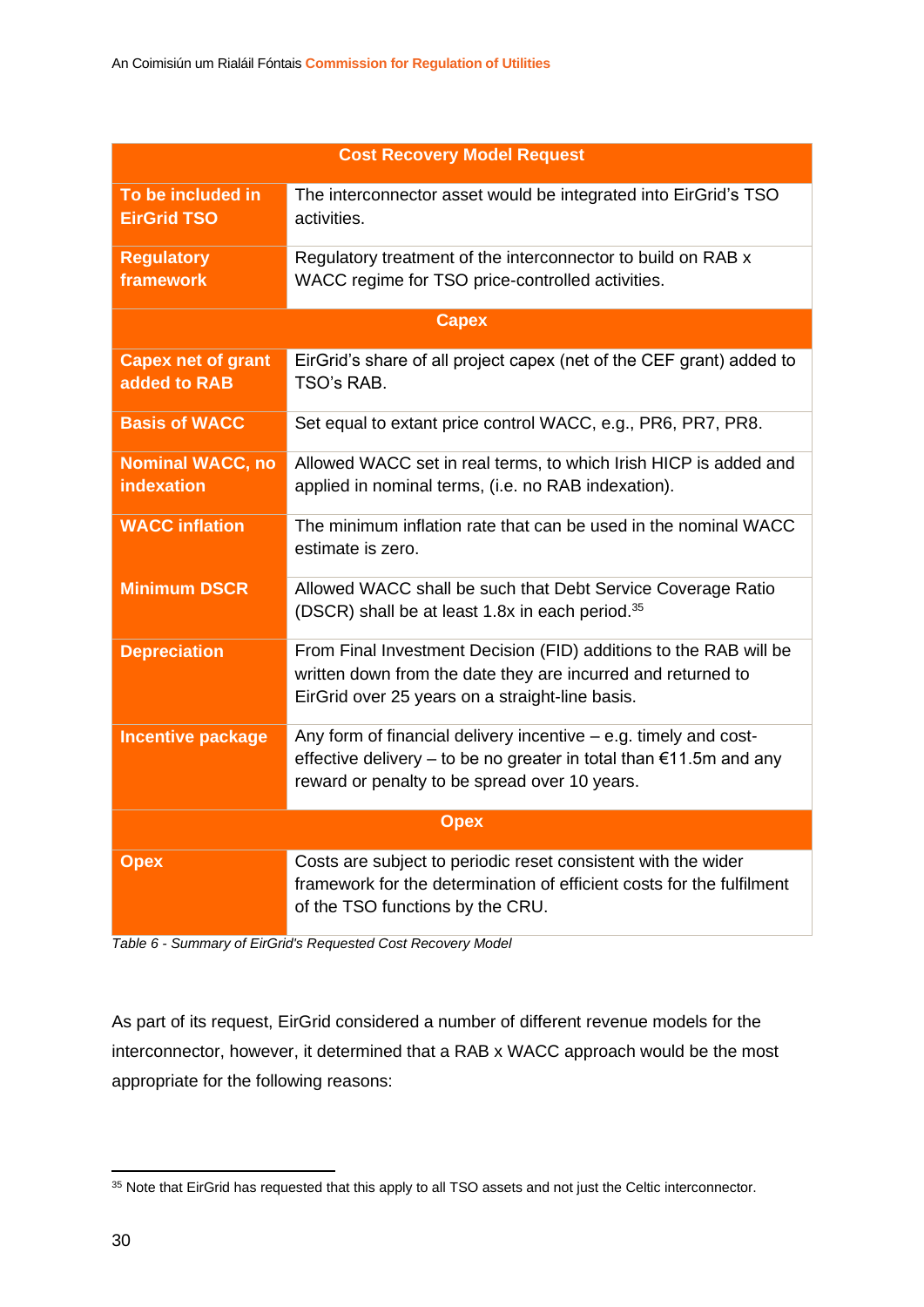| Cost Recovery Model Request | |
|---|---|
| **To be included in EirGrid TSO** | The interconnector asset would be integrated into EirGrid's TSO activities. |
| **Regulatory framework** | Regulatory treatment of the interconnector to build on RAB x WACC regime for TSO price-controlled activities. |
| **Capex** | |
| **Capex net of grant added to RAB** | EirGrid's share of all project capex (net of the CEF grant) added to TSO's RAB. |
| **Basis of WACC** | Set equal to extant price control WACC, e.g., PR6, PR7, PR8. |
| **Nominal WACC, no indexation** | Allowed WACC set in real terms, to which Irish HICP is added and applied in nominal terms, (i.e. no RAB indexation). |
| **WACC inflation** | The minimum inflation rate that can be used in the nominal WACC estimate is zero. |
| **Minimum DSCR** | Allowed WACC shall be such that Debt Service Coverage Ratio (DSCR) shall be at least 1.8x in each period.[35] |
| **Depreciation** | From Final Investment Decision (FID) additions to the RAB will be written down from the date they are incurred and returned to EirGrid over 25 years on a straight-line basis. |
| **Incentive package** | Any form of financial delivery incentive – e.g. timely and cost-effective delivery – to be no greater in total than €11.5m and any reward or penalty to be spread over 10 years. |
| **Opex** | |
| **Opex** | Costs are subject to periodic reset consistent with the wider framework for the determination of efficient costs for the fulfilment of the TSO functions by the CRU. |

*Table 6 - Summary of EirGrid's Requested Cost Recovery Model*

As part of its request, EirGrid considered a number of different revenue models for the interconnector, however, it determined that a RAB x WACC approach would be the most appropriate for the following reasons:

[35] Note that EirGrid has requested that this apply to all TSO assets and not just the Celtic interconnector.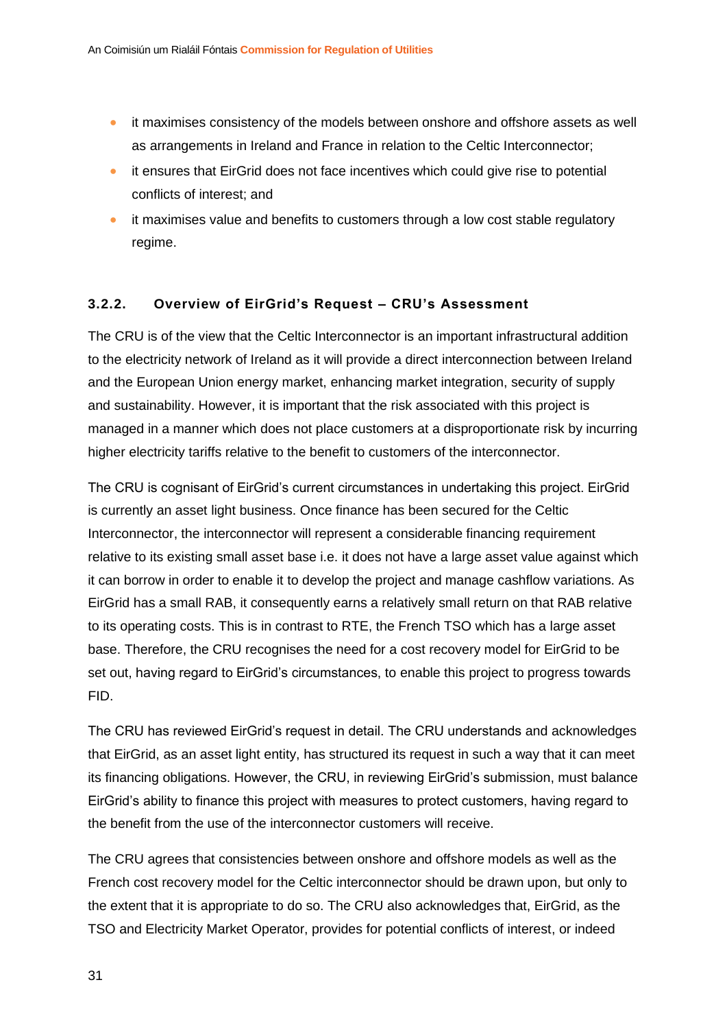- it maximises consistency of the models between onshore and offshore assets as well as arrangements in Ireland and France in relation to the Celtic Interconnector;
- it ensures that EirGrid does not face incentives which could give rise to potential conflicts of interest; and
- it maximises value and benefits to customers through a low cost stable regulatory regime.

### 3.2.2. Overview of EirGrid's Request – CRU's Assessment

The CRU is of the view that the Celtic Interconnector is an important infrastructural addition to the electricity network of Ireland as it will provide a direct interconnection between Ireland and the European Union energy market, enhancing market integration, security of supply and sustainability. However, it is important that the risk associated with this project is managed in a manner which does not place customers at a disproportionate risk by incurring higher electricity tariffs relative to the benefit to customers of the interconnector.

The CRU is cognisant of EirGrid's current circumstances in undertaking this project. EirGrid is currently an asset light business. Once finance has been secured for the Celtic Interconnector, the interconnector will represent a considerable financing requirement relative to its existing small asset base i.e. it does not have a large asset value against which it can borrow in order to enable it to develop the project and manage cashflow variations. As EirGrid has a small RAB, it consequently earns a relatively small return on that RAB relative to its operating costs. This is in contrast to RTE, the French TSO which has a large asset base. Therefore, the CRU recognises the need for a cost recovery model for EirGrid to be set out, having regard to EirGrid's circumstances, to enable this project to progress towards FID.

The CRU has reviewed EirGrid's request in detail. The CRU understands and acknowledges that EirGrid, as an asset light entity, has structured its request in such a way that it can meet its financing obligations. However, the CRU, in reviewing EirGrid's submission, must balance EirGrid's ability to finance this project with measures to protect customers, having regard to the benefit from the use of the interconnector customers will receive.

The CRU agrees that consistencies between onshore and offshore models as well as the French cost recovery model for the Celtic interconnector should be drawn upon, but only to the extent that it is appropriate to do so. The CRU also acknowledges that, EirGrid, as the TSO and Electricity Market Operator, provides for potential conflicts of interest, or indeed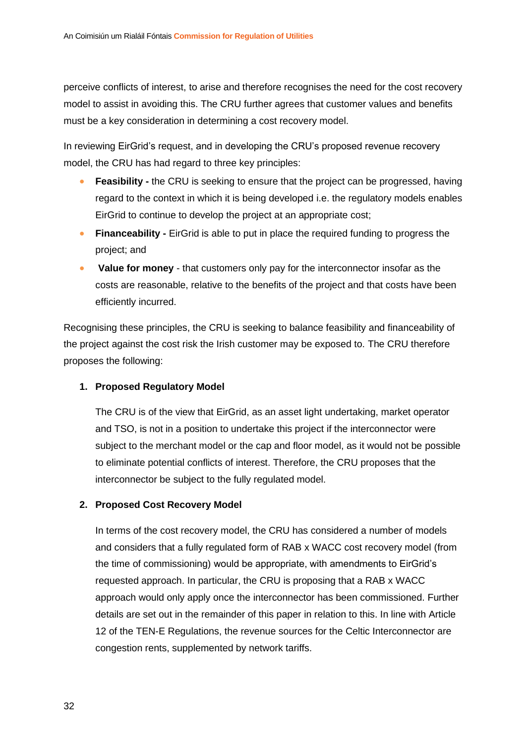perceive conflicts of interest, to arise and therefore recognises the need for the cost recovery model to assist in avoiding this. The CRU further agrees that customer values and benefits must be a key consideration in determining a cost recovery model.

In reviewing EirGrid's request, and in developing the CRU's proposed revenue recovery model, the CRU has had regard to three key principles:

- **Feasibility -** the CRU is seeking to ensure that the project can be progressed, having regard to the context in which it is being developed i.e. the regulatory models enables EirGrid to continue to develop the project at an appropriate cost;
- **Financeability -** EirGrid is able to put in place the required funding to progress the project; and
- **Value for money** - that customers only pay for the interconnector insofar as the costs are reasonable, relative to the benefits of the project and that costs have been efficiently incurred.

Recognising these principles, the CRU is seeking to balance feasibility and financeability of the project against the cost risk the Irish customer may be exposed to. The CRU therefore proposes the following:

1. **Proposed Regulatory Model**

   The CRU is of the view that EirGrid, as an asset light undertaking, market operator and TSO, is not in a position to undertake this project if the interconnector were subject to the merchant model or the cap and floor model, as it would not be possible to eliminate potential conflicts of interest. Therefore, the CRU proposes that the interconnector be subject to the fully regulated model.

2. **Proposed Cost Recovery Model**

   In terms of the cost recovery model, the CRU has considered a number of models and considers that a fully regulated form of RAB x WACC cost recovery model (from the time of commissioning) would be appropriate, with amendments to EirGrid's requested approach. In particular, the CRU is proposing that a RAB x WACC approach would only apply once the interconnector has been commissioned. Further details are set out in the remainder of this paper in relation to this. In line with Article 12 of the TEN-E Regulations, the revenue sources for the Celtic Interconnector are congestion rents, supplemented by network tariffs.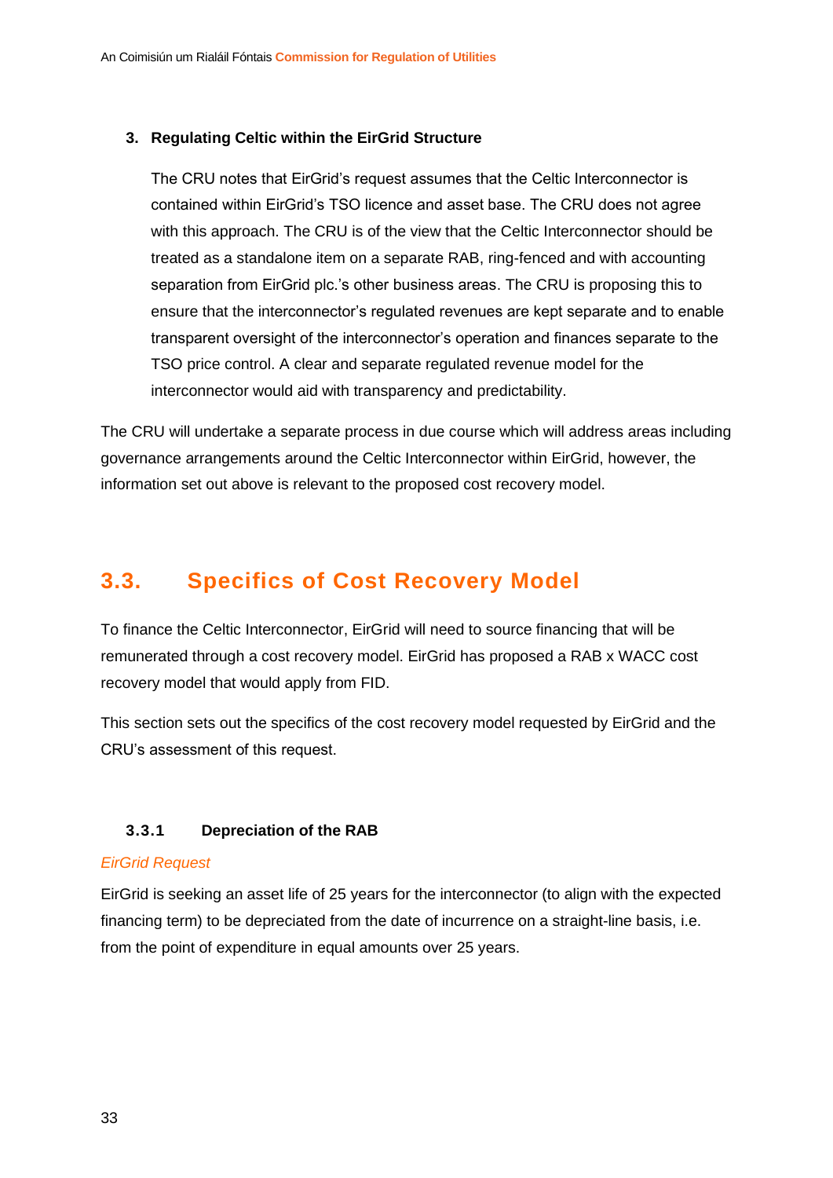3. **Regulating Celtic within the EirGrid Structure**

   The CRU notes that EirGrid's request assumes that the Celtic Interconnector is contained within EirGrid's TSO licence and asset base. The CRU does not agree with this approach. The CRU is of the view that the Celtic Interconnector should be treated as a standalone item on a separate RAB, ring-fenced and with accounting separation from EirGrid plc.'s other business areas. The CRU is proposing this to ensure that the interconnector's regulated revenues are kept separate and to enable transparent oversight of the interconnector's operation and finances separate to the TSO price control. A clear and separate regulated revenue model for the interconnector would aid with transparency and predictability.

The CRU will undertake a separate process in due course which will address areas including governance arrangements around the Celtic Interconnector within EirGrid, however, the information set out above is relevant to the proposed cost recovery model.

## 3.3. Specifics of Cost Recovery Model

To finance the Celtic Interconnector, EirGrid will need to source financing that will be remunerated through a cost recovery model. EirGrid has proposed a RAB x WACC cost recovery model that would apply from FID.

This section sets out the specifics of the cost recovery model requested by EirGrid and the CRU's assessment of this request.

### 3.3.1 Depreciation of the RAB

*EirGrid Request*

EirGrid is seeking an asset life of 25 years for the interconnector (to align with the expected financing term) to be depreciated from the date of incurrence on a straight-line basis, i.e. from the point of expenditure in equal amounts over 25 years.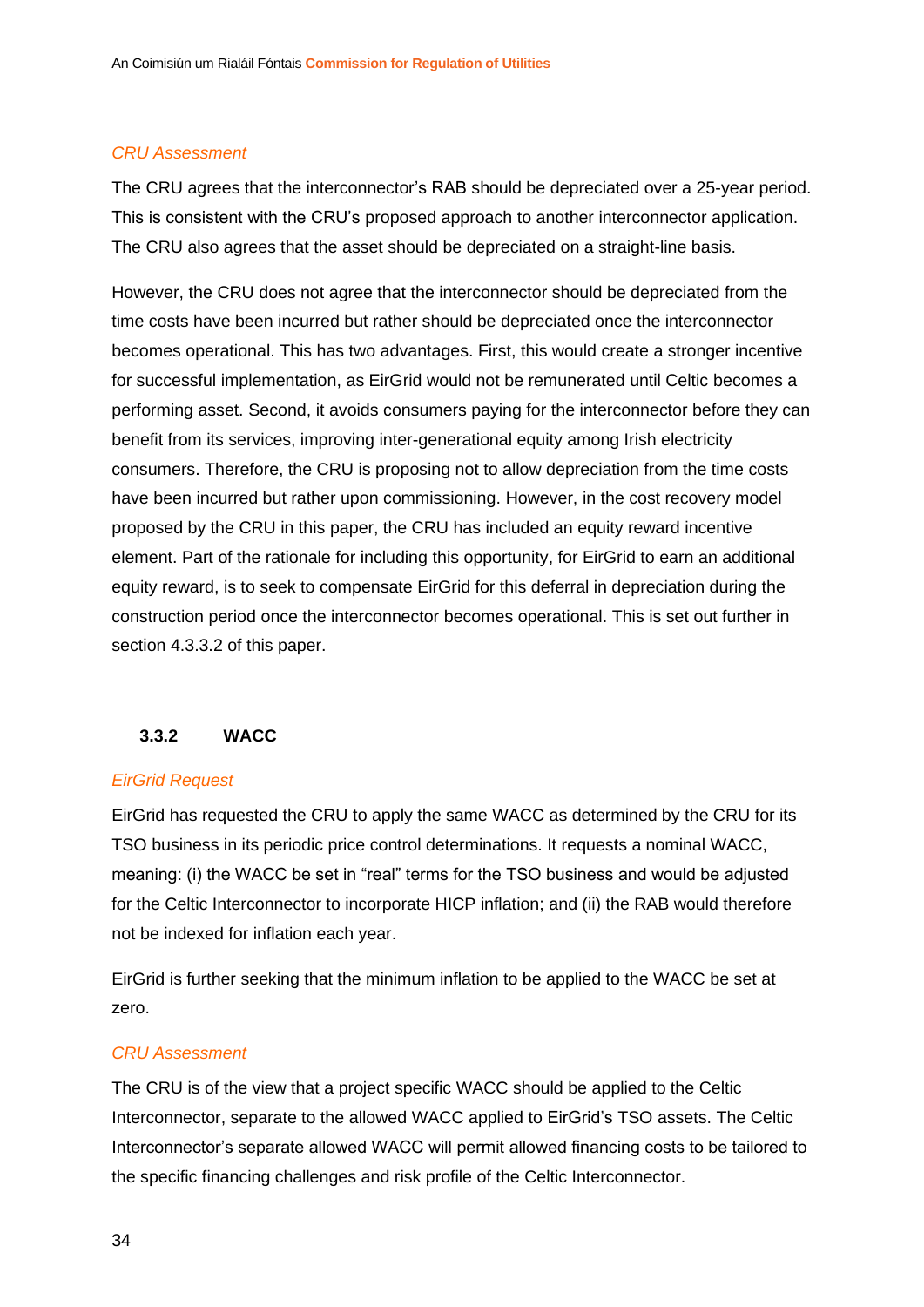*CRU Assessment*

The CRU agrees that the interconnector's RAB should be depreciated over a 25-year period. This is consistent with the CRU's proposed approach to another interconnector application. The CRU also agrees that the asset should be depreciated on a straight-line basis.

However, the CRU does not agree that the interconnector should be depreciated from the time costs have been incurred but rather should be depreciated once the interconnector becomes operational. This has two advantages. First, this would create a stronger incentive for successful implementation, as EirGrid would not be remunerated until Celtic becomes a performing asset. Second, it avoids consumers paying for the interconnector before they can benefit from its services, improving inter-generational equity among Irish electricity consumers. Therefore, the CRU is proposing not to allow depreciation from the time costs have been incurred but rather upon commissioning. However, in the cost recovery model proposed by the CRU in this paper, the CRU has included an equity reward incentive element. Part of the rationale for including this opportunity, for EirGrid to earn an additional equity reward, is to seek to compensate EirGrid for this deferral in depreciation during the construction period once the interconnector becomes operational. This is set out further in section 4.3.3.2 of this paper.

### 3.3.2 WACC

*EirGrid Request*

EirGrid has requested the CRU to apply the same WACC as determined by the CRU for its TSO business in its periodic price control determinations. It requests a nominal WACC, meaning: (i) the WACC be set in "real" terms for the TSO business and would be adjusted for the Celtic Interconnector to incorporate HICP inflation; and (ii) the RAB would therefore not be indexed for inflation each year.

EirGrid is further seeking that the minimum inflation to be applied to the WACC be set at zero.

*CRU Assessment*

The CRU is of the view that a project specific WACC should be applied to the Celtic Interconnector, separate to the allowed WACC applied to EirGrid's TSO assets. The Celtic Interconnector's separate allowed WACC will permit allowed financing costs to be tailored to the specific financing challenges and risk profile of the Celtic Interconnector.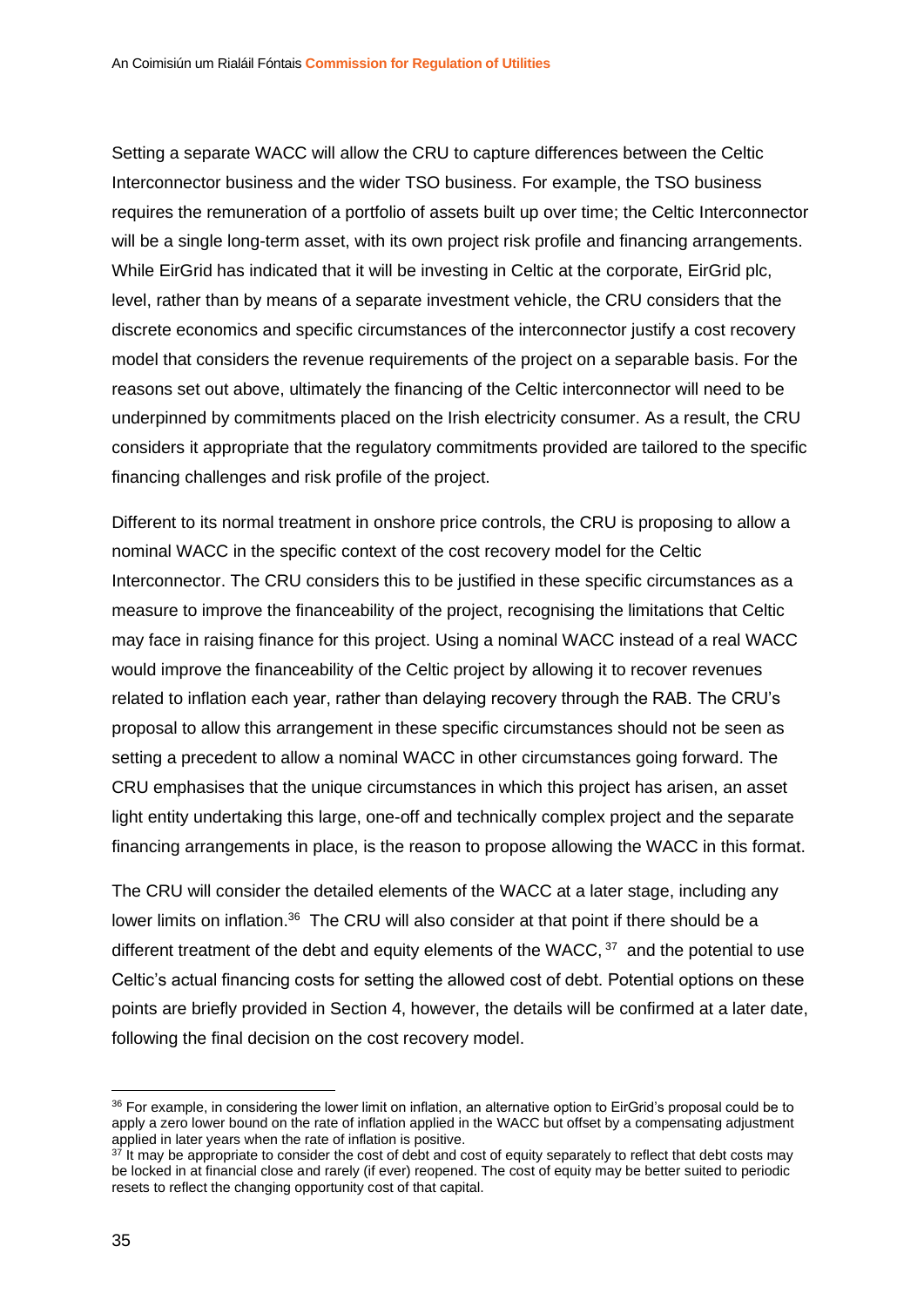Setting a separate WACC will allow the CRU to capture differences between the Celtic Interconnector business and the wider TSO business. For example, the TSO business requires the remuneration of a portfolio of assets built up over time; the Celtic Interconnector will be a single long-term asset, with its own project risk profile and financing arrangements. While EirGrid has indicated that it will be investing in Celtic at the corporate, EirGrid plc, level, rather than by means of a separate investment vehicle, the CRU considers that the discrete economics and specific circumstances of the interconnector justify a cost recovery model that considers the revenue requirements of the project on a separable basis. For the reasons set out above, ultimately the financing of the Celtic interconnector will need to be underpinned by commitments placed on the Irish electricity consumer. As a result, the CRU considers it appropriate that the regulatory commitments provided are tailored to the specific financing challenges and risk profile of the project.

Different to its normal treatment in onshore price controls, the CRU is proposing to allow a nominal WACC in the specific context of the cost recovery model for the Celtic Interconnector. The CRU considers this to be justified in these specific circumstances as a measure to improve the financeability of the project, recognising the limitations that Celtic may face in raising finance for this project. Using a nominal WACC instead of a real WACC would improve the financeability of the Celtic project by allowing it to recover revenues related to inflation each year, rather than delaying recovery through the RAB. The CRU's proposal to allow this arrangement in these specific circumstances should not be seen as setting a precedent to allow a nominal WACC in other circumstances going forward. The CRU emphasises that the unique circumstances in which this project has arisen, an asset light entity undertaking this large, one-off and technically complex project and the separate financing arrangements in place, is the reason to propose allowing the WACC in this format.

The CRU will consider the detailed elements of the WACC at a later stage, including any lower limits on inflation.[36] The CRU will also consider at that point if there should be a different treatment of the debt and equity elements of the WACC,[37] and the potential to use Celtic's actual financing costs for setting the allowed cost of debt. Potential options on these points are briefly provided in Section 4, however, the details will be confirmed at a later date, following the final decision on the cost recovery model.

[36] For example, in considering the lower limit on inflation, an alternative option to EirGrid's proposal could be to apply a zero lower bound on the rate of inflation applied in the WACC but offset by a compensating adjustment applied in later years when the rate of inflation is positive.

[37] It may be appropriate to consider the cost of debt and cost of equity separately to reflect that debt costs may be locked in at financial close and rarely (if ever) reopened. The cost of equity may be better suited to periodic resets to reflect the changing opportunity cost of that capital.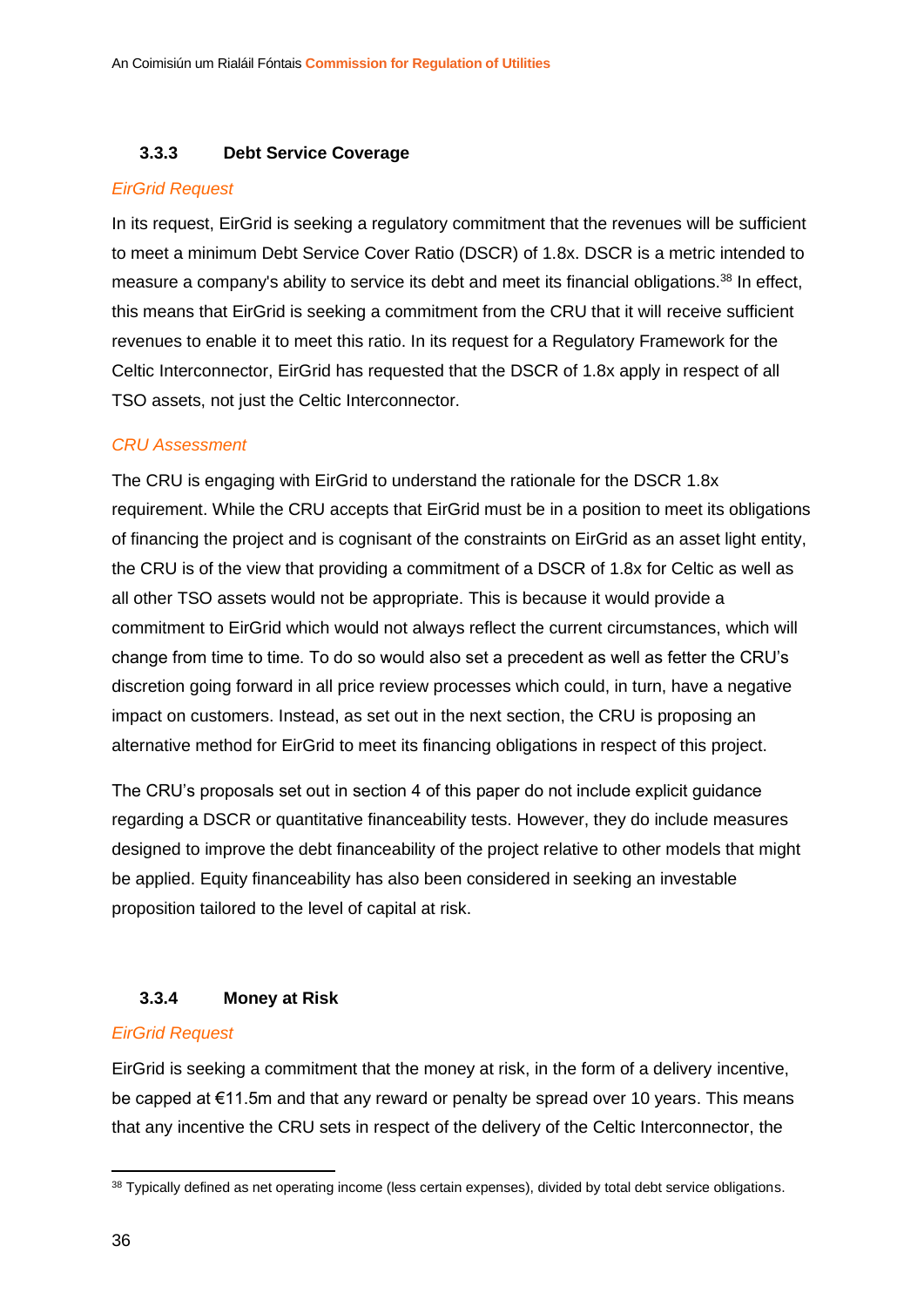### 3.3.3 Debt Service Coverage

*EirGrid Request*

In its request, EirGrid is seeking a regulatory commitment that the revenues will be sufficient to meet a minimum Debt Service Cover Ratio (DSCR) of 1.8x. DSCR is a metric intended to measure a company's ability to service its debt and meet its financial obligations.[38] In effect, this means that EirGrid is seeking a commitment from the CRU that it will receive sufficient revenues to enable it to meet this ratio. In its request for a Regulatory Framework for the Celtic Interconnector, EirGrid has requested that the DSCR of 1.8x apply in respect of all TSO assets, not just the Celtic Interconnector.

*CRU Assessment*

The CRU is engaging with EirGrid to understand the rationale for the DSCR 1.8x requirement. While the CRU accepts that EirGrid must be in a position to meet its obligations of financing the project and is cognisant of the constraints on EirGrid as an asset light entity, the CRU is of the view that providing a commitment of a DSCR of 1.8x for Celtic as well as all other TSO assets would not be appropriate. This is because it would provide a commitment to EirGrid which would not always reflect the current circumstances, which will change from time to time. To do so would also set a precedent as well as fetter the CRU's discretion going forward in all price review processes which could, in turn, have a negative impact on customers. Instead, as set out in the next section, the CRU is proposing an alternative method for EirGrid to meet its financing obligations in respect of this project.

The CRU's proposals set out in section 4 of this paper do not include explicit guidance regarding a DSCR or quantitative financeability tests. However, they do include measures designed to improve the debt financeability of the project relative to other models that might be applied. Equity financeability has also been considered in seeking an investable proposition tailored to the level of capital at risk.

### 3.3.4 Money at Risk

*EirGrid Request*

EirGrid is seeking a commitment that the money at risk, in the form of a delivery incentive, be capped at €11.5m and that any reward or penalty be spread over 10 years. This means that any incentive the CRU sets in respect of the delivery of the Celtic Interconnector, the

[38] Typically defined as net operating income (less certain expenses), divided by total debt service obligations.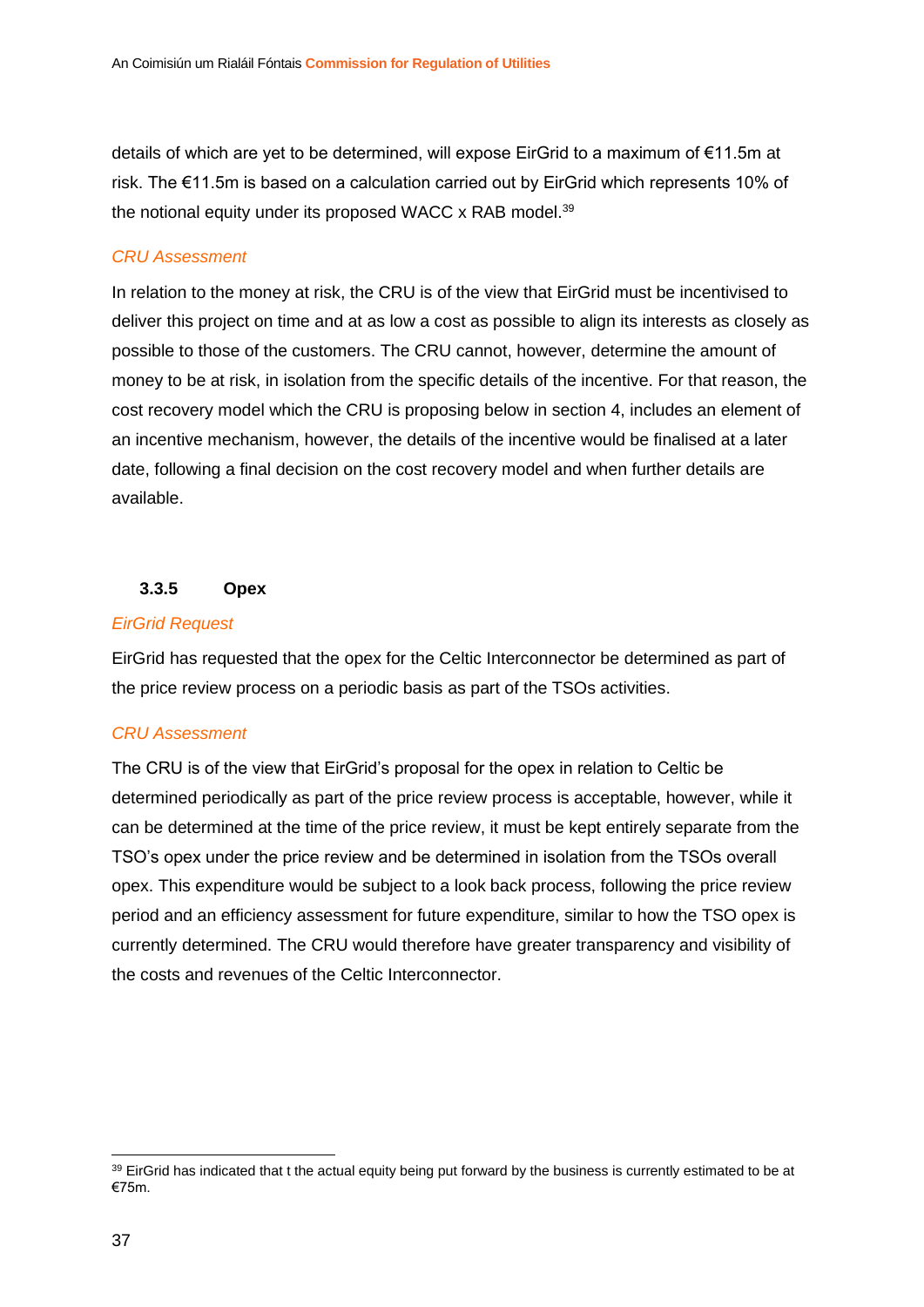details of which are yet to be determined, will expose EirGrid to a maximum of €11.5m at risk. The €11.5m is based on a calculation carried out by EirGrid which represents 10% of the notional equity under its proposed WACC x RAB model.[39]

*CRU Assessment*

In relation to the money at risk, the CRU is of the view that EirGrid must be incentivised to deliver this project on time and at as low a cost as possible to align its interests as closely as possible to those of the customers. The CRU cannot, however, determine the amount of money to be at risk, in isolation from the specific details of the incentive. For that reason, the cost recovery model which the CRU is proposing below in section 4, includes an element of an incentive mechanism, however, the details of the incentive would be finalised at a later date, following a final decision on the cost recovery model and when further details are available.

#### 3.3.5 Opex

*EirGrid Request*

EirGrid has requested that the opex for the Celtic Interconnector be determined as part of the price review process on a periodic basis as part of the TSOs activities.

*CRU Assessment*

The CRU is of the view that EirGrid's proposal for the opex in relation to Celtic be determined periodically as part of the price review process is acceptable, however, while it can be determined at the time of the price review, it must be kept entirely separate from the TSO's opex under the price review and be determined in isolation from the TSOs overall opex. This expenditure would be subject to a look back process, following the price review period and an efficiency assessment for future expenditure, similar to how the TSO opex is currently determined. The CRU would therefore have greater transparency and visibility of the costs and revenues of the Celtic Interconnector.

---

[39] EirGrid has indicated that t the actual equity being put forward by the business is currently estimated to be at €75m.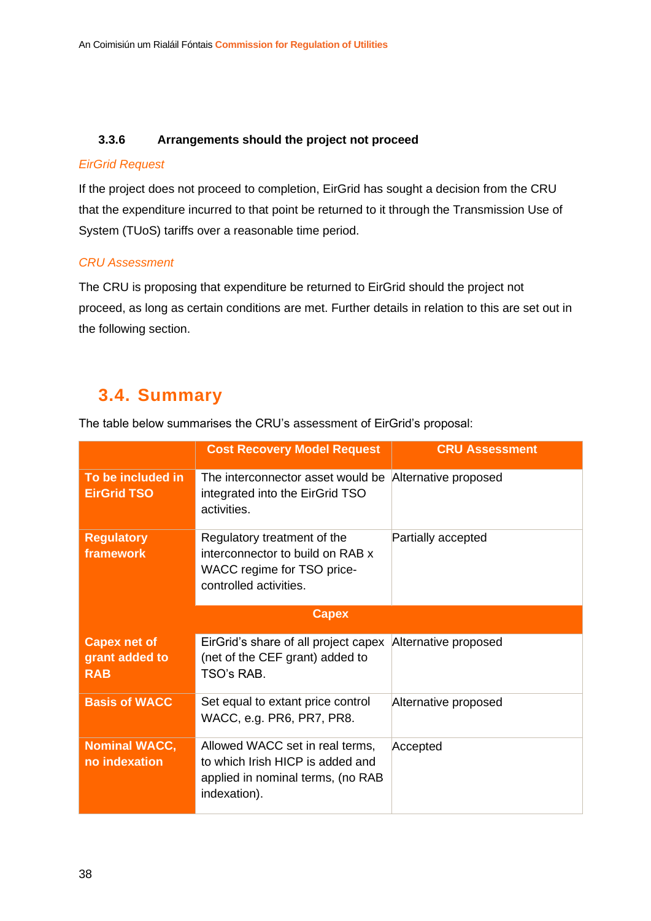### 3.3.6 Arrangements should the project not proceed

*EirGrid Request*

If the project does not proceed to completion, EirGrid has sought a decision from the CRU that the expenditure incurred to that point be returned to it through the Transmission Use of System (TUoS) tariffs over a reasonable time period.

*CRU Assessment*

The CRU is proposing that expenditure be returned to EirGrid should the project not proceed, as long as certain conditions are met. Further details in relation to this are set out in the following section.

## 3.4. Summary

The table below summarises the CRU's assessment of EirGrid's proposal:

| | Cost Recovery Model Request | CRU Assessment |
|---|---|---|
| **To be included in EirGrid TSO** | The interconnector asset would be integrated into the EirGrid TSO activities. | Alternative proposed |
| **Regulatory framework** | Regulatory treatment of the interconnector to build on RAB x WACC regime for TSO price-controlled activities. | Partially accepted |
| | **Capex** | |
| **Capex net of grant added to RAB** | EirGrid's share of all project capex (net of the CEF grant) added to TSO's RAB. | Alternative proposed |
| **Basis of WACC** | Set equal to extant price control WACC, e.g. PR6, PR7, PR8. | Alternative proposed |
| **Nominal WACC, no indexation** | Allowed WACC set in real terms, to which Irish HICP is added and applied in nominal terms, (no RAB indexation). | Accepted |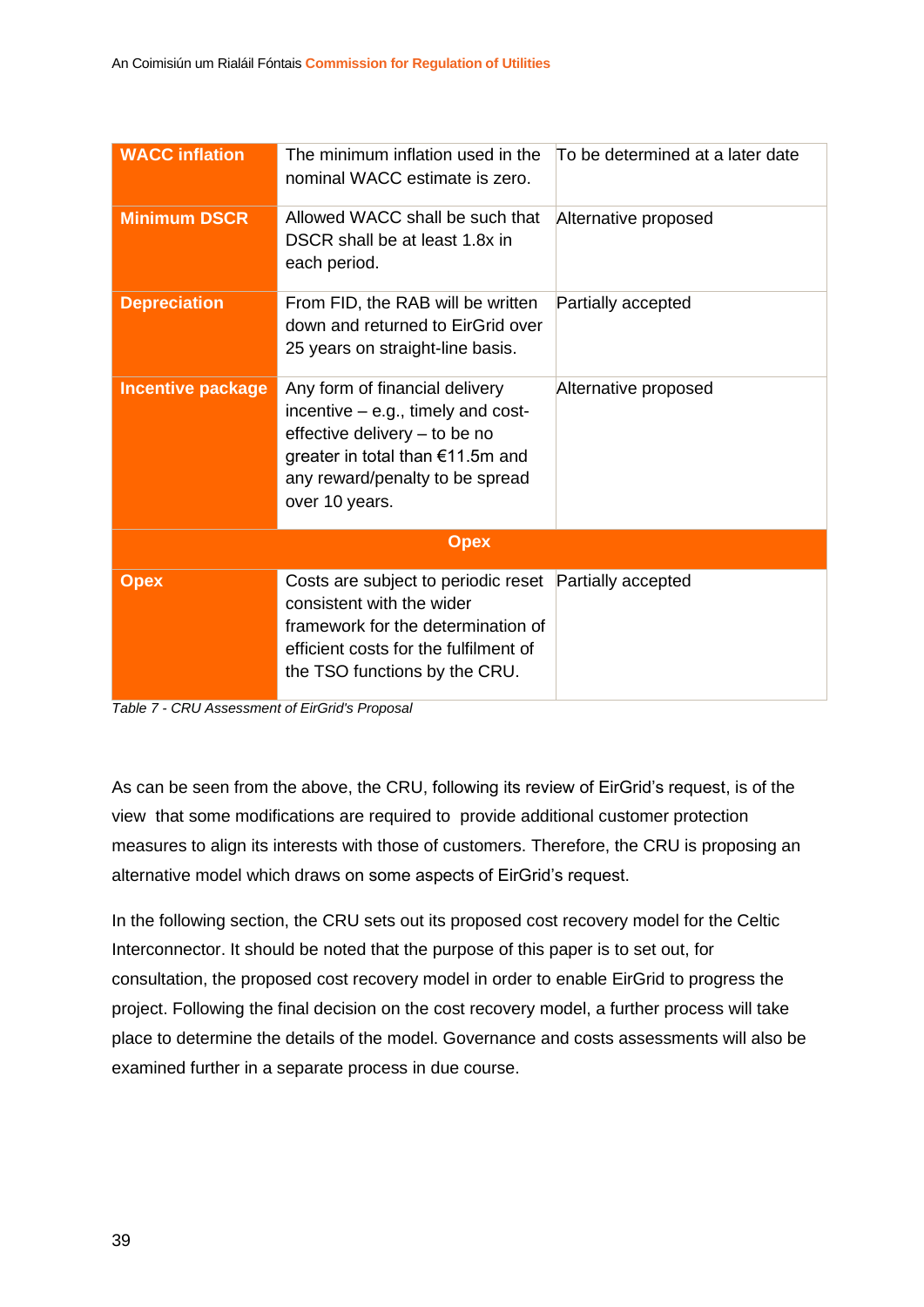| | | |
|---|---|---|
| **WACC inflation** | The minimum inflation used in the nominal WACC estimate is zero. | To be determined at a later date |
| **Minimum DSCR** | Allowed WACC shall be such that DSCR shall be at least 1.8x in each period. | Alternative proposed |
| **Depreciation** | From FID, the RAB will be written down and returned to EirGrid over 25 years on straight-line basis. | Partially accepted |
| **Incentive package** | Any form of financial delivery incentive – e.g., timely and cost-effective delivery – to be no greater in total than €11.5m and any reward/penalty to be spread over 10 years. | Alternative proposed |
| **Opex** | | |
| **Opex** | Costs are subject to periodic reset consistent with the wider framework for the determination of efficient costs for the fulfilment of the TSO functions by the CRU. | Partially accepted |

*Table 7 - CRU Assessment of EirGrid's Proposal*

As can be seen from the above, the CRU, following its review of EirGrid's request, is of the view that some modifications are required to provide additional customer protection measures to align its interests with those of customers. Therefore, the CRU is proposing an alternative model which draws on some aspects of EirGrid's request.

In the following section, the CRU sets out its proposed cost recovery model for the Celtic Interconnector. It should be noted that the purpose of this paper is to set out, for consultation, the proposed cost recovery model in order to enable EirGrid to progress the project. Following the final decision on the cost recovery model, a further process will take place to determine the details of the model. Governance and costs assessments will also be examined further in a separate process in due course.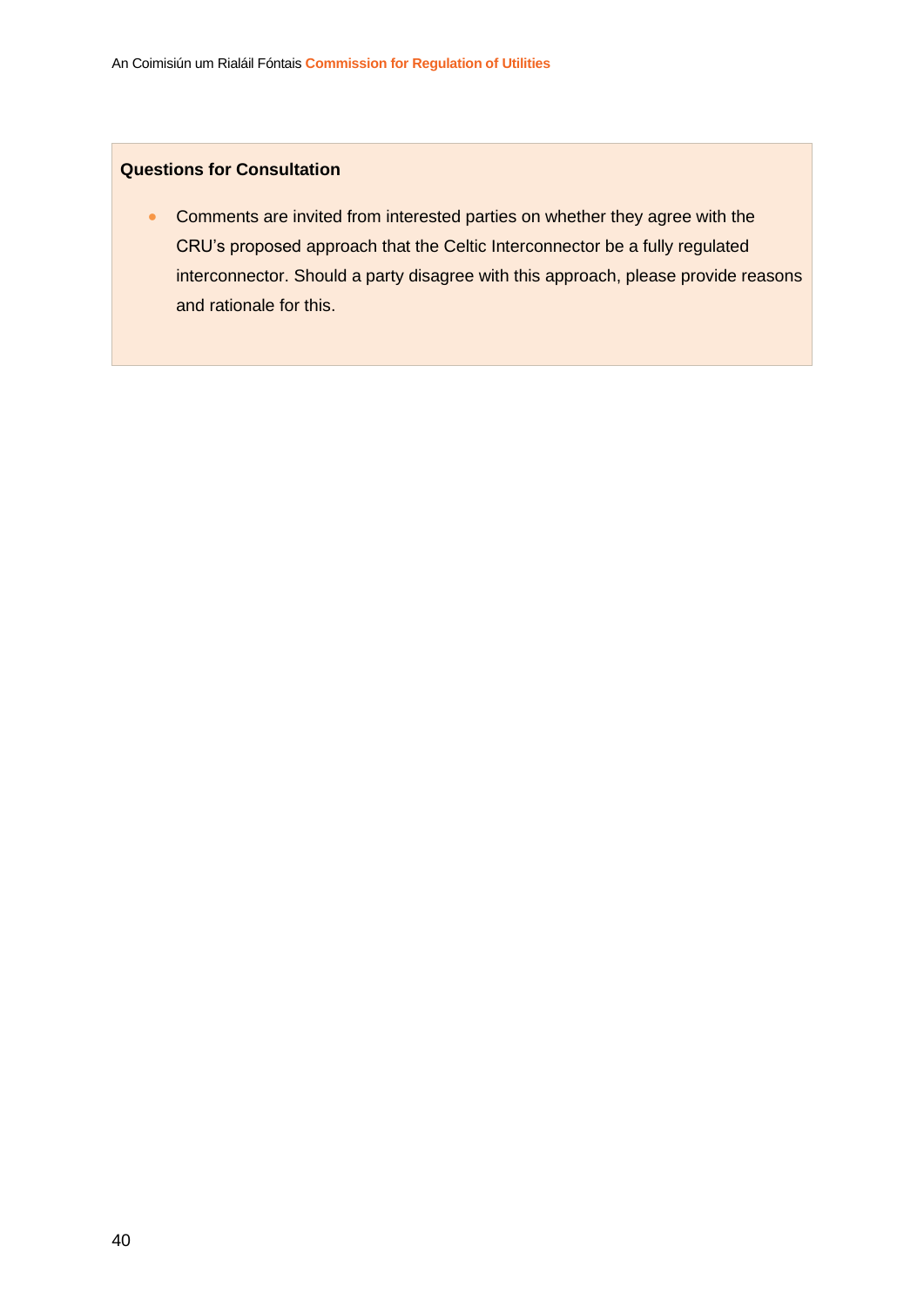**Questions for Consultation**

- Comments are invited from interested parties on whether they agree with the CRU's proposed approach that the Celtic Interconnector be a fully regulated interconnector. Should a party disagree with this approach, please provide reasons and rationale for this.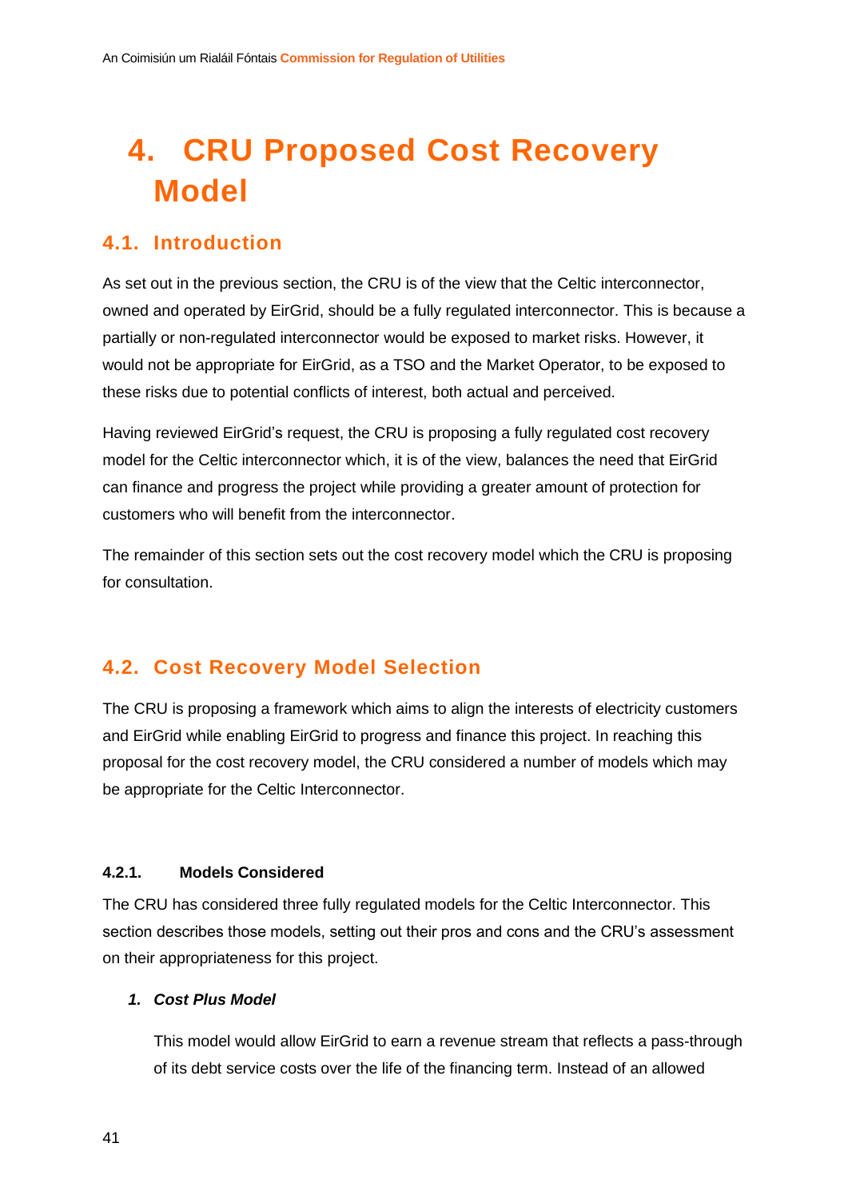# 4. CRU Proposed Cost Recovery Model

## 4.1. Introduction

As set out in the previous section, the CRU is of the view that the Celtic interconnector, owned and operated by EirGrid, should be a fully regulated interconnector. This is because a partially or non-regulated interconnector would be exposed to market risks. However, it would not be appropriate for EirGrid, as a TSO and the Market Operator, to be exposed to these risks due to potential conflicts of interest, both actual and perceived.

Having reviewed EirGrid's request, the CRU is proposing a fully regulated cost recovery model for the Celtic interconnector which, it is of the view, balances the need that EirGrid can finance and progress the project while providing a greater amount of protection for customers who will benefit from the interconnector.

The remainder of this section sets out the cost recovery model which the CRU is proposing for consultation.

## 4.2. Cost Recovery Model Selection

The CRU is proposing a framework which aims to align the interests of electricity customers and EirGrid while enabling EirGrid to progress and finance this project. In reaching this proposal for the cost recovery model, the CRU considered a number of models which may be appropriate for the Celtic Interconnector.

### 4.2.1. Models Considered

The CRU has considered three fully regulated models for the Celtic Interconnector. This section describes those models, setting out their pros and cons and the CRU's assessment on their appropriateness for this project.

1. ***Cost Plus Model***

   This model would allow EirGrid to earn a revenue stream that reflects a pass-through of its debt service costs over the life of the financing term. Instead of an allowed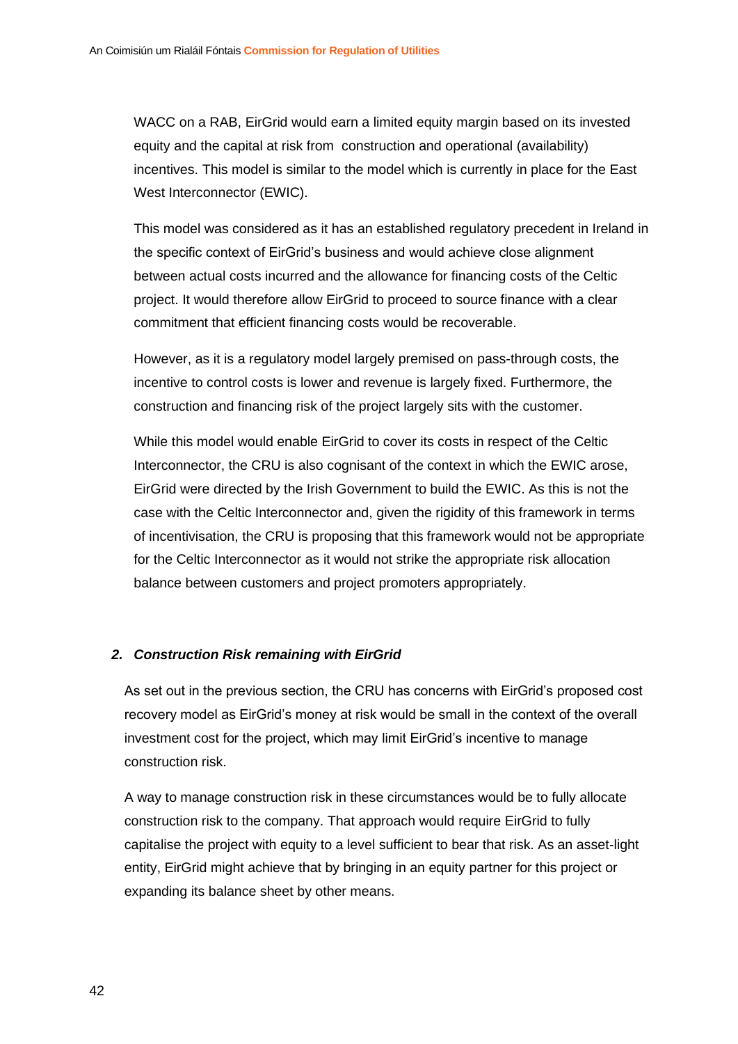WACC on a RAB, EirGrid would earn a limited equity margin based on its invested equity and the capital at risk from construction and operational (availability) incentives. This model is similar to the model which is currently in place for the East West Interconnector (EWIC).

This model was considered as it has an established regulatory precedent in Ireland in the specific context of EirGrid's business and would achieve close alignment between actual costs incurred and the allowance for financing costs of the Celtic project. It would therefore allow EirGrid to proceed to source finance with a clear commitment that efficient financing costs would be recoverable.

However, as it is a regulatory model largely premised on pass-through costs, the incentive to control costs is lower and revenue is largely fixed. Furthermore, the construction and financing risk of the project largely sits with the customer.

While this model would enable EirGrid to cover its costs in respect of the Celtic Interconnector, the CRU is also cognisant of the context in which the EWIC arose, EirGrid were directed by the Irish Government to build the EWIC. As this is not the case with the Celtic Interconnector and, given the rigidity of this framework in terms of incentivisation, the CRU is proposing that this framework would not be appropriate for the Celtic Interconnector as it would not strike the appropriate risk allocation balance between customers and project promoters appropriately.

### *2. Construction Risk remaining with EirGrid*

As set out in the previous section, the CRU has concerns with EirGrid's proposed cost recovery model as EirGrid's money at risk would be small in the context of the overall investment cost for the project, which may limit EirGrid's incentive to manage construction risk.

A way to manage construction risk in these circumstances would be to fully allocate construction risk to the company. That approach would require EirGrid to fully capitalise the project with equity to a level sufficient to bear that risk. As an asset-light entity, EirGrid might achieve that by bringing in an equity partner for this project or expanding its balance sheet by other means.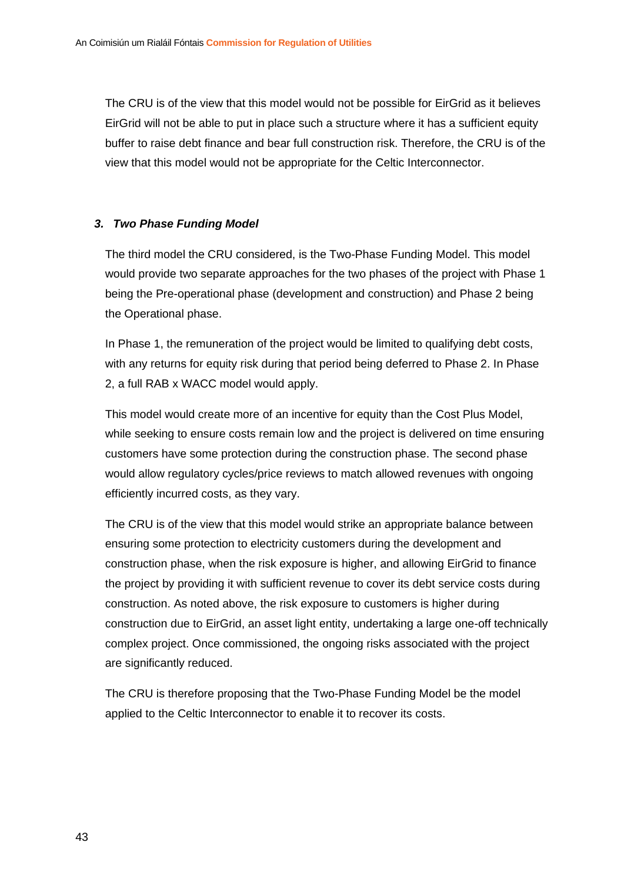The CRU is of the view that this model would not be possible for EirGrid as it believes EirGrid will not be able to put in place such a structure where it has a sufficient equity buffer to raise debt finance and bear full construction risk. Therefore, the CRU is of the view that this model would not be appropriate for the Celtic Interconnector.

### 3. *Two Phase Funding Model*

The third model the CRU considered, is the Two-Phase Funding Model. This model would provide two separate approaches for the two phases of the project with Phase 1 being the Pre-operational phase (development and construction) and Phase 2 being the Operational phase.

In Phase 1, the remuneration of the project would be limited to qualifying debt costs, with any returns for equity risk during that period being deferred to Phase 2. In Phase 2, a full RAB x WACC model would apply.

This model would create more of an incentive for equity than the Cost Plus Model, while seeking to ensure costs remain low and the project is delivered on time ensuring customers have some protection during the construction phase. The second phase would allow regulatory cycles/price reviews to match allowed revenues with ongoing efficiently incurred costs, as they vary.

The CRU is of the view that this model would strike an appropriate balance between ensuring some protection to electricity customers during the development and construction phase, when the risk exposure is higher, and allowing EirGrid to finance the project by providing it with sufficient revenue to cover its debt service costs during construction. As noted above, the risk exposure to customers is higher during construction due to EirGrid, an asset light entity, undertaking a large one-off technically complex project. Once commissioned, the ongoing risks associated with the project are significantly reduced.

The CRU is therefore proposing that the Two-Phase Funding Model be the model applied to the Celtic Interconnector to enable it to recover its costs.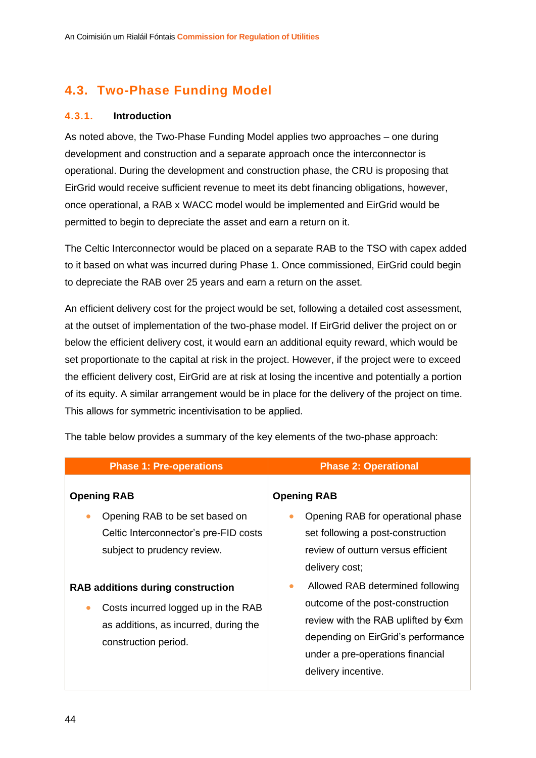## 4.3. Two-Phase Funding Model

### 4.3.1. Introduction

As noted above, the Two-Phase Funding Model applies two approaches – one during development and construction and a separate approach once the interconnector is operational. During the development and construction phase, the CRU is proposing that EirGrid would receive sufficient revenue to meet its debt financing obligations, however, once operational, a RAB x WACC model would be implemented and EirGrid would be permitted to begin to depreciate the asset and earn a return on it.

The Celtic Interconnector would be placed on a separate RAB to the TSO with capex added to it based on what was incurred during Phase 1. Once commissioned, EirGrid could begin to depreciate the RAB over 25 years and earn a return on the asset.

An efficient delivery cost for the project would be set, following a detailed cost assessment, at the outset of implementation of the two-phase model. If EirGrid deliver the project on or below the efficient delivery cost, it would earn an additional equity reward, which would be set proportionate to the capital at risk in the project. However, if the project were to exceed the efficient delivery cost, EirGrid are at risk at losing the incentive and potentially a portion of its equity. A similar arrangement would be in place for the delivery of the project on time. This allows for symmetric incentivisation to be applied.

The table below provides a summary of the key elements of the two-phase approach:

| Phase 1: Pre-operations | Phase 2: Operational |
|---|---|
| **Opening RAB**<br>• Opening RAB to be set based on Celtic Interconnector's pre-FID costs subject to prudency review.<br><br>**RAB additions during construction**<br>• Costs incurred logged up in the RAB as additions, as incurred, during the construction period. | **Opening RAB**<br>• Opening RAB for operational phase set following a post-construction review of outturn versus efficient delivery cost;<br>• Allowed RAB determined following outcome of the post-construction review with the RAB uplifted by €xm depending on EirGrid's performance under a pre-operations financial delivery incentive. |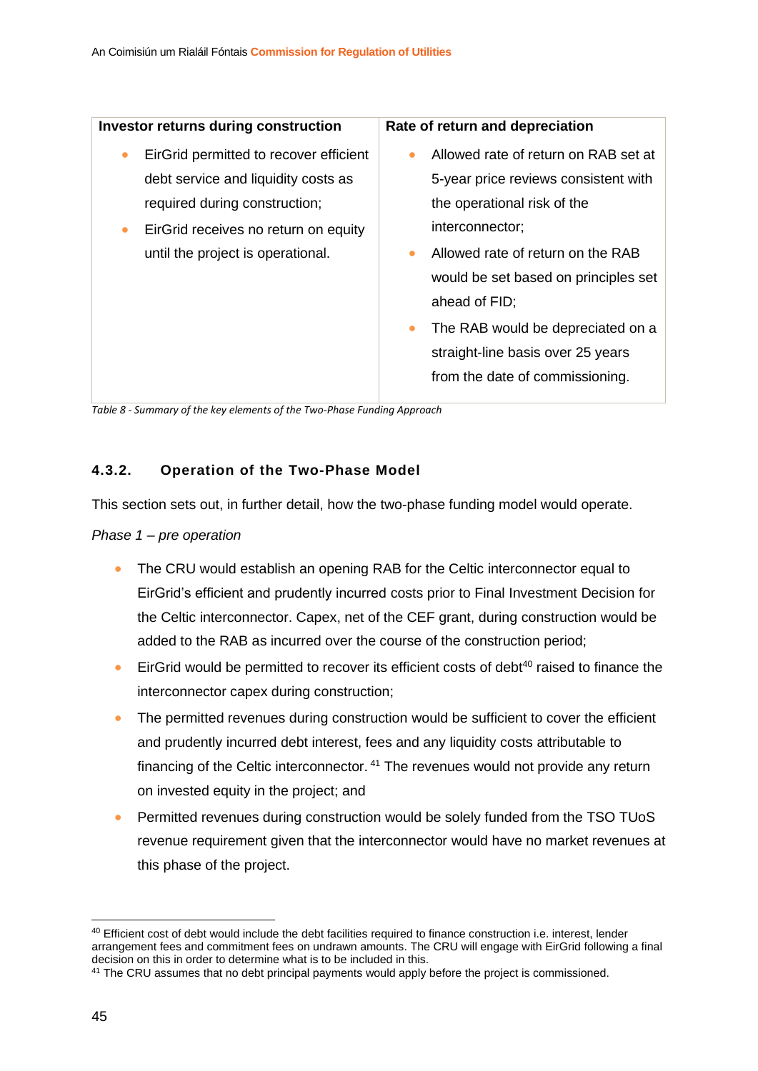| Investor returns during construction | Rate of return and depreciation |
| --- | --- |
| • EirGrid permitted to recover efficient debt service and liquidity costs as required during construction;<br>• EirGrid receives no return on equity until the project is operational. | • Allowed rate of return on RAB set at 5-year price reviews consistent with the operational risk of the interconnector;<br>• Allowed rate of return on the RAB would be set based on principles set ahead of FID;<br>• The RAB would be depreciated on a straight-line basis over 25 years from the date of commissioning. |

*Table 8 - Summary of the key elements of the Two-Phase Funding Approach*

#### 4.3.2. Operation of the Two-Phase Model

This section sets out, in further detail, how the two-phase funding model would operate.

*Phase 1 – pre operation*

- The CRU would establish an opening RAB for the Celtic interconnector equal to EirGrid's efficient and prudently incurred costs prior to Final Investment Decision for the Celtic interconnector. Capex, net of the CEF grant, during construction would be added to the RAB as incurred over the course of the construction period;
- EirGrid would be permitted to recover its efficient costs of debt[40] raised to finance the interconnector capex during construction;
- The permitted revenues during construction would be sufficient to cover the efficient and prudently incurred debt interest, fees and any liquidity costs attributable to financing of the Celtic interconnector. [41] The revenues would not provide any return on invested equity in the project; and
- Permitted revenues during construction would be solely funded from the TSO TUoS revenue requirement given that the interconnector would have no market revenues at this phase of the project.

[40] Efficient cost of debt would include the debt facilities required to finance construction i.e. interest, lender arrangement fees and commitment fees on undrawn amounts. The CRU will engage with EirGrid following a final decision on this in order to determine what is to be included in this.

[41] The CRU assumes that no debt principal payments would apply before the project is commissioned.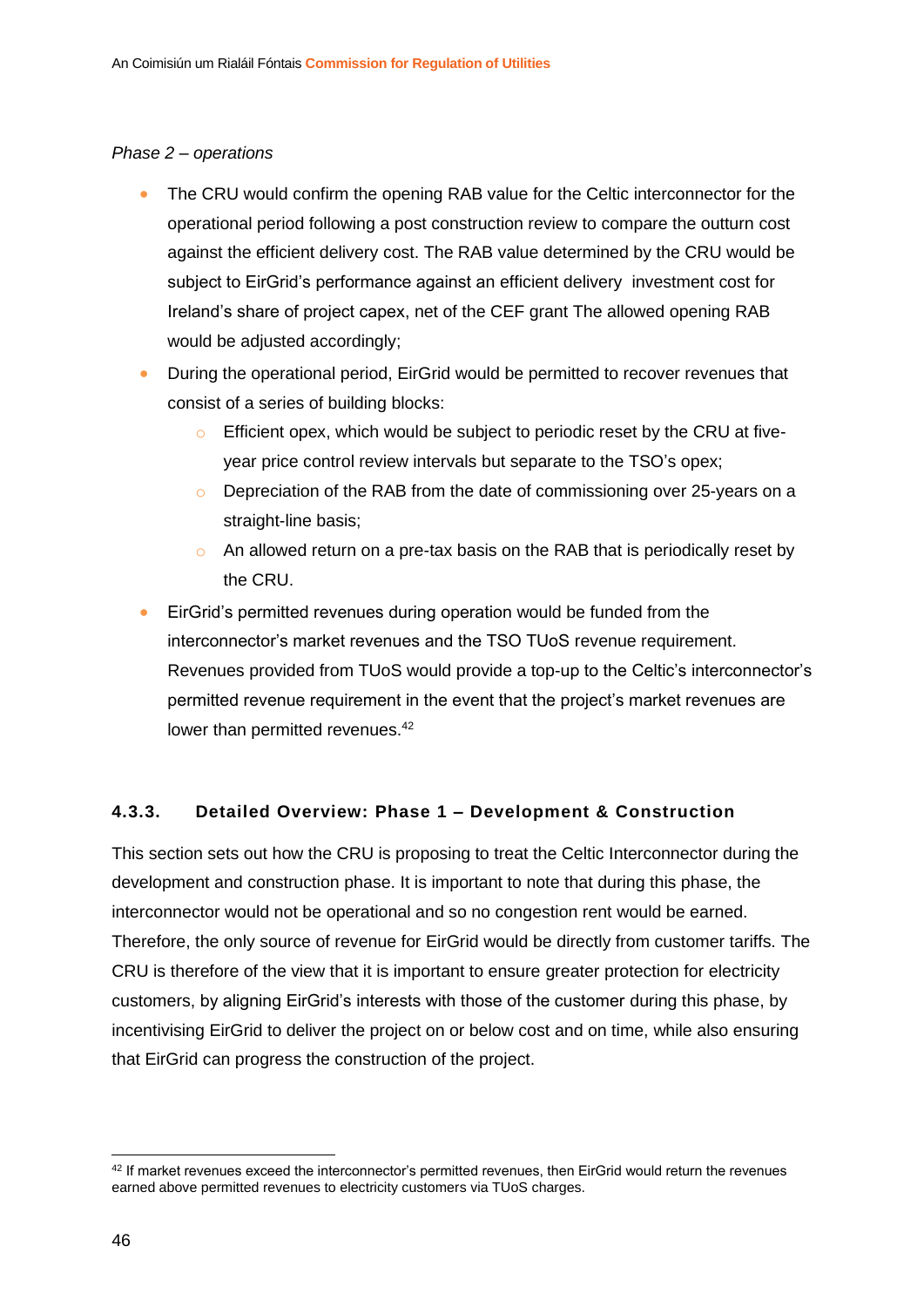*Phase 2 – operations*

- The CRU would confirm the opening RAB value for the Celtic interconnector for the operational period following a post construction review to compare the outturn cost against the efficient delivery cost. The RAB value determined by the CRU would be subject to EirGrid's performance against an efficient delivery investment cost for Ireland's share of project capex, net of the CEF grant The allowed opening RAB would be adjusted accordingly;
- During the operational period, EirGrid would be permitted to recover revenues that consist of a series of building blocks:
  - Efficient opex, which would be subject to periodic reset by the CRU at five-year price control review intervals but separate to the TSO's opex;
  - Depreciation of the RAB from the date of commissioning over 25-years on a straight-line basis;
  - An allowed return on a pre-tax basis on the RAB that is periodically reset by the CRU.
- EirGrid's permitted revenues during operation would be funded from the interconnector's market revenues and the TSO TUoS revenue requirement. Revenues provided from TUoS would provide a top-up to the Celtic's interconnector's permitted revenue requirement in the event that the project's market revenues are lower than permitted revenues.[42]

#### 4.3.3. Detailed Overview: Phase 1 – Development & Construction

This section sets out how the CRU is proposing to treat the Celtic Interconnector during the development and construction phase. It is important to note that during this phase, the interconnector would not be operational and so no congestion rent would be earned. Therefore, the only source of revenue for EirGrid would be directly from customer tariffs. The CRU is therefore of the view that it is important to ensure greater protection for electricity customers, by aligning EirGrid's interests with those of the customer during this phase, by incentivising EirGrid to deliver the project on or below cost and on time, while also ensuring that EirGrid can progress the construction of the project.

[42] If market revenues exceed the interconnector's permitted revenues, then EirGrid would return the revenues earned above permitted revenues to electricity customers via TUoS charges.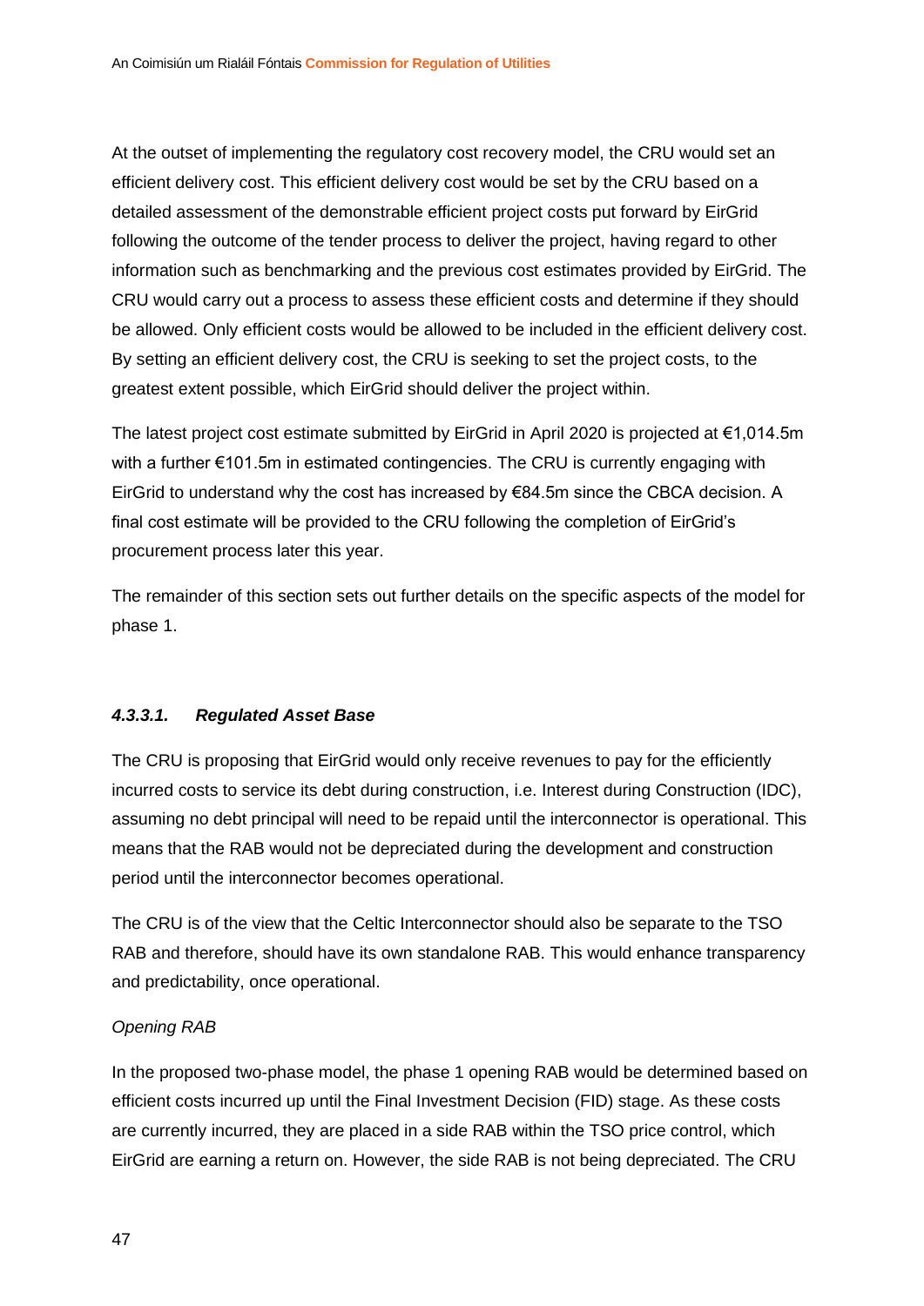At the outset of implementing the regulatory cost recovery model, the CRU would set an efficient delivery cost. This efficient delivery cost would be set by the CRU based on a detailed assessment of the demonstrable efficient project costs put forward by EirGrid following the outcome of the tender process to deliver the project, having regard to other information such as benchmarking and the previous cost estimates provided by EirGrid. The CRU would carry out a process to assess these efficient costs and determine if they should be allowed. Only efficient costs would be allowed to be included in the efficient delivery cost. By setting an efficient delivery cost, the CRU is seeking to set the project costs, to the greatest extent possible, which EirGrid should deliver the project within.

The latest project cost estimate submitted by EirGrid in April 2020 is projected at €1,014.5m with a further €101.5m in estimated contingencies. The CRU is currently engaging with EirGrid to understand why the cost has increased by €84.5m since the CBCA decision. A final cost estimate will be provided to the CRU following the completion of EirGrid's procurement process later this year.

The remainder of this section sets out further details on the specific aspects of the model for phase 1.

#### *4.3.3.1. Regulated Asset Base*

The CRU is proposing that EirGrid would only receive revenues to pay for the efficiently incurred costs to service its debt during construction, i.e. Interest during Construction (IDC), assuming no debt principal will need to be repaid until the interconnector is operational. This means that the RAB would not be depreciated during the development and construction period until the interconnector becomes operational.

The CRU is of the view that the Celtic Interconnector should also be separate to the TSO RAB and therefore, should have its own standalone RAB. This would enhance transparency and predictability, once operational.

*Opening RAB*

In the proposed two-phase model, the phase 1 opening RAB would be determined based on efficient costs incurred up until the Final Investment Decision (FID) stage. As these costs are currently incurred, they are placed in a side RAB within the TSO price control, which EirGrid are earning a return on. However, the side RAB is not being depreciated. The CRU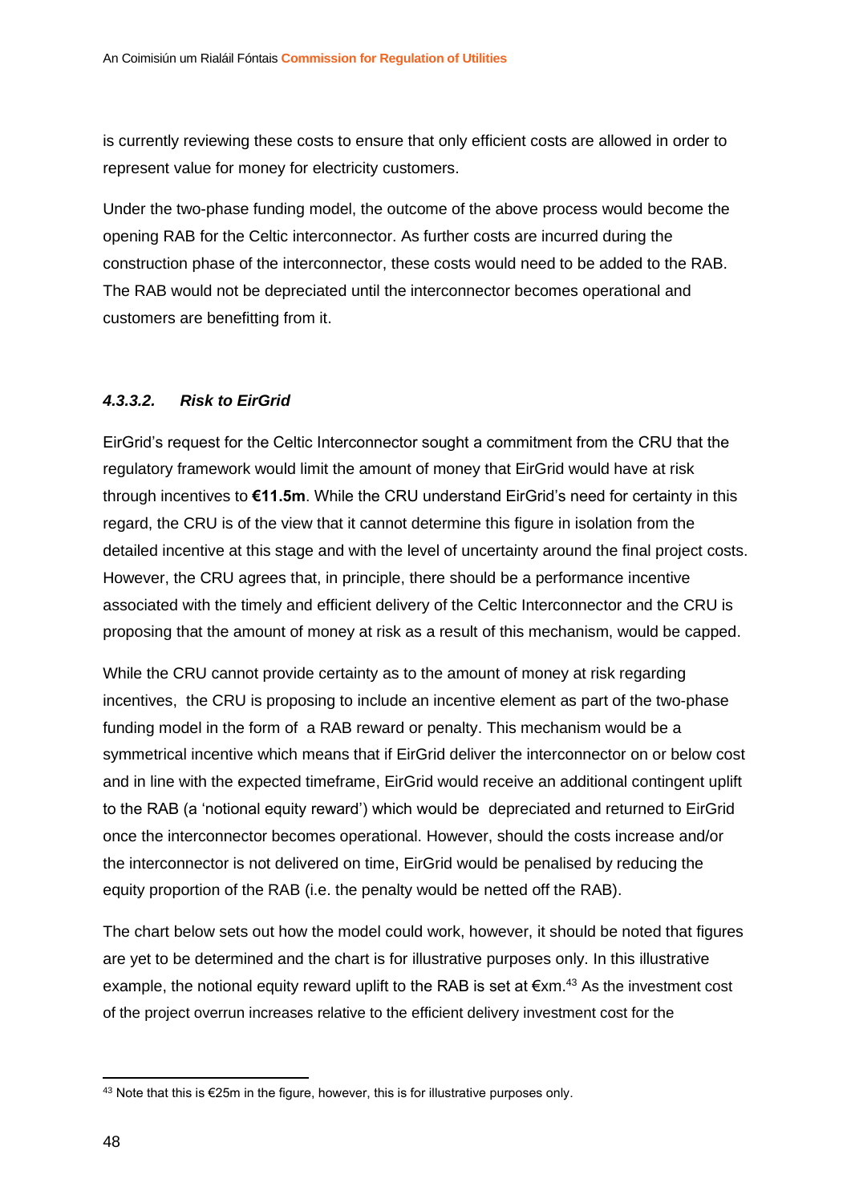is currently reviewing these costs to ensure that only efficient costs are allowed in order to represent value for money for electricity customers.

Under the two-phase funding model, the outcome of the above process would become the opening RAB for the Celtic interconnector. As further costs are incurred during the construction phase of the interconnector, these costs would need to be added to the RAB. The RAB would not be depreciated until the interconnector becomes operational and customers are benefitting from it.

#### *4.3.3.2. Risk to EirGrid*

EirGrid's request for the Celtic Interconnector sought a commitment from the CRU that the regulatory framework would limit the amount of money that EirGrid would have at risk through incentives to **€11.5m**. While the CRU understand EirGrid's need for certainty in this regard, the CRU is of the view that it cannot determine this figure in isolation from the detailed incentive at this stage and with the level of uncertainty around the final project costs. However, the CRU agrees that, in principle, there should be a performance incentive associated with the timely and efficient delivery of the Celtic Interconnector and the CRU is proposing that the amount of money at risk as a result of this mechanism, would be capped.

While the CRU cannot provide certainty as to the amount of money at risk regarding incentives, the CRU is proposing to include an incentive element as part of the two-phase funding model in the form of a RAB reward or penalty. This mechanism would be a symmetrical incentive which means that if EirGrid deliver the interconnector on or below cost and in line with the expected timeframe, EirGrid would receive an additional contingent uplift to the RAB (a 'notional equity reward') which would be depreciated and returned to EirGrid once the interconnector becomes operational. However, should the costs increase and/or the interconnector is not delivered on time, EirGrid would be penalised by reducing the equity proportion of the RAB (i.e. the penalty would be netted off the RAB).

The chart below sets out how the model could work, however, it should be noted that figures are yet to be determined and the chart is for illustrative purposes only. In this illustrative example, the notional equity reward uplift to the RAB is set at €xm.[43] As the investment cost of the project overrun increases relative to the efficient delivery investment cost for the

[43] Note that this is €25m in the figure, however, this is for illustrative purposes only.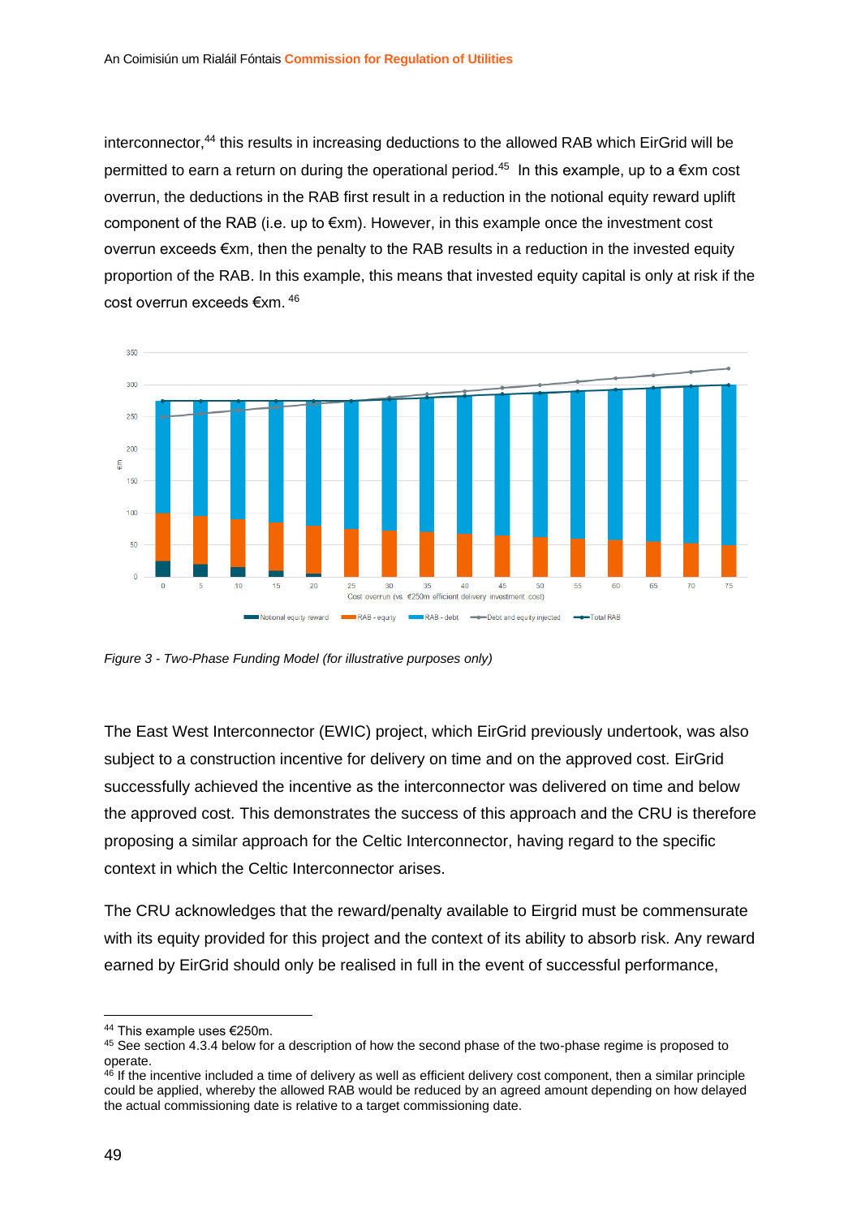interconnector,[44] this results in increasing deductions to the allowed RAB which EirGrid will be permitted to earn a return on during the operational period.[45] In this example, up to a €xm cost overrun, the deductions in the RAB first result in a reduction in the notional equity reward uplift component of the RAB (i.e. up to €xm). However, in this example once the investment cost overrun exceeds €xm, then the penalty to the RAB results in a reduction in the invested equity proportion of the RAB. In this example, this means that invested equity capital is only at risk if the cost overrun exceeds €xm. [46]

*Figure 3 - Two-Phase Funding Model (for illustrative purposes only)*

The East West Interconnector (EWIC) project, which EirGrid previously undertook, was also subject to a construction incentive for delivery on time and on the approved cost. EirGrid successfully achieved the incentive as the interconnector was delivered on time and below the approved cost. This demonstrates the success of this approach and the CRU is therefore proposing a similar approach for the Celtic Interconnector, having regard to the specific context in which the Celtic Interconnector arises.

The CRU acknowledges that the reward/penalty available to Eirgrid must be commensurate with its equity provided for this project and the context of its ability to absorb risk. Any reward earned by EirGrid should only be realised in full in the event of successful performance,

[44] This example uses €250m.

[45] See section 4.3.4 below for a description of how the second phase of the two-phase regime is proposed to operate.

[46] If the incentive included a time of delivery as well as efficient delivery cost component, then a similar principle could be applied, whereby the allowed RAB would be reduced by an agreed amount depending on how delayed the actual commissioning date is relative to a target commissioning date.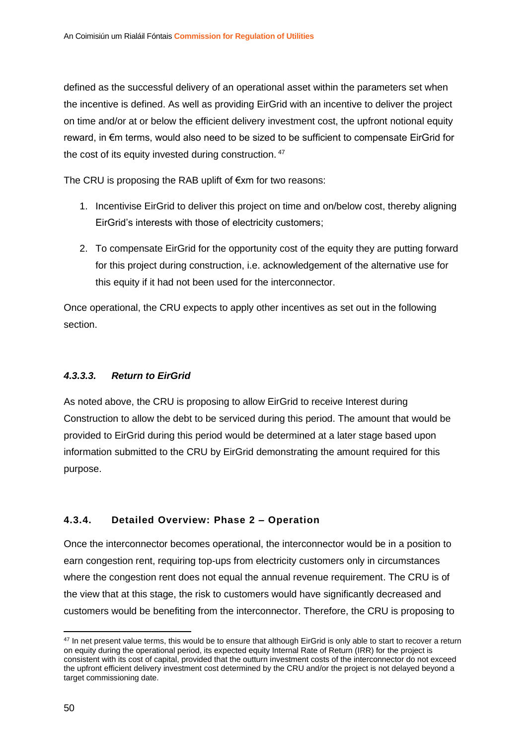defined as the successful delivery of an operational asset within the parameters set when the incentive is defined. As well as providing EirGrid with an incentive to deliver the project on time and/or at or below the efficient delivery investment cost, the upfront notional equity reward, in €m terms, would also need to be sized to be sufficient to compensate EirGrid for the cost of its equity invested during construction. [47]

The CRU is proposing the RAB uplift of €xm for two reasons:

1. Incentivise EirGrid to deliver this project on time and on/below cost, thereby aligning EirGrid's interests with those of electricity customers;
2. To compensate EirGrid for the opportunity cost of the equity they are putting forward for this project during construction, i.e. acknowledgement of the alternative use for this equity if it had not been used for the interconnector.

Once operational, the CRU expects to apply other incentives as set out in the following section.

#### *4.3.3.3. Return to EirGrid*

As noted above, the CRU is proposing to allow EirGrid to receive Interest during Construction to allow the debt to be serviced during this period. The amount that would be provided to EirGrid during this period would be determined at a later stage based upon information submitted to the CRU by EirGrid demonstrating the amount required for this purpose.

### **4.3.4. Detailed Overview: Phase 2 – Operation**

Once the interconnector becomes operational, the interconnector would be in a position to earn congestion rent, requiring top-ups from electricity customers only in circumstances where the congestion rent does not equal the annual revenue requirement. The CRU is of the view that at this stage, the risk to customers would have significantly decreased and customers would be benefiting from the interconnector. Therefore, the CRU is proposing to

[47] In net present value terms, this would be to ensure that although EirGrid is only able to start to recover a return on equity during the operational period, its expected equity Internal Rate of Return (IRR) for the project is consistent with its cost of capital, provided that the outturn investment costs of the interconnector do not exceed the upfront efficient delivery investment cost determined by the CRU and/or the project is not delayed beyond a target commissioning date.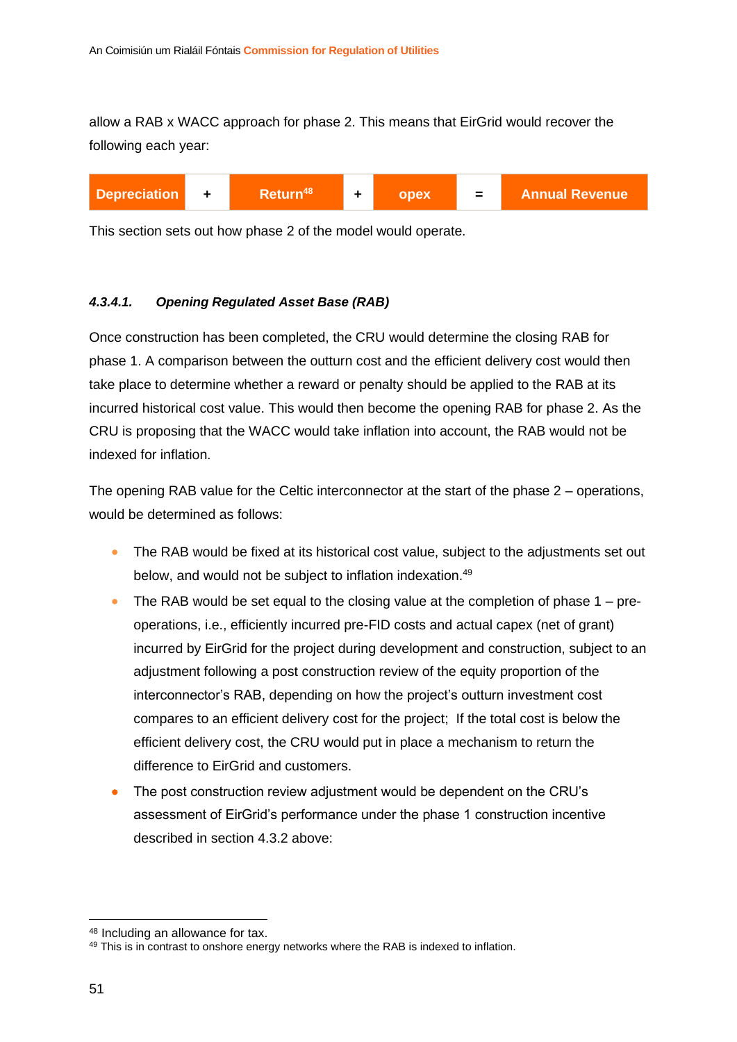allow a RAB x WACC approach for phase 2. This means that EirGrid would recover the following each year:

| Depreciation | + | Return[48] | + | opex | = | Annual Revenue |
|---|---|---|---|---|---|---|

This section sets out how phase 2 of the model would operate.

#### *4.3.4.1. Opening Regulated Asset Base (RAB)*

Once construction has been completed, the CRU would determine the closing RAB for phase 1. A comparison between the outturn cost and the efficient delivery cost would then take place to determine whether a reward or penalty should be applied to the RAB at its incurred historical cost value. This would then become the opening RAB for phase 2. As the CRU is proposing that the WACC would take inflation into account, the RAB would not be indexed for inflation.

The opening RAB value for the Celtic interconnector at the start of the phase 2 – operations, would be determined as follows:

- The RAB would be fixed at its historical cost value, subject to the adjustments set out below, and would not be subject to inflation indexation.[49]
- The RAB would be set equal to the closing value at the completion of phase 1 – pre-operations, i.e., efficiently incurred pre-FID costs and actual capex (net of grant) incurred by EirGrid for the project during development and construction, subject to an adjustment following a post construction review of the equity proportion of the interconnector's RAB, depending on how the project's outturn investment cost compares to an efficient delivery cost for the project; If the total cost is below the efficient delivery cost, the CRU would put in place a mechanism to return the difference to EirGrid and customers.
- The post construction review adjustment would be dependent on the CRU's assessment of EirGrid's performance under the phase 1 construction incentive described in section 4.3.2 above:

---

[48] Including an allowance for tax.

[49] This is in contrast to onshore energy networks where the RAB is indexed to inflation.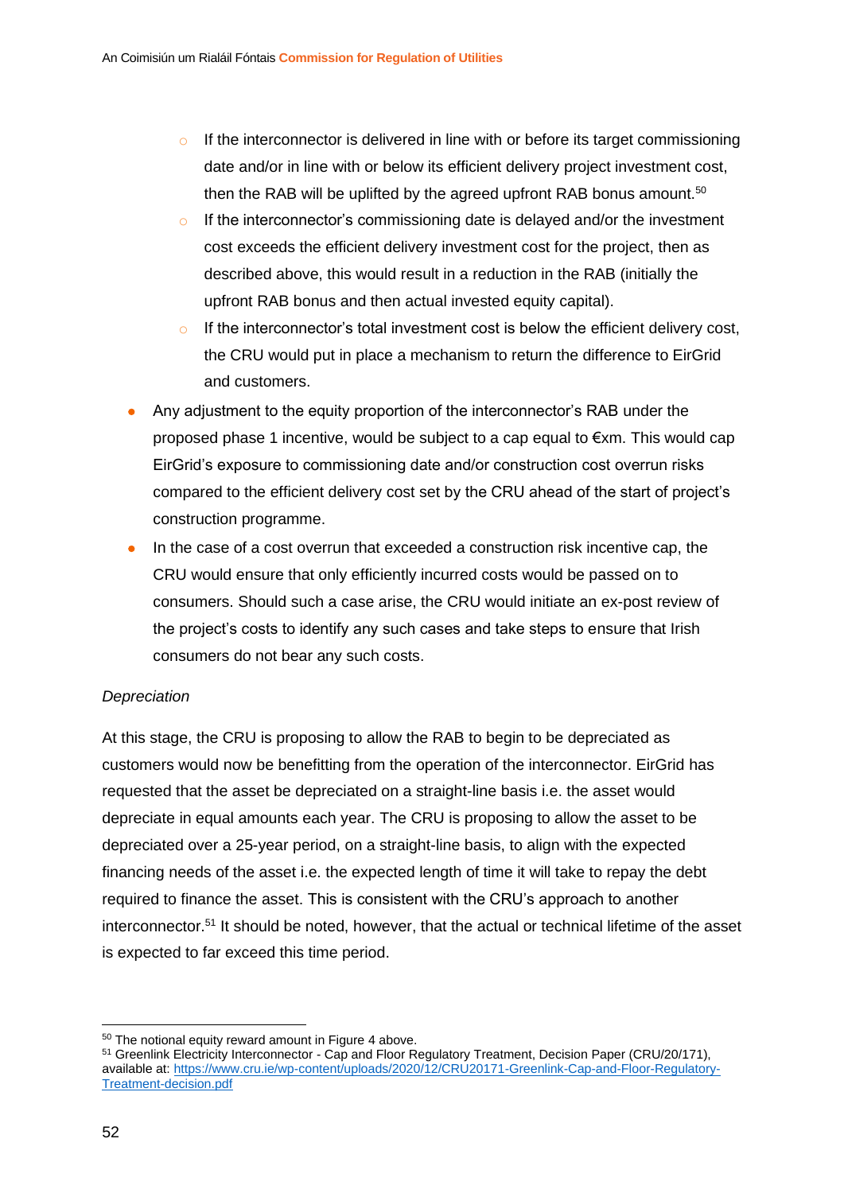- If the interconnector is delivered in line with or before its target commissioning date and/or in line with or below its efficient delivery project investment cost, then the RAB will be uplifted by the agreed upfront RAB bonus amount.[50]
    - If the interconnector's commissioning date is delayed and/or the investment cost exceeds the efficient delivery investment cost for the project, then as described above, this would result in a reduction in the RAB (initially the upfront RAB bonus and then actual invested equity capital).
    - If the interconnector's total investment cost is below the efficient delivery cost, the CRU would put in place a mechanism to return the difference to EirGrid and customers.
- Any adjustment to the equity proportion of the interconnector's RAB under the proposed phase 1 incentive, would be subject to a cap equal to €xm. This would cap EirGrid's exposure to commissioning date and/or construction cost overrun risks compared to the efficient delivery cost set by the CRU ahead of the start of project's construction programme.
- In the case of a cost overrun that exceeded a construction risk incentive cap, the CRU would ensure that only efficiently incurred costs would be passed on to consumers. Should such a case arise, the CRU would initiate an ex-post review of the project's costs to identify any such cases and take steps to ensure that Irish consumers do not bear any such costs.

*Depreciation*

At this stage, the CRU is proposing to allow the RAB to begin to be depreciated as customers would now be benefitting from the operation of the interconnector. EirGrid has requested that the asset be depreciated on a straight-line basis i.e. the asset would depreciate in equal amounts each year. The CRU is proposing to allow the asset to be depreciated over a 25-year period, on a straight-line basis, to align with the expected financing needs of the asset i.e. the expected length of time it will take to repay the debt required to finance the asset. This is consistent with the CRU's approach to another interconnector.[51] It should be noted, however, that the actual or technical lifetime of the asset is expected to far exceed this time period.

---

[50] The notional equity reward amount in Figure 4 above.

[51] Greenlink Electricity Interconnector - Cap and Floor Regulatory Treatment, Decision Paper (CRU/20/171), available at: https://www.cru.ie/wp-content/uploads/2020/12/CRU20171-Greenlink-Cap-and-Floor-Regulatory-Treatment-decision.pdf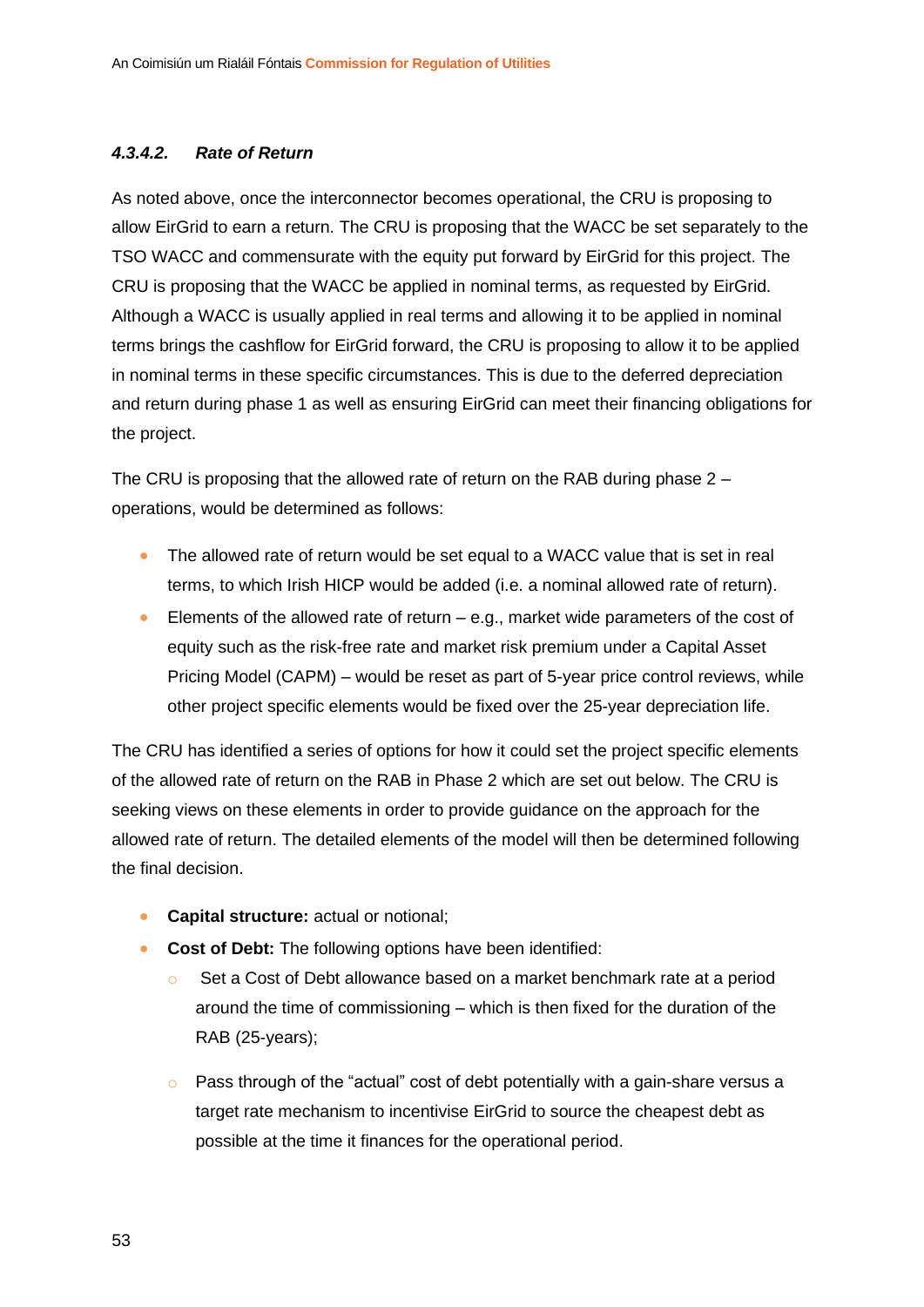#### 4.3.4.2. *Rate of Return*

As noted above, once the interconnector becomes operational, the CRU is proposing to allow EirGrid to earn a return. The CRU is proposing that the WACC be set separately to the TSO WACC and commensurate with the equity put forward by EirGrid for this project. The CRU is proposing that the WACC be applied in nominal terms, as requested by EirGrid. Although a WACC is usually applied in real terms and allowing it to be applied in nominal terms brings the cashflow for EirGrid forward, the CRU is proposing to allow it to be applied in nominal terms in these specific circumstances. This is due to the deferred depreciation and return during phase 1 as well as ensuring EirGrid can meet their financing obligations for the project.

The CRU is proposing that the allowed rate of return on the RAB during phase 2 – operations, would be determined as follows:

- The allowed rate of return would be set equal to a WACC value that is set in real terms, to which Irish HICP would be added (i.e. a nominal allowed rate of return).
- Elements of the allowed rate of return – e.g., market wide parameters of the cost of equity such as the risk-free rate and market risk premium under a Capital Asset Pricing Model (CAPM) – would be reset as part of 5-year price control reviews, while other project specific elements would be fixed over the 25-year depreciation life.

The CRU has identified a series of options for how it could set the project specific elements of the allowed rate of return on the RAB in Phase 2 which are set out below. The CRU is seeking views on these elements in order to provide guidance on the approach for the allowed rate of return. The detailed elements of the model will then be determined following the final decision.

- **Capital structure:** actual or notional;
- **Cost of Debt:** The following options have been identified:
  - Set a Cost of Debt allowance based on a market benchmark rate at a period around the time of commissioning – which is then fixed for the duration of the RAB (25-years);
  - Pass through of the "actual" cost of debt potentially with a gain-share versus a target rate mechanism to incentivise EirGrid to source the cheapest debt as possible at the time it finances for the operational period.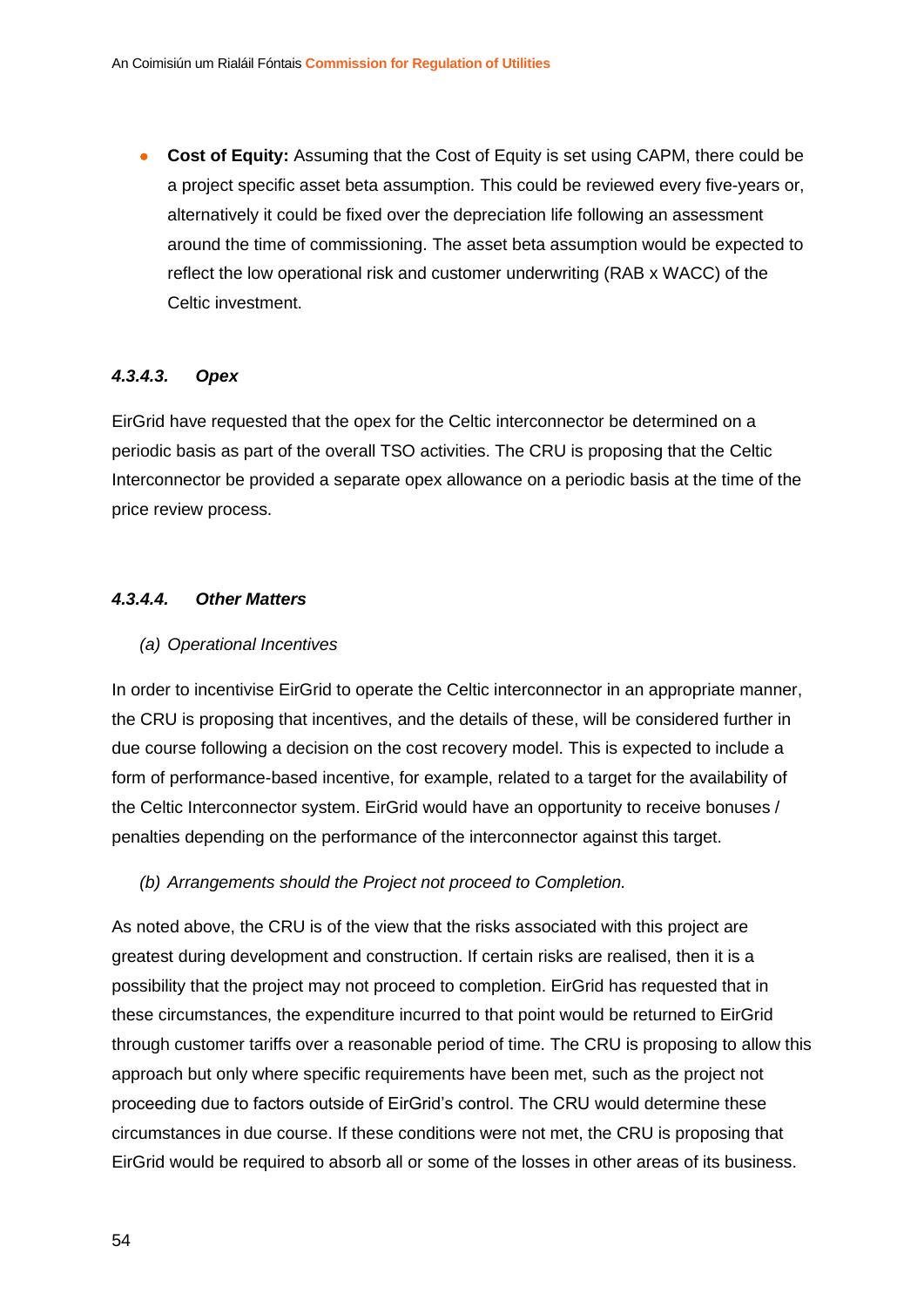- **Cost of Equity:** Assuming that the Cost of Equity is set using CAPM, there could be a project specific asset beta assumption. This could be reviewed every five-years or, alternatively it could be fixed over the depreciation life following an assessment around the time of commissioning. The asset beta assumption would be expected to reflect the low operational risk and customer underwriting (RAB x WACC) of the Celtic investment.

#### *4.3.4.3. Opex*

EirGrid have requested that the opex for the Celtic interconnector be determined on a periodic basis as part of the overall TSO activities. The CRU is proposing that the Celtic Interconnector be provided a separate opex allowance on a periodic basis at the time of the price review process.

#### *4.3.4.4. Other Matters*

*(a) Operational Incentives*

In order to incentivise EirGrid to operate the Celtic interconnector in an appropriate manner, the CRU is proposing that incentives, and the details of these, will be considered further in due course following a decision on the cost recovery model. This is expected to include a form of performance-based incentive, for example, related to a target for the availability of the Celtic Interconnector system. EirGrid would have an opportunity to receive bonuses / penalties depending on the performance of the interconnector against this target.

*(b) Arrangements should the Project not proceed to Completion.*

As noted above, the CRU is of the view that the risks associated with this project are greatest during development and construction. If certain risks are realised, then it is a possibility that the project may not proceed to completion. EirGrid has requested that in these circumstances, the expenditure incurred to that point would be returned to EirGrid through customer tariffs over a reasonable period of time. The CRU is proposing to allow this approach but only where specific requirements have been met, such as the project not proceeding due to factors outside of EirGrid's control. The CRU would determine these circumstances in due course. If these conditions were not met, the CRU is proposing that EirGrid would be required to absorb all or some of the losses in other areas of its business.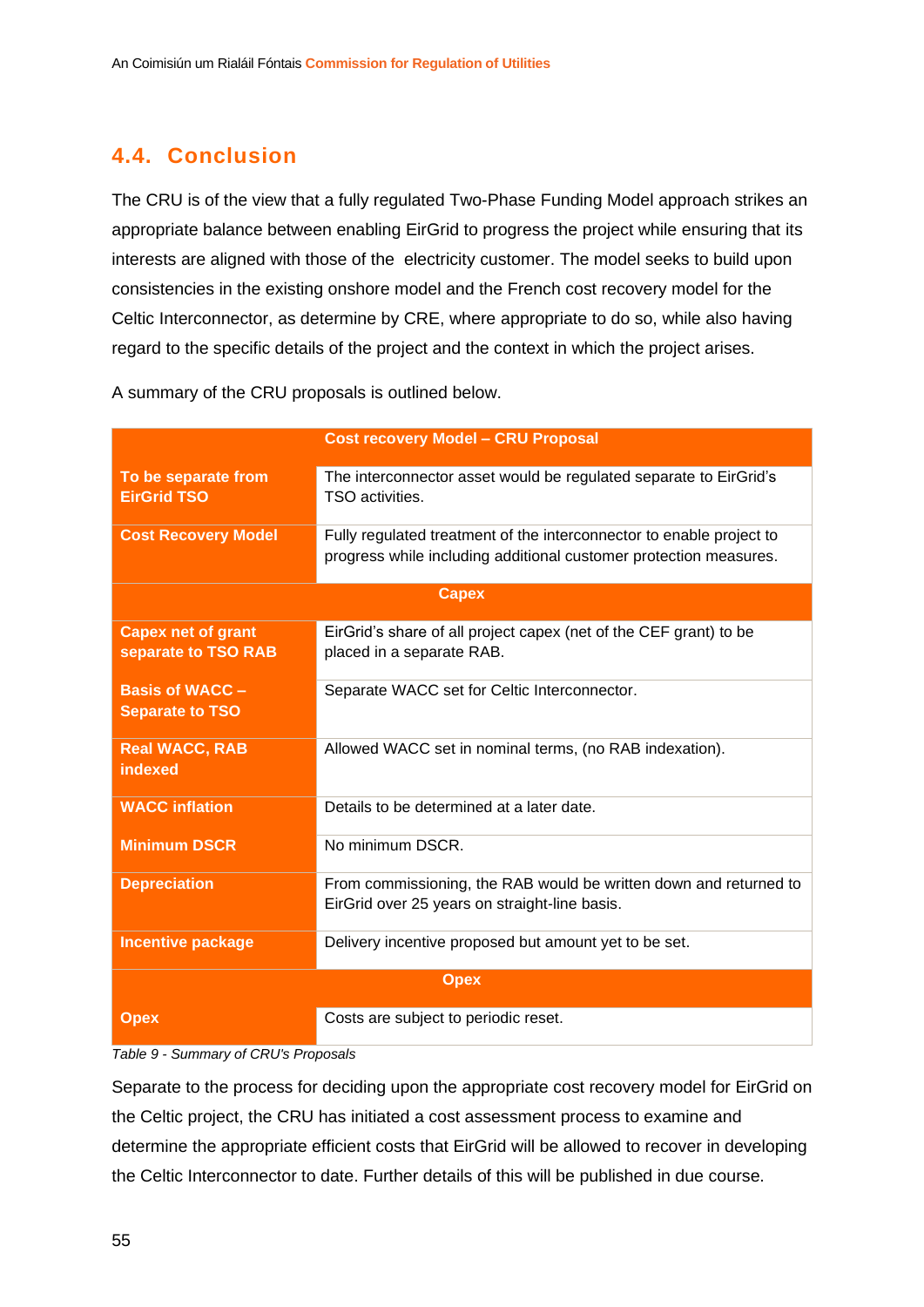## 4.4. Conclusion

The CRU is of the view that a fully regulated Two-Phase Funding Model approach strikes an appropriate balance between enabling EirGrid to progress the project while ensuring that its interests are aligned with those of the  electricity customer. The model seeks to build upon consistencies in the existing onshore model and the French cost recovery model for the Celtic Interconnector, as determine by CRE, where appropriate to do so, while also having regard to the specific details of the project and the context in which the project arises.

A summary of the CRU proposals is outlined below.

| | Cost recovery Model – CRU Proposal |
|---|---|
| **To be separate from EirGrid TSO** | The interconnector asset would be regulated separate to EirGrid's TSO activities. |
| **Cost Recovery Model** | Fully regulated treatment of the interconnector to enable project to progress while including additional customer protection measures. |
| | **Capex** |
| **Capex net of grant separate to TSO RAB** | EirGrid's share of all project capex (net of the CEF grant) to be placed in a separate RAB. |
| **Basis of WACC – Separate to TSO** | Separate WACC set for Celtic Interconnector. |
| **Real WACC, RAB indexed** | Allowed WACC set in nominal terms, (no RAB indexation). |
| **WACC inflation** | Details to be determined at a later date. |
| **Minimum DSCR** | No minimum DSCR. |
| **Depreciation** | From commissioning, the RAB would be written down and returned to EirGrid over 25 years on straight-line basis. |
| **Incentive package** | Delivery incentive proposed but amount yet to be set. |
| | **Opex** |
| **Opex** | Costs are subject to periodic reset. |

*Table 9 - Summary of CRU's Proposals*

Separate to the process for deciding upon the appropriate cost recovery model for EirGrid on the Celtic project, the CRU has initiated a cost assessment process to examine and determine the appropriate efficient costs that EirGrid will be allowed to recover in developing the Celtic Interconnector to date. Further details of this will be published in due course.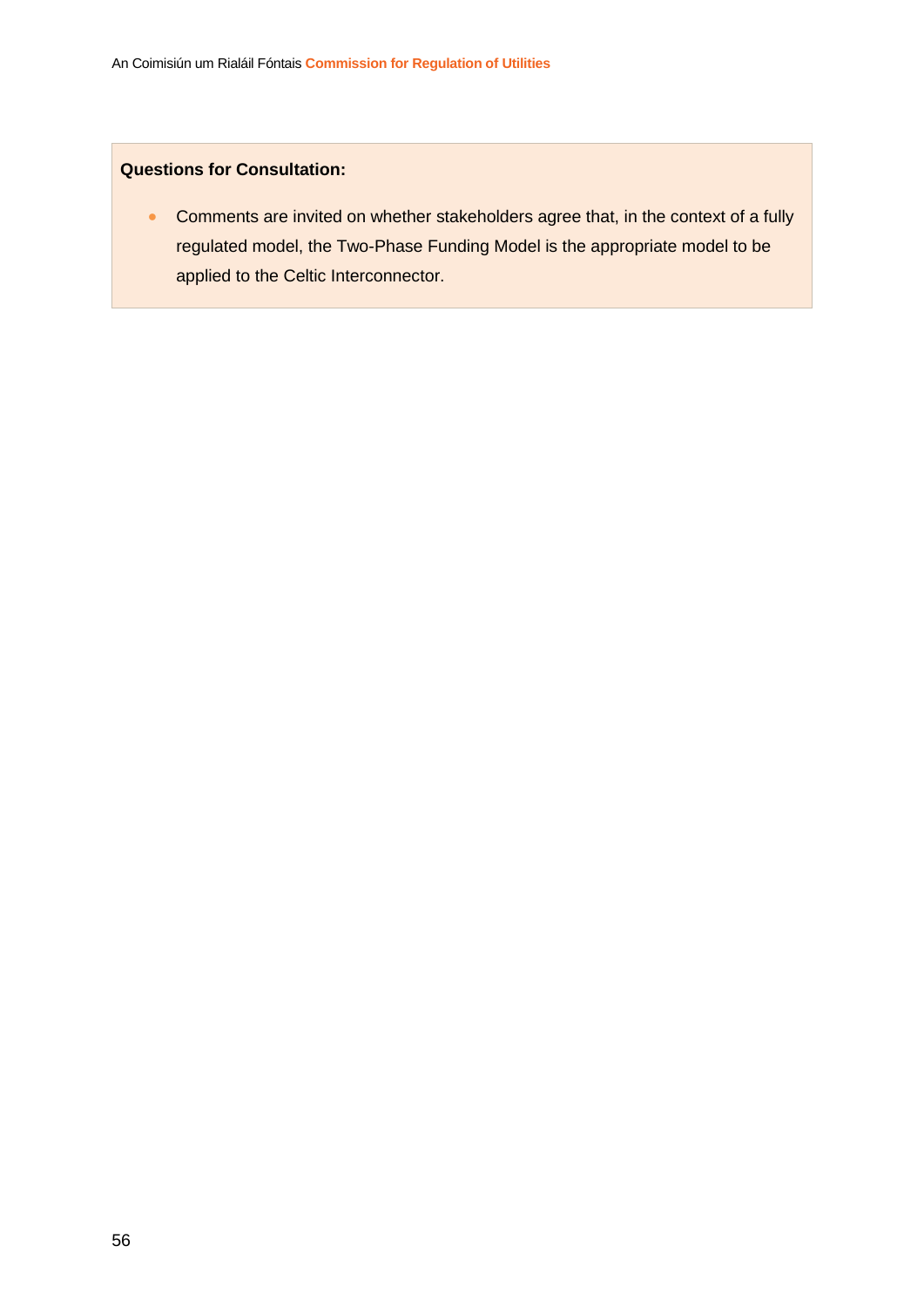**Questions for Consultation:**

- Comments are invited on whether stakeholders agree that, in the context of a fully regulated model, the Two-Phase Funding Model is the appropriate model to be applied to the Celtic Interconnector.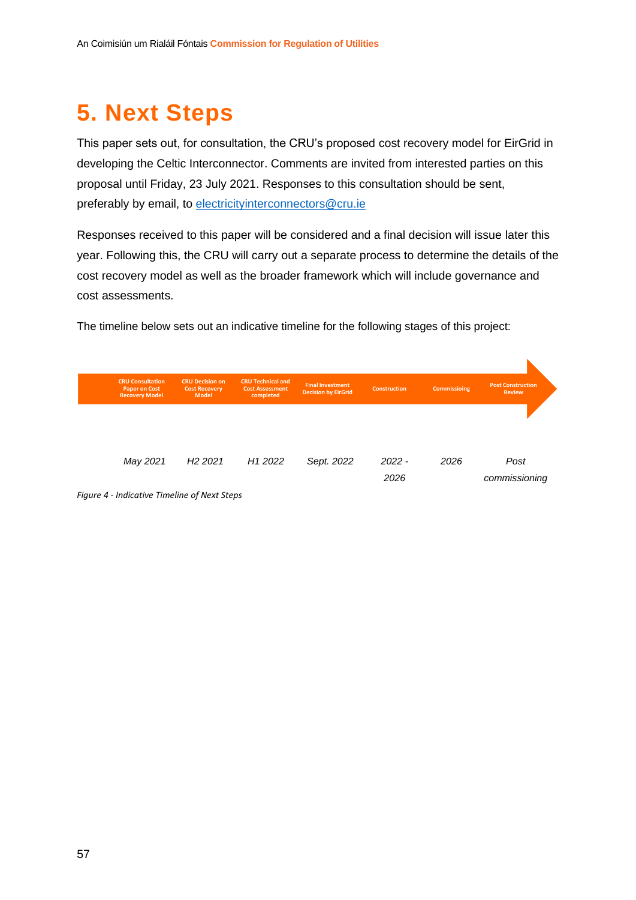# 5. Next Steps

This paper sets out, for consultation, the CRU's proposed cost recovery model for EirGrid in developing the Celtic Interconnector. Comments are invited from interested parties on this proposal until Friday, 23 July 2021. Responses to this consultation should be sent, preferably by email, to electricityinterconnectors@cru.ie

Responses received to this paper will be considered and a final decision will issue later this year. Following this, the CRU will carry out a separate process to determine the details of the cost recovery model as well as the broader framework which will include governance and cost assessments.

The timeline below sets out an indicative timeline for the following stages of this project:

| CRU Consultation Paper on Cost Recovery Model | CRU Decision on Cost Recovery Model | CRU Technical and Cost Assessment completed | Final Investment Decision by EirGrid | Construction | Commissioing | Post Construction Review |
|---|---|---|---|---|---|---|
| *May 2021* | *H2 2021* | *H1 2022* | *Sept. 2022* | *2022 - 2026* | *2026* | *Post commissioning* |

*Figure 4 - Indicative Timeline of Next Steps*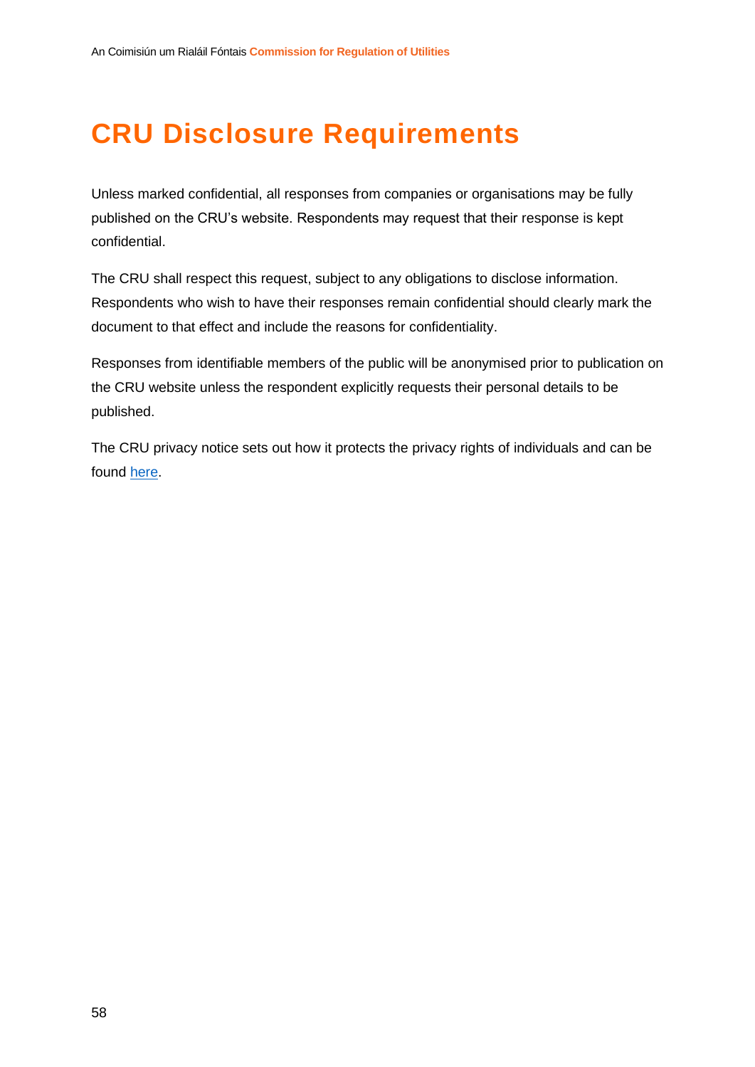# CRU Disclosure Requirements

Unless marked confidential, all responses from companies or organisations may be fully published on the CRU's website. Respondents may request that their response is kept confidential.

The CRU shall respect this request, subject to any obligations to disclose information. Respondents who wish to have their responses remain confidential should clearly mark the document to that effect and include the reasons for confidentiality.

Responses from identifiable members of the public will be anonymised prior to publication on the CRU website unless the respondent explicitly requests their personal details to be published.

The CRU privacy notice sets out how it protects the privacy rights of individuals and can be found here.